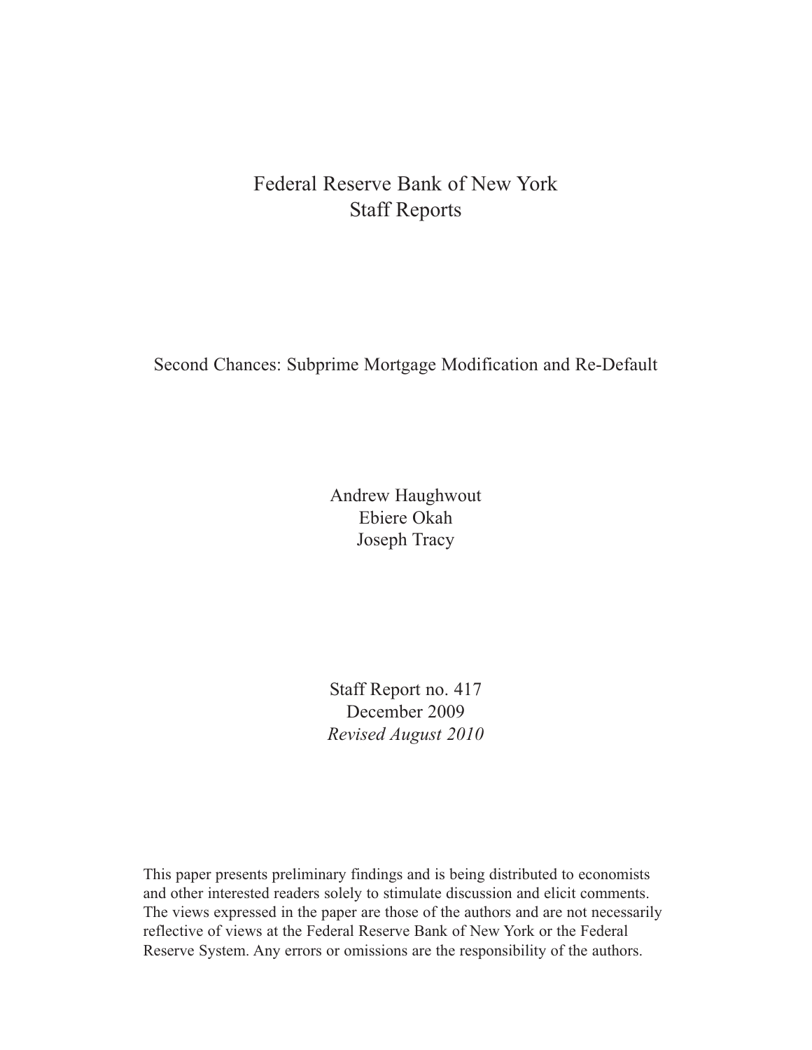Federal Reserve Bank of New York
Staff Reports

# Second Chances: Subprime Mortgage Modification and Re-Default

Andrew Haughwout
Ebiere Okah
Joseph Tracy

Staff Report no. 417
December 2009
*Revised August 2010*

This paper presents preliminary findings and is being distributed to economists and other interested readers solely to stimulate discussion and elicit comments. The views expressed in the paper are those of the authors and are not necessarily reflective of views at the Federal Reserve Bank of New York or the Federal Reserve System. Any errors or omissions are the responsibility of the authors.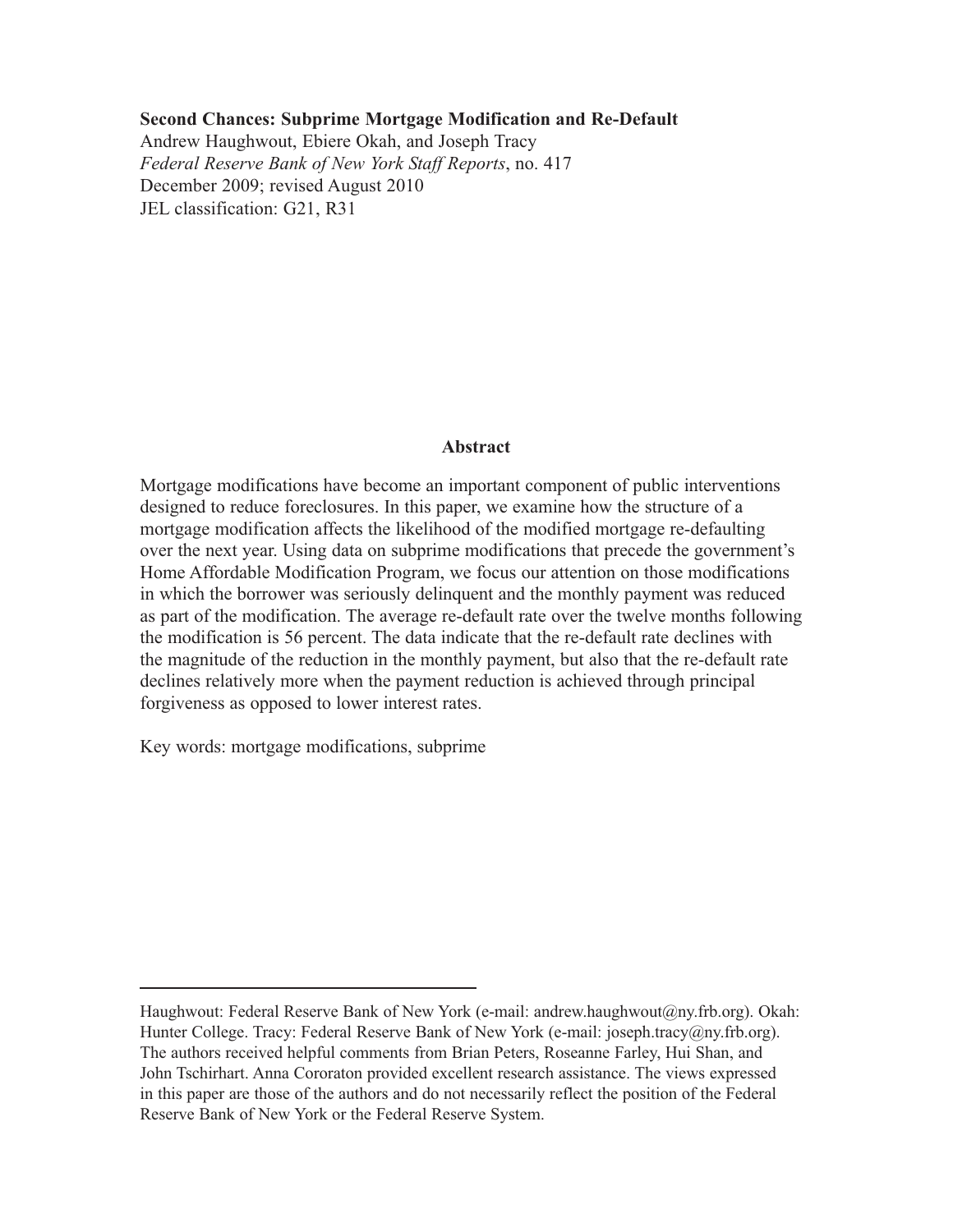**Second Chances: Subprime Mortgage Modification and Re-Default**
Andrew Haughwout, Ebiere Okah, and Joseph Tracy
*Federal Reserve Bank of New York Staff Reports*, no. 417
December 2009; revised August 2010
JEL classification: G21, R31

## Abstract

Mortgage modifications have become an important component of public interventions designed to reduce foreclosures. In this paper, we examine how the structure of a mortgage modification affects the likelihood of the modified mortgage re-defaulting over the next year. Using data on subprime modifications that precede the government's Home Affordable Modification Program, we focus our attention on those modifications in which the borrower was seriously delinquent and the monthly payment was reduced as part of the modification. The average re-default rate over the twelve months following the modification is 56 percent. The data indicate that the re-default rate declines with the magnitude of the reduction in the monthly payment, but also that the re-default rate declines relatively more when the payment reduction is achieved through principal forgiveness as opposed to lower interest rates.

Key words: mortgage modifications, subprime

---

Haughwout: Federal Reserve Bank of New York (e-mail: andrew.haughwout@ny.frb.org). Okah: Hunter College. Tracy: Federal Reserve Bank of New York (e-mail: joseph.tracy@ny.frb.org). The authors received helpful comments from Brian Peters, Roseanne Farley, Hui Shan, and John Tschirhart. Anna Cororaton provided excellent research assistance. The views expressed in this paper are those of the authors and do not necessarily reflect the position of the Federal Reserve Bank of New York or the Federal Reserve System.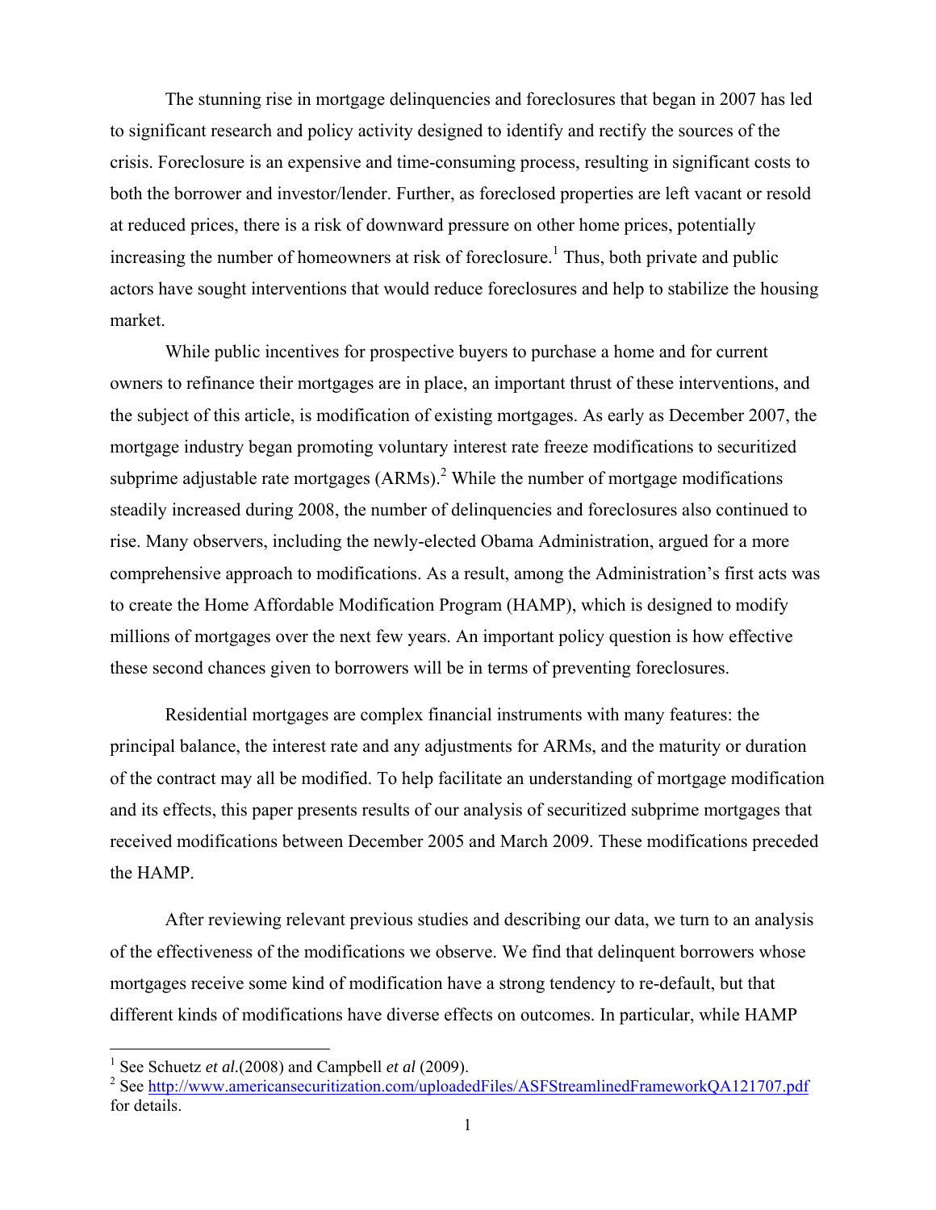The stunning rise in mortgage delinquencies and foreclosures that began in 2007 has led to significant research and policy activity designed to identify and rectify the sources of the crisis. Foreclosure is an expensive and time-consuming process, resulting in significant costs to both the borrower and investor/lender. Further, as foreclosed properties are left vacant or resold at reduced prices, there is a risk of downward pressure on other home prices, potentially increasing the number of homeowners at risk of foreclosure.[1] Thus, both private and public actors have sought interventions that would reduce foreclosures and help to stabilize the housing market.

While public incentives for prospective buyers to purchase a home and for current owners to refinance their mortgages are in place, an important thrust of these interventions, and the subject of this article, is modification of existing mortgages. As early as December 2007, the mortgage industry began promoting voluntary interest rate freeze modifications to securitized subprime adjustable rate mortgages (ARMs).[2] While the number of mortgage modifications steadily increased during 2008, the number of delinquencies and foreclosures also continued to rise. Many observers, including the newly-elected Obama Administration, argued for a more comprehensive approach to modifications. As a result, among the Administration's first acts was to create the Home Affordable Modification Program (HAMP), which is designed to modify millions of mortgages over the next few years. An important policy question is how effective these second chances given to borrowers will be in terms of preventing foreclosures.

Residential mortgages are complex financial instruments with many features: the principal balance, the interest rate and any adjustments for ARMs, and the maturity or duration of the contract may all be modified. To help facilitate an understanding of mortgage modification and its effects, this paper presents results of our analysis of securitized subprime mortgages that received modifications between December 2005 and March 2009. These modifications preceded the HAMP.

After reviewing relevant previous studies and describing our data, we turn to an analysis of the effectiveness of the modifications we observe. We find that delinquent borrowers whose mortgages receive some kind of modification have a strong tendency to re-default, but that different kinds of modifications have diverse effects on outcomes. In particular, while HAMP

---

[1] See Schuetz *et al.*(2008) and Campbell *et al* (2009).

[2] See http://www.americansecuritization.com/uploadedFiles/ASFStreamlinedFrameworkQA121707.pdf for details.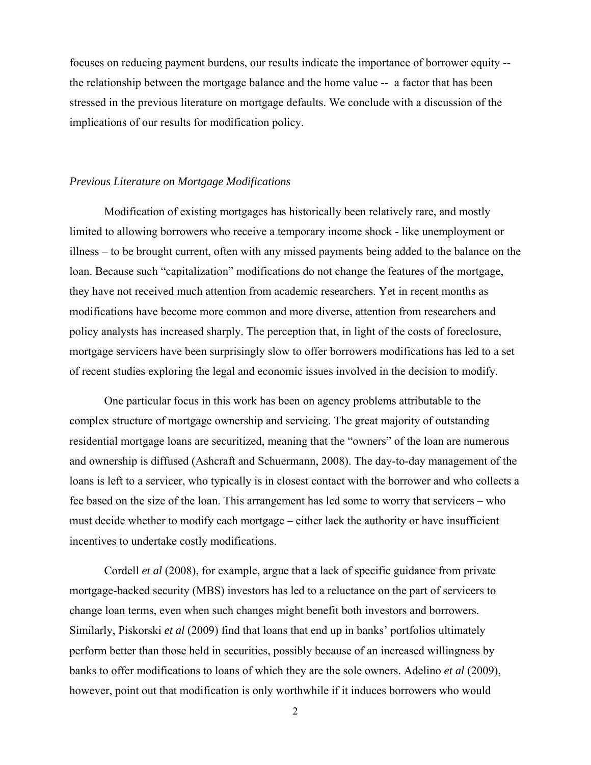focuses on reducing payment burdens, our results indicate the importance of borrower equity -- the relationship between the mortgage balance and the home value -- a factor that has been stressed in the previous literature on mortgage defaults. We conclude with a discussion of the implications of our results for modification policy.

### *Previous Literature on Mortgage Modifications*

Modification of existing mortgages has historically been relatively rare, and mostly limited to allowing borrowers who receive a temporary income shock - like unemployment or illness – to be brought current, often with any missed payments being added to the balance on the loan. Because such "capitalization" modifications do not change the features of the mortgage, they have not received much attention from academic researchers. Yet in recent months as modifications have become more common and more diverse, attention from researchers and policy analysts has increased sharply. The perception that, in light of the costs of foreclosure, mortgage servicers have been surprisingly slow to offer borrowers modifications has led to a set of recent studies exploring the legal and economic issues involved in the decision to modify.

One particular focus in this work has been on agency problems attributable to the complex structure of mortgage ownership and servicing. The great majority of outstanding residential mortgage loans are securitized, meaning that the "owners" of the loan are numerous and ownership is diffused (Ashcraft and Schuermann, 2008). The day-to-day management of the loans is left to a servicer, who typically is in closest contact with the borrower and who collects a fee based on the size of the loan. This arrangement has led some to worry that servicers – who must decide whether to modify each mortgage – either lack the authority or have insufficient incentives to undertake costly modifications.

Cordell *et al* (2008), for example, argue that a lack of specific guidance from private mortgage-backed security (MBS) investors has led to a reluctance on the part of servicers to change loan terms, even when such changes might benefit both investors and borrowers. Similarly, Piskorski *et al* (2009) find that loans that end up in banks' portfolios ultimately perform better than those held in securities, possibly because of an increased willingness by banks to offer modifications to loans of which they are the sole owners. Adelino *et al* (2009), however, point out that modification is only worthwhile if it induces borrowers who would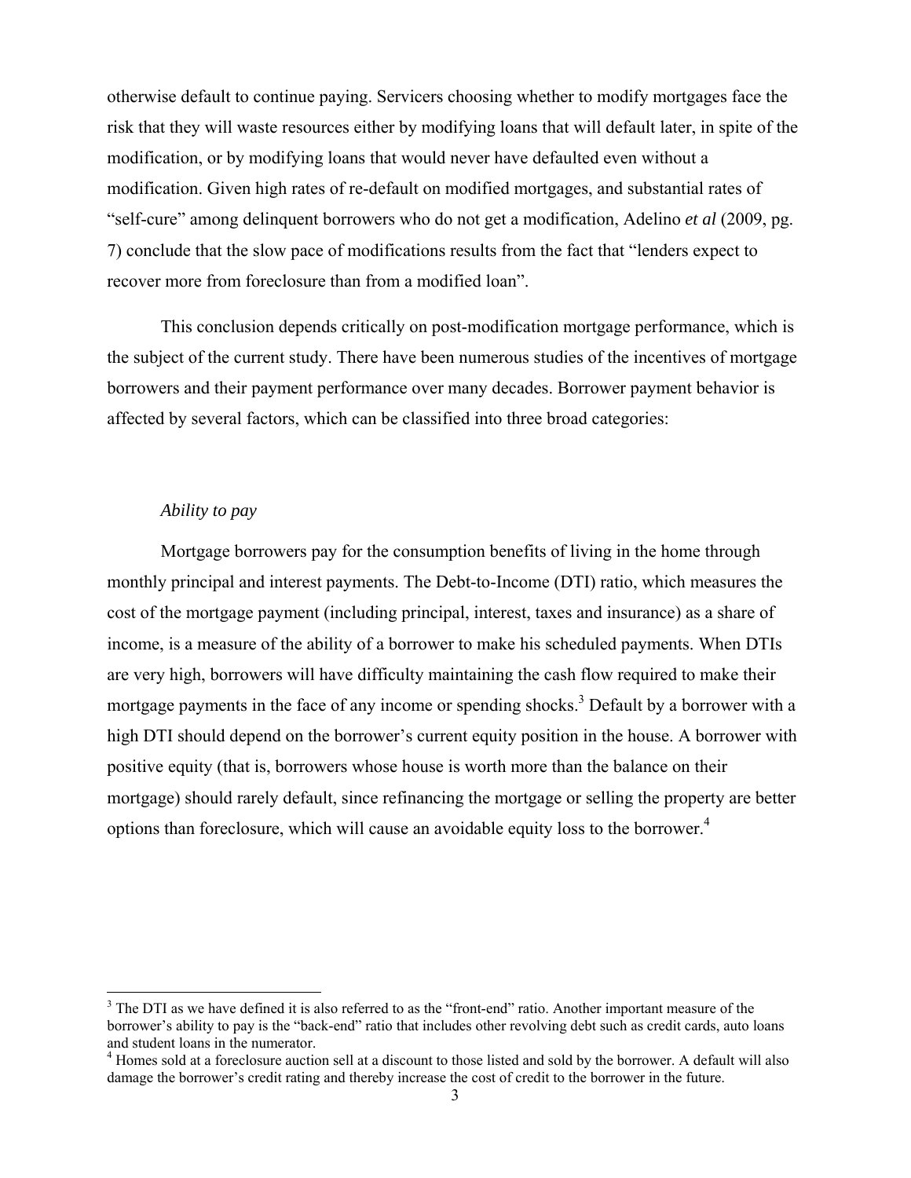otherwise default to continue paying. Servicers choosing whether to modify mortgages face the risk that they will waste resources either by modifying loans that will default later, in spite of the modification, or by modifying loans that would never have defaulted even without a modification. Given high rates of re-default on modified mortgages, and substantial rates of "self-cure" among delinquent borrowers who do not get a modification, Adelino *et al* (2009, pg. 7) conclude that the slow pace of modifications results from the fact that "lenders expect to recover more from foreclosure than from a modified loan".

This conclusion depends critically on post-modification mortgage performance, which is the subject of the current study. There have been numerous studies of the incentives of mortgage borrowers and their payment performance over many decades. Borrower payment behavior is affected by several factors, which can be classified into three broad categories:

*Ability to pay*

Mortgage borrowers pay for the consumption benefits of living in the home through monthly principal and interest payments. The Debt-to-Income (DTI) ratio, which measures the cost of the mortgage payment (including principal, interest, taxes and insurance) as a share of income, is a measure of the ability of a borrower to make his scheduled payments. When DTIs are very high, borrowers will have difficulty maintaining the cash flow required to make their mortgage payments in the face of any income or spending shocks.[3] Default by a borrower with a high DTI should depend on the borrower's current equity position in the house. A borrower with positive equity (that is, borrowers whose house is worth more than the balance on their mortgage) should rarely default, since refinancing the mortgage or selling the property are better options than foreclosure, which will cause an avoidable equity loss to the borrower.[4]

---

[3] The DTI as we have defined it is also referred to as the "front-end" ratio. Another important measure of the borrower's ability to pay is the "back-end" ratio that includes other revolving debt such as credit cards, auto loans and student loans in the numerator.

[4] Homes sold at a foreclosure auction sell at a discount to those listed and sold by the borrower. A default will also damage the borrower's credit rating and thereby increase the cost of credit to the borrower in the future.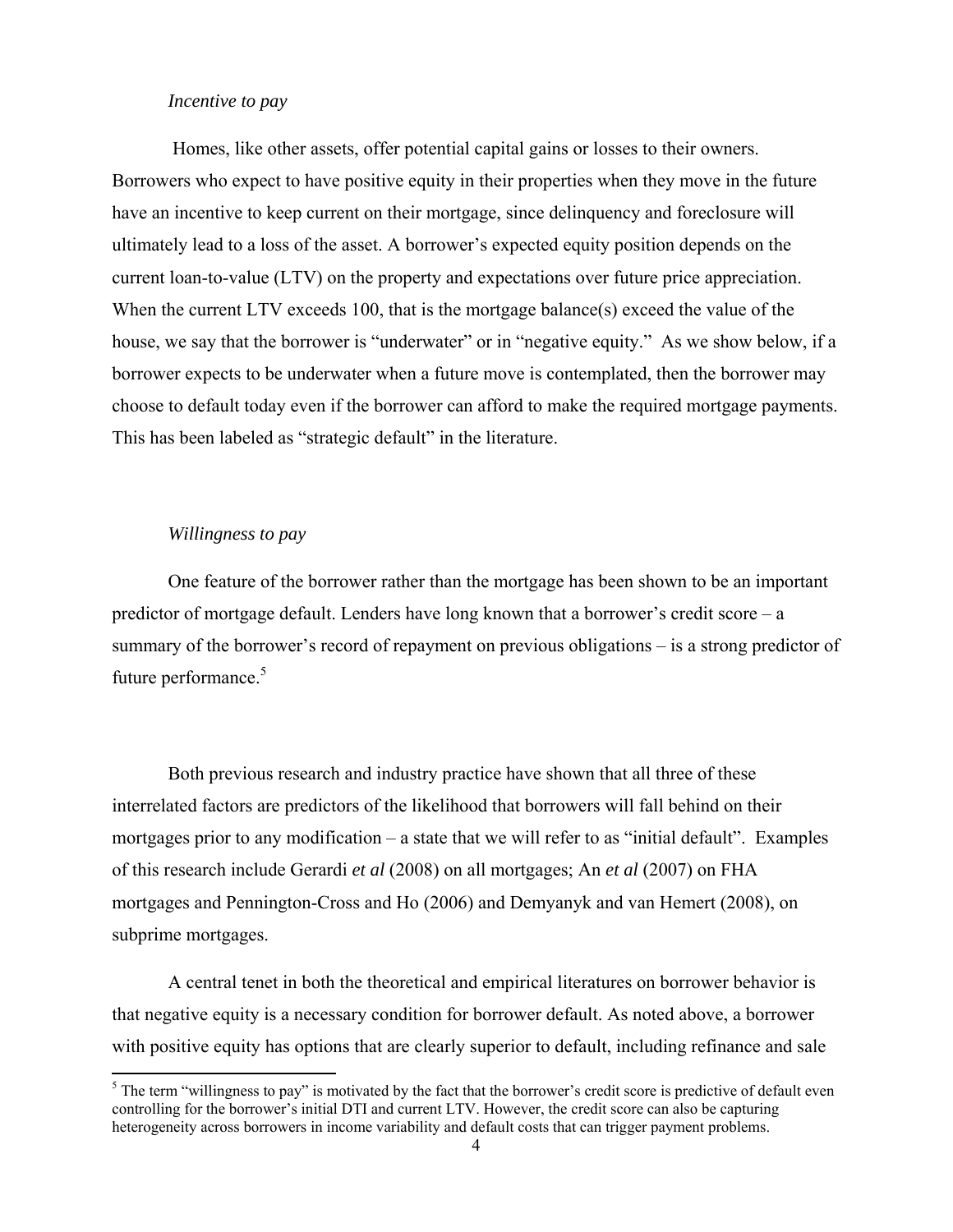*Incentive to pay*

Homes, like other assets, offer potential capital gains or losses to their owners. Borrowers who expect to have positive equity in their properties when they move in the future have an incentive to keep current on their mortgage, since delinquency and foreclosure will ultimately lead to a loss of the asset. A borrower's expected equity position depends on the current loan-to-value (LTV) on the property and expectations over future price appreciation. When the current LTV exceeds 100, that is the mortgage balance(s) exceed the value of the house, we say that the borrower is "underwater" or in "negative equity." As we show below, if a borrower expects to be underwater when a future move is contemplated, then the borrower may choose to default today even if the borrower can afford to make the required mortgage payments. This has been labeled as "strategic default" in the literature.

*Willingness to pay*

One feature of the borrower rather than the mortgage has been shown to be an important predictor of mortgage default. Lenders have long known that a borrower's credit score – a summary of the borrower's record of repayment on previous obligations – is a strong predictor of future performance.[5]

Both previous research and industry practice have shown that all three of these interrelated factors are predictors of the likelihood that borrowers will fall behind on their mortgages prior to any modification – a state that we will refer to as "initial default". Examples of this research include Gerardi *et al* (2008) on all mortgages; An *et al* (2007) on FHA mortgages and Pennington-Cross and Ho (2006) and Demyanyk and van Hemert (2008), on subprime mortgages.

A central tenet in both the theoretical and empirical literatures on borrower behavior is that negative equity is a necessary condition for borrower default. As noted above, a borrower with positive equity has options that are clearly superior to default, including refinance and sale

[5] The term "willingness to pay" is motivated by the fact that the borrower's credit score is predictive of default even controlling for the borrower's initial DTI and current LTV. However, the credit score can also be capturing heterogeneity across borrowers in income variability and default costs that can trigger payment problems.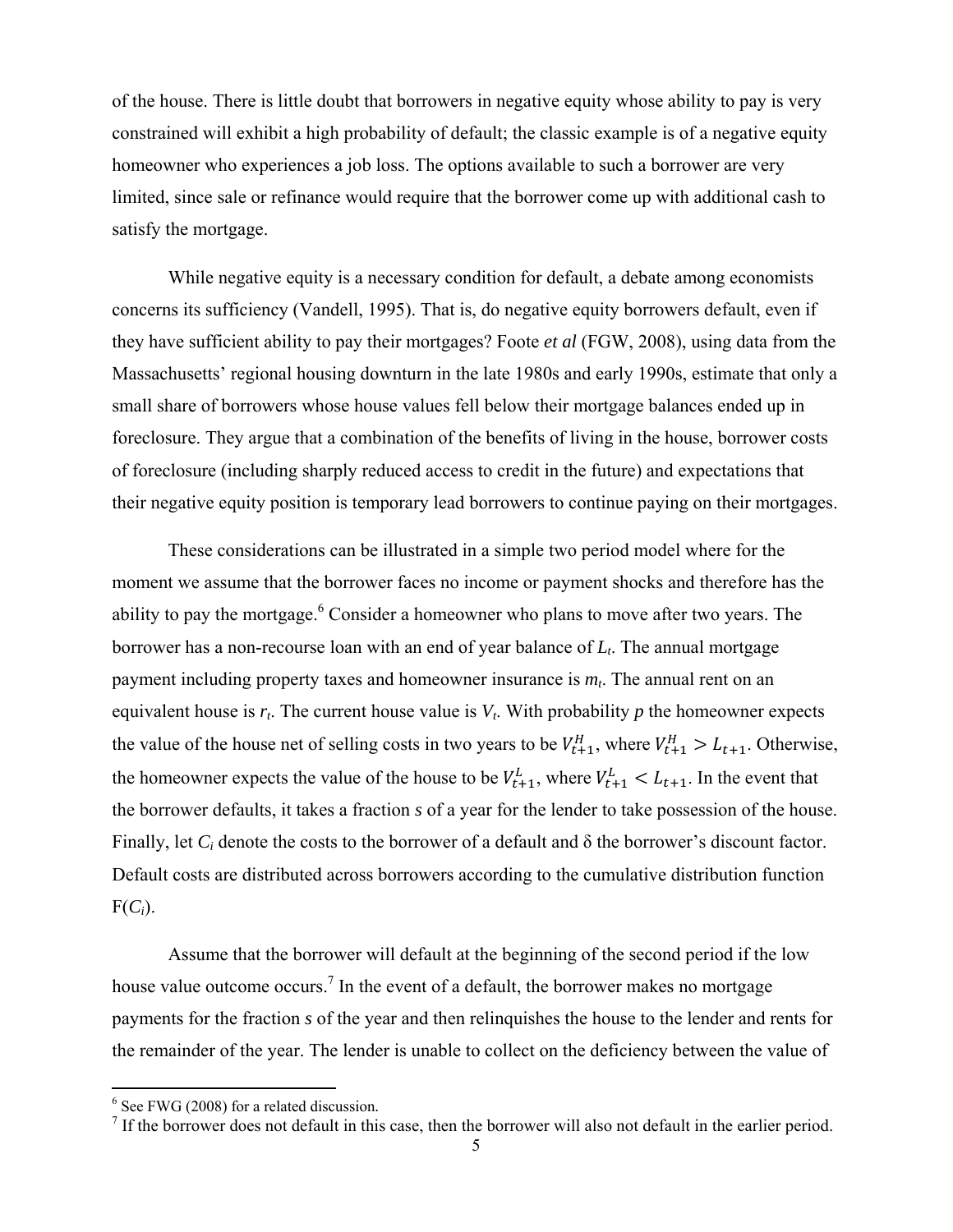of the house. There is little doubt that borrowers in negative equity whose ability to pay is very constrained will exhibit a high probability of default; the classic example is of a negative equity homeowner who experiences a job loss. The options available to such a borrower are very limited, since sale or refinance would require that the borrower come up with additional cash to satisfy the mortgage.

While negative equity is a necessary condition for default, a debate among economists concerns its sufficiency (Vandell, 1995). That is, do negative equity borrowers default, even if they have sufficient ability to pay their mortgages? Foote *et al* (FGW, 2008), using data from the Massachusetts' regional housing downturn in the late 1980s and early 1990s, estimate that only a small share of borrowers whose house values fell below their mortgage balances ended up in foreclosure. They argue that a combination of the benefits of living in the house, borrower costs of foreclosure (including sharply reduced access to credit in the future) and expectations that their negative equity position is temporary lead borrowers to continue paying on their mortgages.

These considerations can be illustrated in a simple two period model where for the moment we assume that the borrower faces no income or payment shocks and therefore has the ability to pay the mortgage.[6] Consider a homeowner who plans to move after two years. The borrower has a non-recourse loan with an end of year balance of $L_t$. The annual mortgage payment including property taxes and homeowner insurance is $m_t$. The annual rent on an equivalent house is $r_t$. The current house value is $V_t$. With probability $p$ the homeowner expects the value of the house net of selling costs in two years to be $V_{t+1}^H$, where $V_{t+1}^H > L_{t+1}$. Otherwise, the homeowner expects the value of the house to be $V_{t+1}^L$, where $V_{t+1}^L < L_{t+1}$. In the event that the borrower defaults, it takes a fraction $s$ of a year for the lender to take possession of the house. Finally, let $C_i$ denote the costs to the borrower of a default and δ the borrower's discount factor. Default costs are distributed across borrowers according to the cumulative distribution function $F(C_i)$.

Assume that the borrower will default at the beginning of the second period if the low house value outcome occurs.[7] In the event of a default, the borrower makes no mortgage payments for the fraction $s$ of the year and then relinquishes the house to the lender and rents for the remainder of the year. The lender is unable to collect on the deficiency between the value of

[6] See FWG (2008) for a related discussion.

[7] If the borrower does not default in this case, then the borrower will also not default in the earlier period.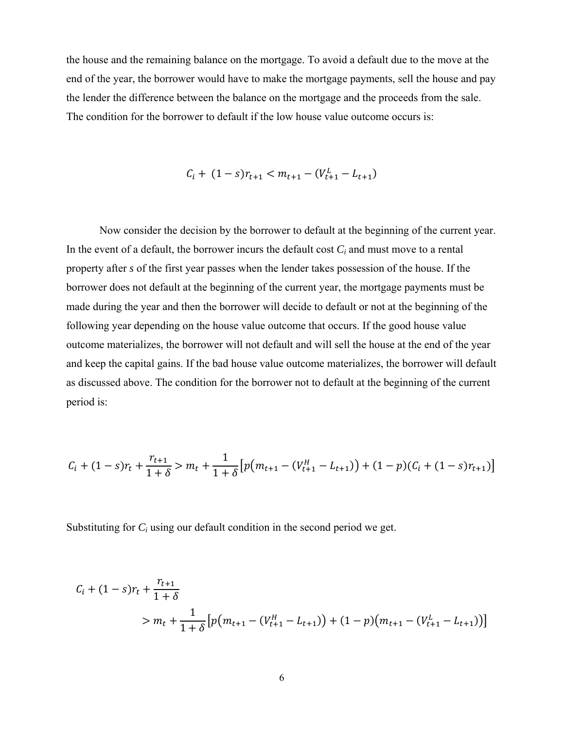the house and the remaining balance on the mortgage. To avoid a default due to the move at the end of the year, the borrower would have to make the mortgage payments, sell the house and pay the lender the difference between the balance on the mortgage and the proceeds from the sale. The condition for the borrower to default if the low house value outcome occurs is:

$$C_i + (1-s)r_{t+1} < m_{t+1} - (V_{t+1}^L - L_{t+1})$$

Now consider the decision by the borrower to default at the beginning of the current year. In the event of a default, the borrower incurs the default cost $C_i$ and must move to a rental property after $s$ of the first year passes when the lender takes possession of the house. If the borrower does not default at the beginning of the current year, the mortgage payments must be made during the year and then the borrower will decide to default or not at the beginning of the following year depending on the house value outcome that occurs. If the good house value outcome materializes, the borrower will not default and will sell the house at the end of the year and keep the capital gains. If the bad house value outcome materializes, the borrower will default as discussed above. The condition for the borrower not to default at the beginning of the current period is:

$$C_i + (1-s)r_t + \frac{r_{t+1}}{1+\delta} > m_t + \frac{1}{1+\delta}\left[p\left(m_{t+1} - (V_{t+1}^H - L_{t+1})\right) + (1-p)\left(C_i + (1-s)r_{t+1}\right)\right]$$

Substituting for $C_i$ using our default condition in the second period we get.

$$C_i + (1-s)r_t + \frac{r_{t+1}}{1+\delta} > m_t + \frac{1}{1+\delta}\left[p\left(m_{t+1} - (V_{t+1}^H - L_{t+1})\right) + (1-p)\left(m_{t+1} - (V_{t+1}^L - L_{t+1})\right)\right]$$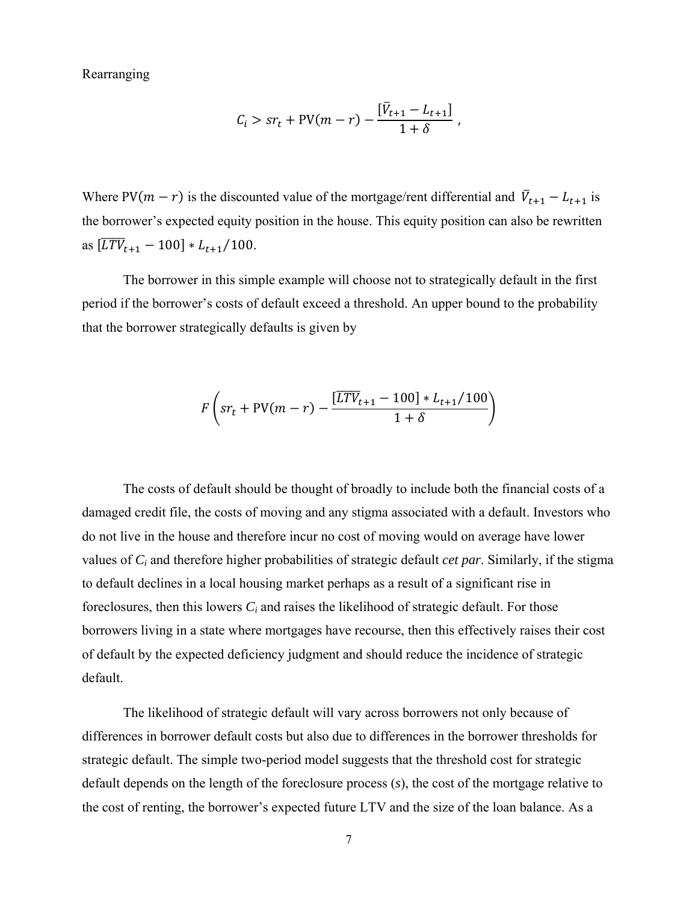Rearranging

$$C_i > sr_t + \text{PV}(m - r) - \frac{[\bar{V}_{t+1} - L_{t+1}]}{1 + \delta} \ ,$$

Where $\text{PV}(m - r)$ is the discounted value of the mortgage/rent differential and $\bar{V}_{t+1} - L_{t+1}$ is the borrower's expected equity position in the house. This equity position can also be rewritten as $[\overline{LTV}_{t+1} - 100] * L_{t+1}/100$.

The borrower in this simple example will choose not to strategically default in the first period if the borrower's costs of default exceed a threshold. An upper bound to the probability that the borrower strategically defaults is given by

$$F\left(sr_t + \text{PV}(m - r) - \frac{[\overline{LTV}_{t+1} - 100] * L_{t+1}/100}{1 + \delta}\right)$$

The costs of default should be thought of broadly to include both the financial costs of a damaged credit file, the costs of moving and any stigma associated with a default. Investors who do not live in the house and therefore incur no cost of moving would on average have lower values of $C_i$ and therefore higher probabilities of strategic default *cet par*. Similarly, if the stigma to default declines in a local housing market perhaps as a result of a significant rise in foreclosures, then this lowers $C_i$ and raises the likelihood of strategic default. For those borrowers living in a state where mortgages have recourse, then this effectively raises their cost of default by the expected deficiency judgment and should reduce the incidence of strategic default.

The likelihood of strategic default will vary across borrowers not only because of differences in borrower default costs but also due to differences in the borrower thresholds for strategic default. The simple two-period model suggests that the threshold cost for strategic default depends on the length of the foreclosure process ($s$), the cost of the mortgage relative to the cost of renting, the borrower's expected future LTV and the size of the loan balance. As a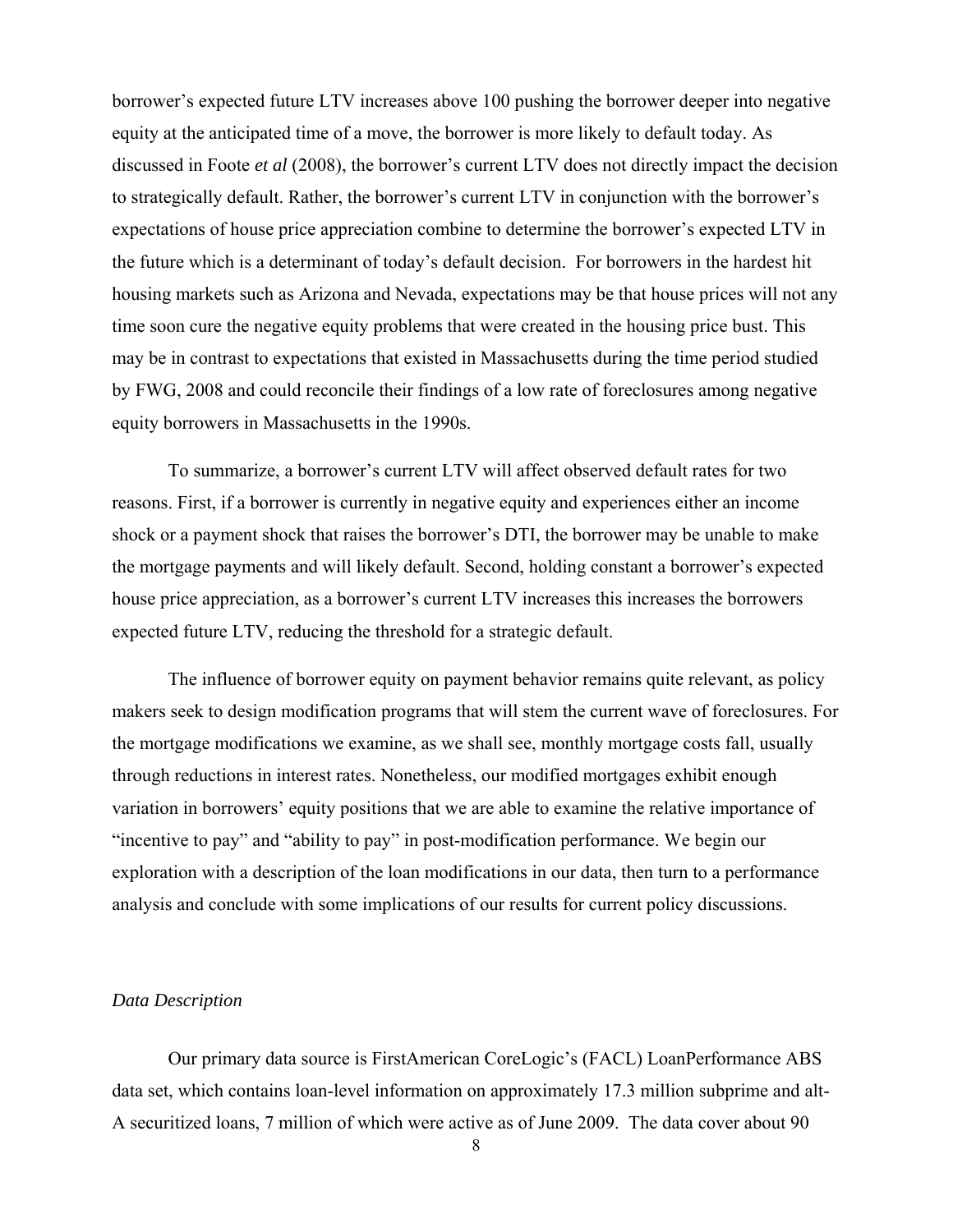borrower's expected future LTV increases above 100 pushing the borrower deeper into negative equity at the anticipated time of a move, the borrower is more likely to default today. As discussed in Foote *et al* (2008), the borrower's current LTV does not directly impact the decision to strategically default. Rather, the borrower's current LTV in conjunction with the borrower's expectations of house price appreciation combine to determine the borrower's expected LTV in the future which is a determinant of today's default decision. For borrowers in the hardest hit housing markets such as Arizona and Nevada, expectations may be that house prices will not any time soon cure the negative equity problems that were created in the housing price bust. This may be in contrast to expectations that existed in Massachusetts during the time period studied by FWG, 2008 and could reconcile their findings of a low rate of foreclosures among negative equity borrowers in Massachusetts in the 1990s.

To summarize, a borrower's current LTV will affect observed default rates for two reasons. First, if a borrower is currently in negative equity and experiences either an income shock or a payment shock that raises the borrower's DTI, the borrower may be unable to make the mortgage payments and will likely default. Second, holding constant a borrower's expected house price appreciation, as a borrower's current LTV increases this increases the borrowers expected future LTV, reducing the threshold for a strategic default.

The influence of borrower equity on payment behavior remains quite relevant, as policy makers seek to design modification programs that will stem the current wave of foreclosures. For the mortgage modifications we examine, as we shall see, monthly mortgage costs fall, usually through reductions in interest rates. Nonetheless, our modified mortgages exhibit enough variation in borrowers' equity positions that we are able to examine the relative importance of "incentive to pay" and "ability to pay" in post-modification performance. We begin our exploration with a description of the loan modifications in our data, then turn to a performance analysis and conclude with some implications of our results for current policy discussions.

*Data Description*

Our primary data source is FirstAmerican CoreLogic's (FACL) LoanPerformance ABS data set, which contains loan-level information on approximately 17.3 million subprime and alt-A securitized loans, 7 million of which were active as of June 2009. The data cover about 90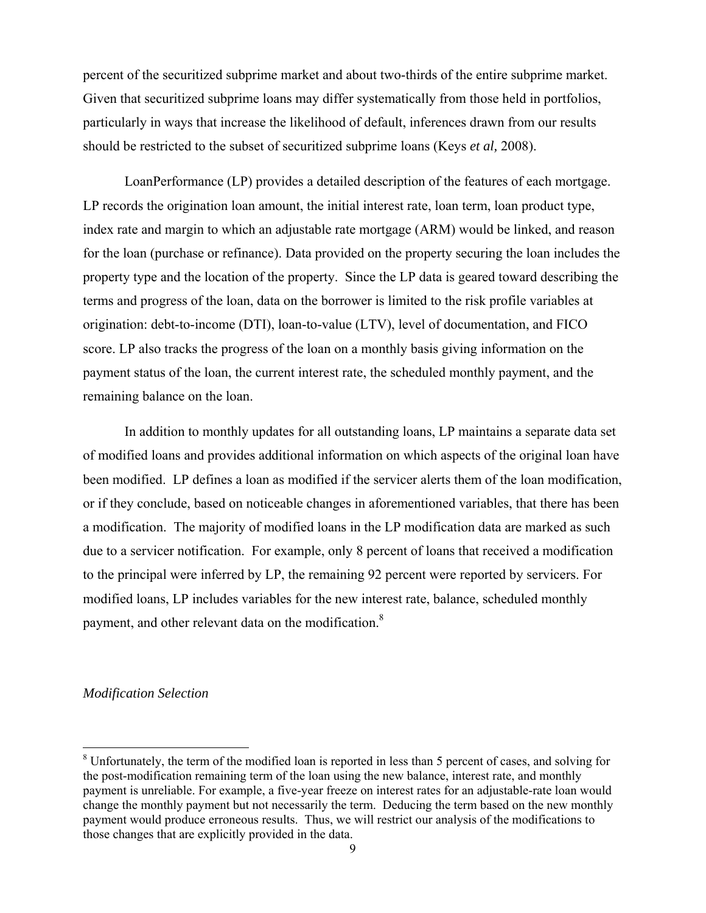percent of the securitized subprime market and about two-thirds of the entire subprime market. Given that securitized subprime loans may differ systematically from those held in portfolios, particularly in ways that increase the likelihood of default, inferences drawn from our results should be restricted to the subset of securitized subprime loans (Keys *et al,* 2008).

LoanPerformance (LP) provides a detailed description of the features of each mortgage. LP records the origination loan amount, the initial interest rate, loan term, loan product type, index rate and margin to which an adjustable rate mortgage (ARM) would be linked, and reason for the loan (purchase or refinance). Data provided on the property securing the loan includes the property type and the location of the property. Since the LP data is geared toward describing the terms and progress of the loan, data on the borrower is limited to the risk profile variables at origination: debt-to-income (DTI), loan-to-value (LTV), level of documentation, and FICO score. LP also tracks the progress of the loan on a monthly basis giving information on the payment status of the loan, the current interest rate, the scheduled monthly payment, and the remaining balance on the loan.

In addition to monthly updates for all outstanding loans, LP maintains a separate data set of modified loans and provides additional information on which aspects of the original loan have been modified. LP defines a loan as modified if the servicer alerts them of the loan modification, or if they conclude, based on noticeable changes in aforementioned variables, that there has been a modification. The majority of modified loans in the LP modification data are marked as such due to a servicer notification. For example, only 8 percent of loans that received a modification to the principal were inferred by LP, the remaining 92 percent were reported by servicers. For modified loans, LP includes variables for the new interest rate, balance, scheduled monthly payment, and other relevant data on the modification.[8]

*Modification Selection*

[8] Unfortunately, the term of the modified loan is reported in less than 5 percent of cases, and solving for the post-modification remaining term of the loan using the new balance, interest rate, and monthly payment is unreliable. For example, a five-year freeze on interest rates for an adjustable-rate loan would change the monthly payment but not necessarily the term. Deducing the term based on the new monthly payment would produce erroneous results. Thus, we will restrict our analysis of the modifications to those changes that are explicitly provided in the data.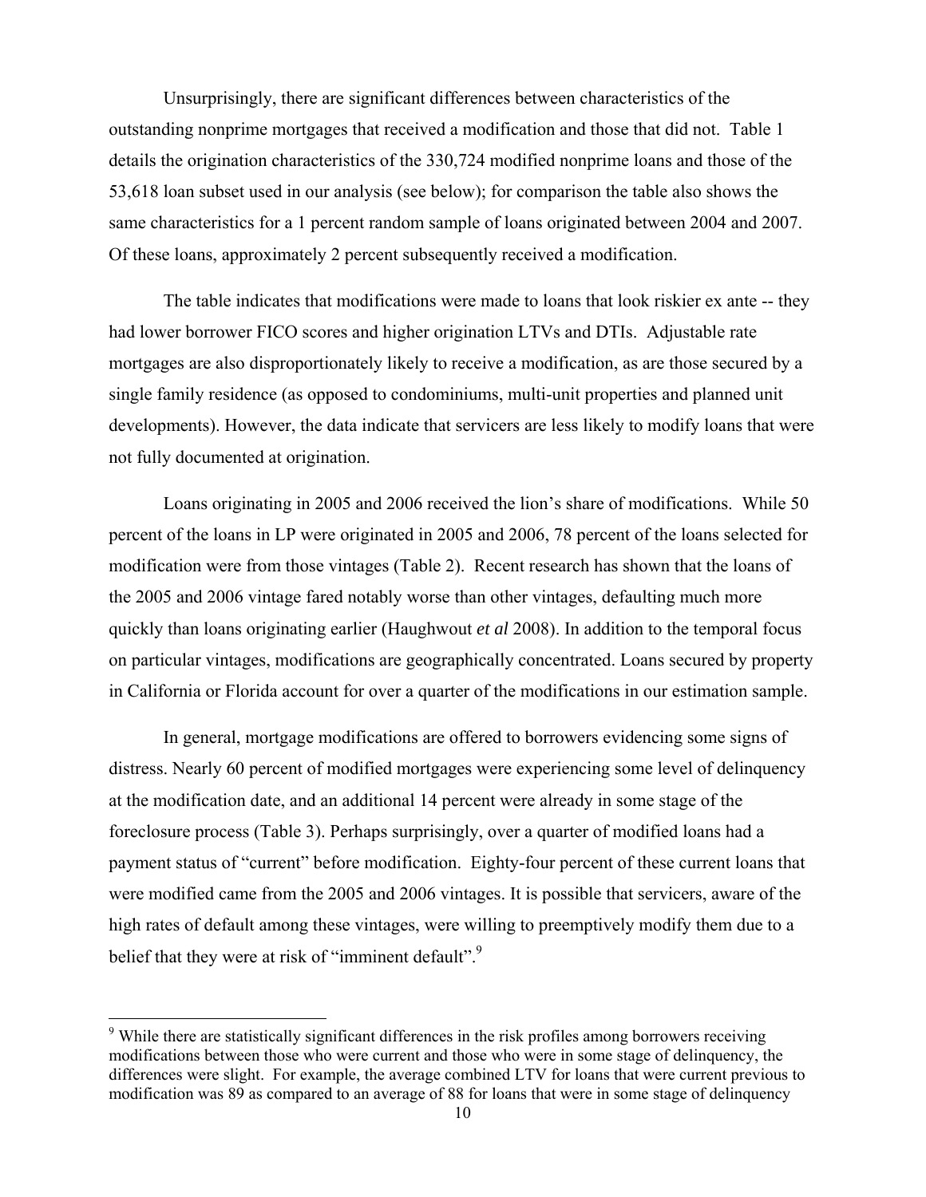Unsurprisingly, there are significant differences between characteristics of the outstanding nonprime mortgages that received a modification and those that did not. Table 1 details the origination characteristics of the 330,724 modified nonprime loans and those of the 53,618 loan subset used in our analysis (see below); for comparison the table also shows the same characteristics for a 1 percent random sample of loans originated between 2004 and 2007. Of these loans, approximately 2 percent subsequently received a modification.

The table indicates that modifications were made to loans that look riskier ex ante -- they had lower borrower FICO scores and higher origination LTVs and DTIs. Adjustable rate mortgages are also disproportionately likely to receive a modification, as are those secured by a single family residence (as opposed to condominiums, multi-unit properties and planned unit developments). However, the data indicate that servicers are less likely to modify loans that were not fully documented at origination.

Loans originating in 2005 and 2006 received the lion's share of modifications. While 50 percent of the loans in LP were originated in 2005 and 2006, 78 percent of the loans selected for modification were from those vintages (Table 2). Recent research has shown that the loans of the 2005 and 2006 vintage fared notably worse than other vintages, defaulting much more quickly than loans originating earlier (Haughwout *et al* 2008). In addition to the temporal focus on particular vintages, modifications are geographically concentrated. Loans secured by property in California or Florida account for over a quarter of the modifications in our estimation sample.

In general, mortgage modifications are offered to borrowers evidencing some signs of distress. Nearly 60 percent of modified mortgages were experiencing some level of delinquency at the modification date, and an additional 14 percent were already in some stage of the foreclosure process (Table 3). Perhaps surprisingly, over a quarter of modified loans had a payment status of "current" before modification. Eighty-four percent of these current loans that were modified came from the 2005 and 2006 vintages. It is possible that servicers, aware of the high rates of default among these vintages, were willing to preemptively modify them due to a belief that they were at risk of "imminent default".[9]

---

[9] While there are statistically significant differences in the risk profiles among borrowers receiving modifications between those who were current and those who were in some stage of delinquency, the differences were slight. For example, the average combined LTV for loans that were current previous to modification was 89 as compared to an average of 88 for loans that were in some stage of delinquency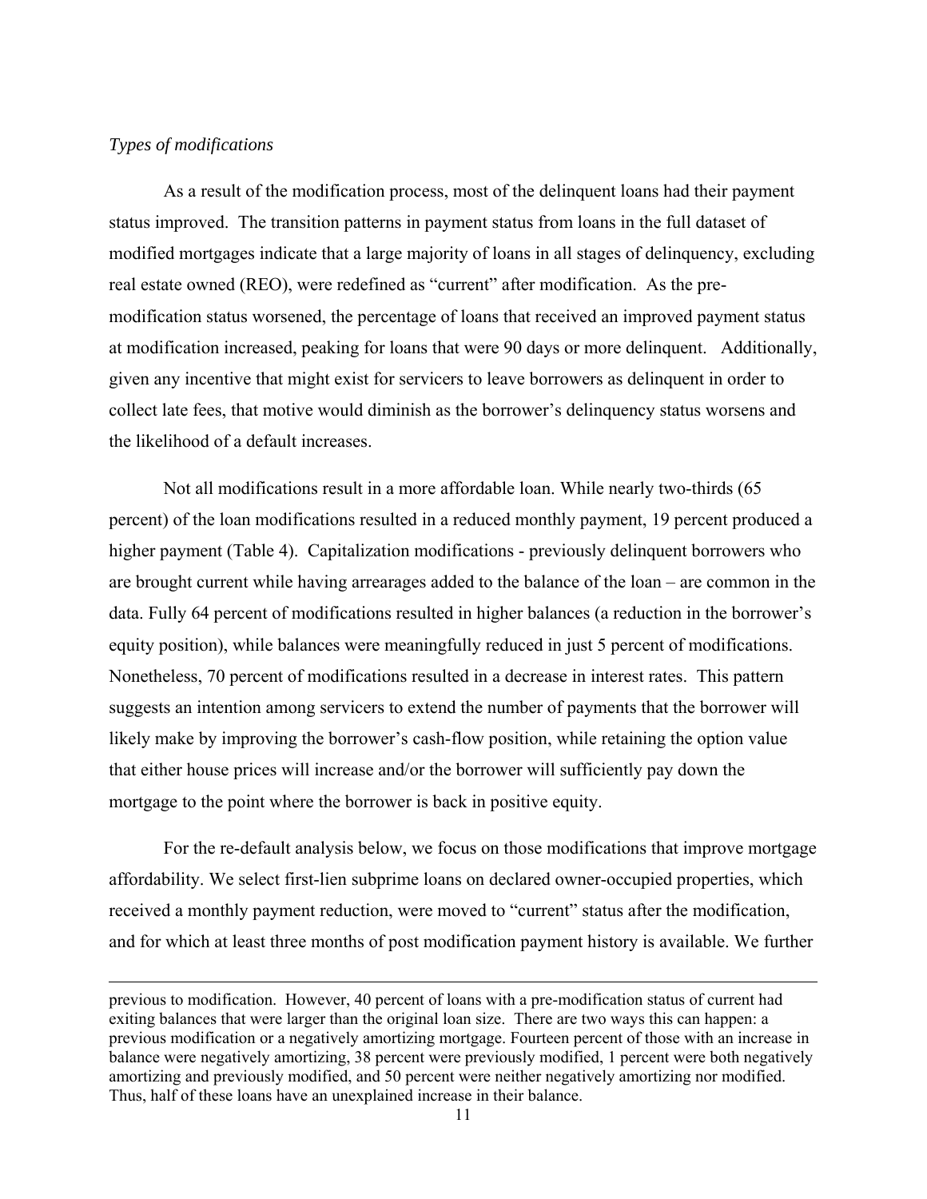*Types of modifications*

As a result of the modification process, most of the delinquent loans had their payment status improved. The transition patterns in payment status from loans in the full dataset of modified mortgages indicate that a large majority of loans in all stages of delinquency, excluding real estate owned (REO), were redefined as "current" after modification. As the pre-modification status worsened, the percentage of loans that received an improved payment status at modification increased, peaking for loans that were 90 days or more delinquent. Additionally, given any incentive that might exist for servicers to leave borrowers as delinquent in order to collect late fees, that motive would diminish as the borrower's delinquency status worsens and the likelihood of a default increases.

Not all modifications result in a more affordable loan. While nearly two-thirds (65 percent) of the loan modifications resulted in a reduced monthly payment, 19 percent produced a higher payment (Table 4). Capitalization modifications - previously delinquent borrowers who are brought current while having arrearages added to the balance of the loan – are common in the data. Fully 64 percent of modifications resulted in higher balances (a reduction in the borrower's equity position), while balances were meaningfully reduced in just 5 percent of modifications. Nonetheless, 70 percent of modifications resulted in a decrease in interest rates. This pattern suggests an intention among servicers to extend the number of payments that the borrower will likely make by improving the borrower's cash-flow position, while retaining the option value that either house prices will increase and/or the borrower will sufficiently pay down the mortgage to the point where the borrower is back in positive equity.

For the re-default analysis below, we focus on those modifications that improve mortgage affordability. We select first-lien subprime loans on declared owner-occupied properties, which received a monthly payment reduction, were moved to "current" status after the modification, and for which at least three months of post modification payment history is available. We further

---

previous to modification. However, 40 percent of loans with a pre-modification status of current had exiting balances that were larger than the original loan size. There are two ways this can happen: a previous modification or a negatively amortizing mortgage. Fourteen percent of those with an increase in balance were negatively amortizing, 38 percent were previously modified, 1 percent were both negatively amortizing and previously modified, and 50 percent were neither negatively amortizing nor modified. Thus, half of these loans have an unexplained increase in their balance.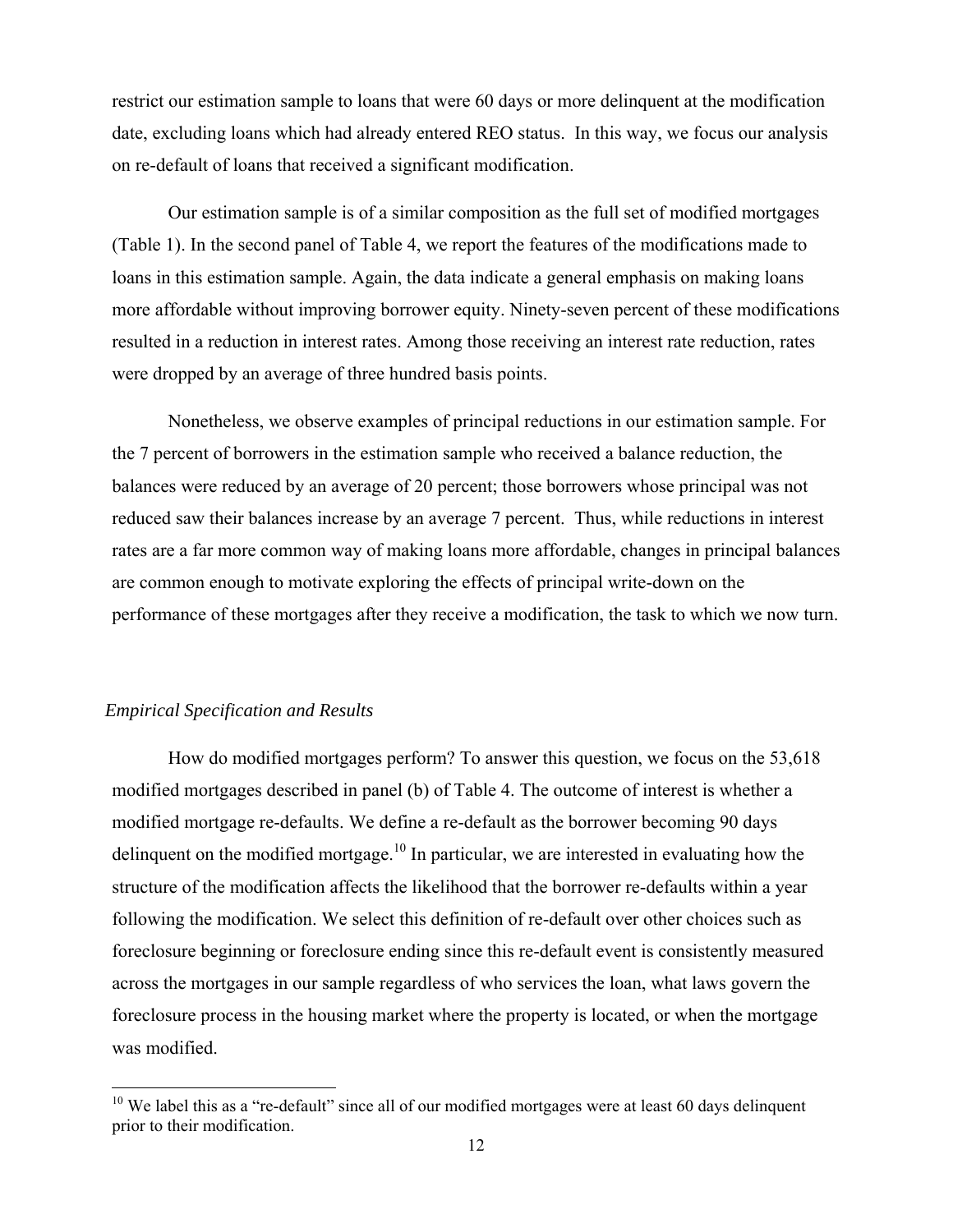restrict our estimation sample to loans that were 60 days or more delinquent at the modification date, excluding loans which had already entered REO status. In this way, we focus our analysis on re-default of loans that received a significant modification.

Our estimation sample is of a similar composition as the full set of modified mortgages (Table 1). In the second panel of Table 4, we report the features of the modifications made to loans in this estimation sample. Again, the data indicate a general emphasis on making loans more affordable without improving borrower equity. Ninety-seven percent of these modifications resulted in a reduction in interest rates. Among those receiving an interest rate reduction, rates were dropped by an average of three hundred basis points.

Nonetheless, we observe examples of principal reductions in our estimation sample. For the 7 percent of borrowers in the estimation sample who received a balance reduction, the balances were reduced by an average of 20 percent; those borrowers whose principal was not reduced saw their balances increase by an average 7 percent. Thus, while reductions in interest rates are a far more common way of making loans more affordable, changes in principal balances are common enough to motivate exploring the effects of principal write-down on the performance of these mortgages after they receive a modification, the task to which we now turn.

### *Empirical Specification and Results*

How do modified mortgages perform? To answer this question, we focus on the 53,618 modified mortgages described in panel (b) of Table 4. The outcome of interest is whether a modified mortgage re-defaults. We define a re-default as the borrower becoming 90 days delinquent on the modified mortgage.[10] In particular, we are interested in evaluating how the structure of the modification affects the likelihood that the borrower re-defaults within a year following the modification. We select this definition of re-default over other choices such as foreclosure beginning or foreclosure ending since this re-default event is consistently measured across the mortgages in our sample regardless of who services the loan, what laws govern the foreclosure process in the housing market where the property is located, or when the mortgage was modified.

[10] We label this as a "re-default" since all of our modified mortgages were at least 60 days delinquent prior to their modification.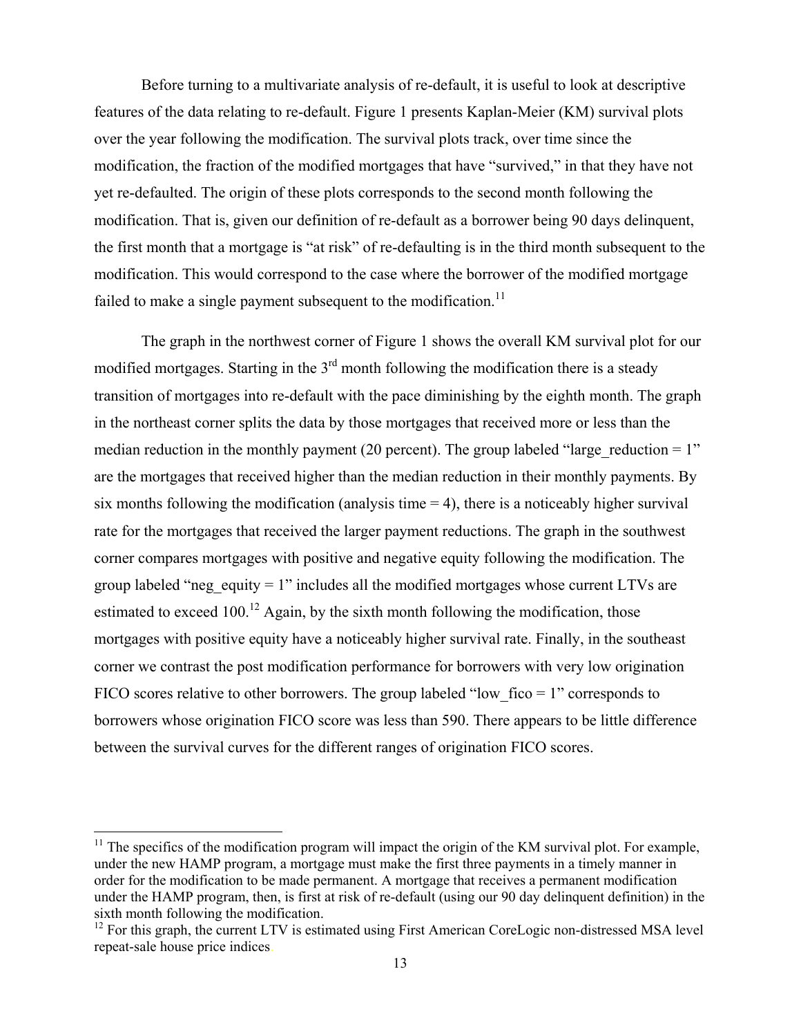Before turning to a multivariate analysis of re-default, it is useful to look at descriptive features of the data relating to re-default. Figure 1 presents Kaplan-Meier (KM) survival plots over the year following the modification. The survival plots track, over time since the modification, the fraction of the modified mortgages that have "survived," in that they have not yet re-defaulted. The origin of these plots corresponds to the second month following the modification. That is, given our definition of re-default as a borrower being 90 days delinquent, the first month that a mortgage is "at risk" of re-defaulting is in the third month subsequent to the modification. This would correspond to the case where the borrower of the modified mortgage failed to make a single payment subsequent to the modification.[11]

The graph in the northwest corner of Figure 1 shows the overall KM survival plot for our modified mortgages. Starting in the 3rd month following the modification there is a steady transition of mortgages into re-default with the pace diminishing by the eighth month. The graph in the northeast corner splits the data by those mortgages that received more or less than the median reduction in the monthly payment (20 percent). The group labeled "large_reduction = 1" are the mortgages that received higher than the median reduction in their monthly payments. By six months following the modification (analysis time = 4), there is a noticeably higher survival rate for the mortgages that received the larger payment reductions. The graph in the southwest corner compares mortgages with positive and negative equity following the modification. The group labeled "neg_equity = 1" includes all the modified mortgages whose current LTVs are estimated to exceed 100.[12] Again, by the sixth month following the modification, those mortgages with positive equity have a noticeably higher survival rate. Finally, in the southeast corner we contrast the post modification performance for borrowers with very low origination FICO scores relative to other borrowers. The group labeled "low_fico = 1" corresponds to borrowers whose origination FICO score was less than 590. There appears to be little difference between the survival curves for the different ranges of origination FICO scores.

---

[11] The specifics of the modification program will impact the origin of the KM survival plot. For example, under the new HAMP program, a mortgage must make the first three payments in a timely manner in order for the modification to be made permanent. A mortgage that receives a permanent modification under the HAMP program, then, is first at risk of re-default (using our 90 day delinquent definition) in the sixth month following the modification.

[12] For this graph, the current LTV is estimated using First American CoreLogic non-distressed MSA level repeat-sale house price indices.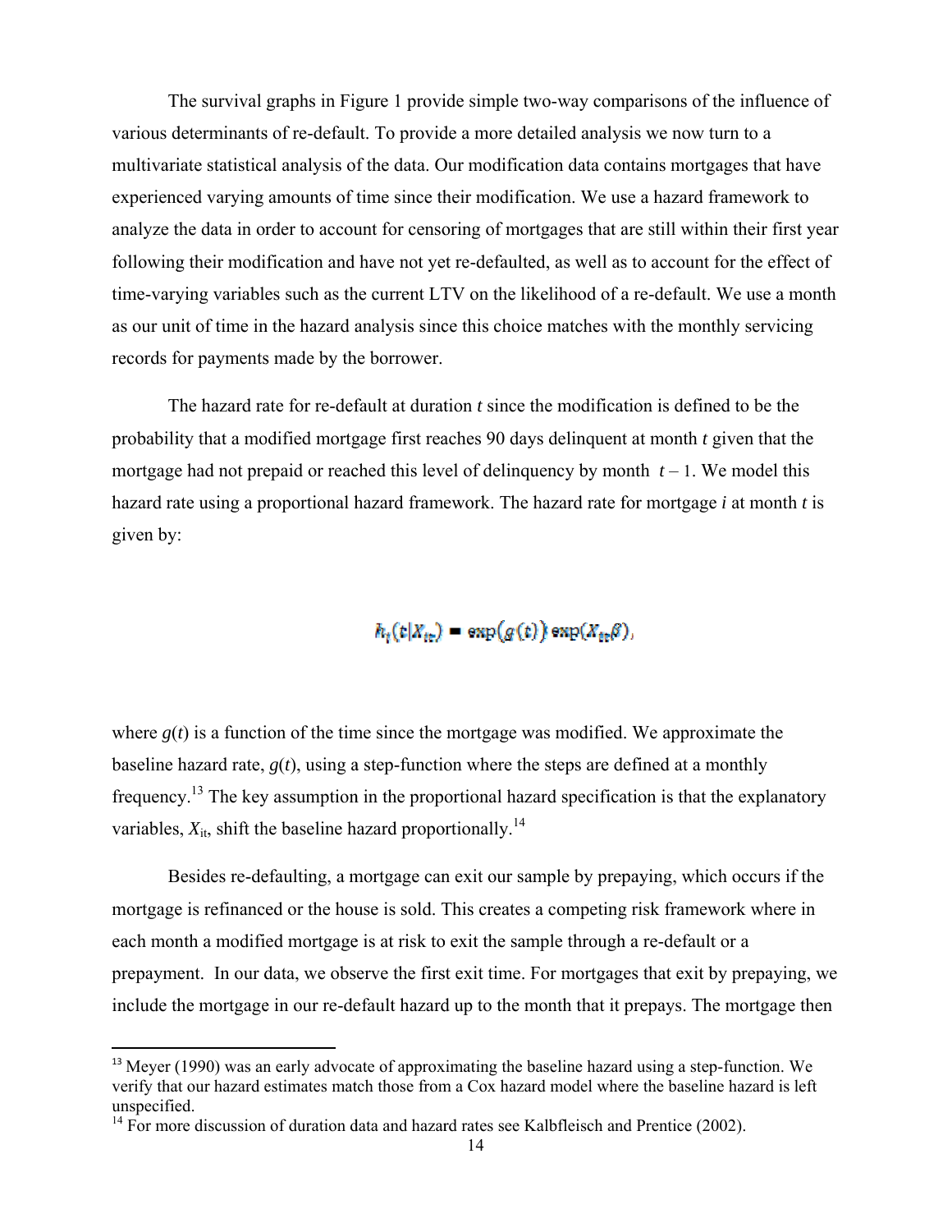The survival graphs in Figure 1 provide simple two-way comparisons of the influence of various determinants of re-default. To provide a more detailed analysis we now turn to a multivariate statistical analysis of the data. Our modification data contains mortgages that have experienced varying amounts of time since their modification. We use a hazard framework to analyze the data in order to account for censoring of mortgages that are still within their first year following their modification and have not yet re-defaulted, as well as to account for the effect of time-varying variables such as the current LTV on the likelihood of a re-default. We use a month as our unit of time in the hazard analysis since this choice matches with the monthly servicing records for payments made by the borrower.

The hazard rate for re-default at duration *t* since the modification is defined to be the probability that a modified mortgage first reaches 90 days delinquent at month *t* given that the mortgage had not prepaid or reached this level of delinquency by month $t-1$. We model this hazard rate using a proportional hazard framework. The hazard rate for mortgage *i* at month *t* is given by:

$$h_i(t|X_{it}) = \exp\big(g(t)\big)\exp(X_{it}\beta),$$

where $g(t)$ is a function of the time since the mortgage was modified. We approximate the baseline hazard rate, $g(t)$, using a step-function where the steps are defined at a monthly frequency.[13] The key assumption in the proportional hazard specification is that the explanatory variables, $X_{it}$, shift the baseline hazard proportionally.[14]

Besides re-defaulting, a mortgage can exit our sample by prepaying, which occurs if the mortgage is refinanced or the house is sold. This creates a competing risk framework where in each month a modified mortgage is at risk to exit the sample through a re-default or a prepayment. In our data, we observe the first exit time. For mortgages that exit by prepaying, we include the mortgage in our re-default hazard up to the month that it prepays. The mortgage then

[13] Meyer (1990) was an early advocate of approximating the baseline hazard using a step-function. We verify that our hazard estimates match those from a Cox hazard model where the baseline hazard is left unspecified.

[14] For more discussion of duration data and hazard rates see Kalbfleisch and Prentice (2002).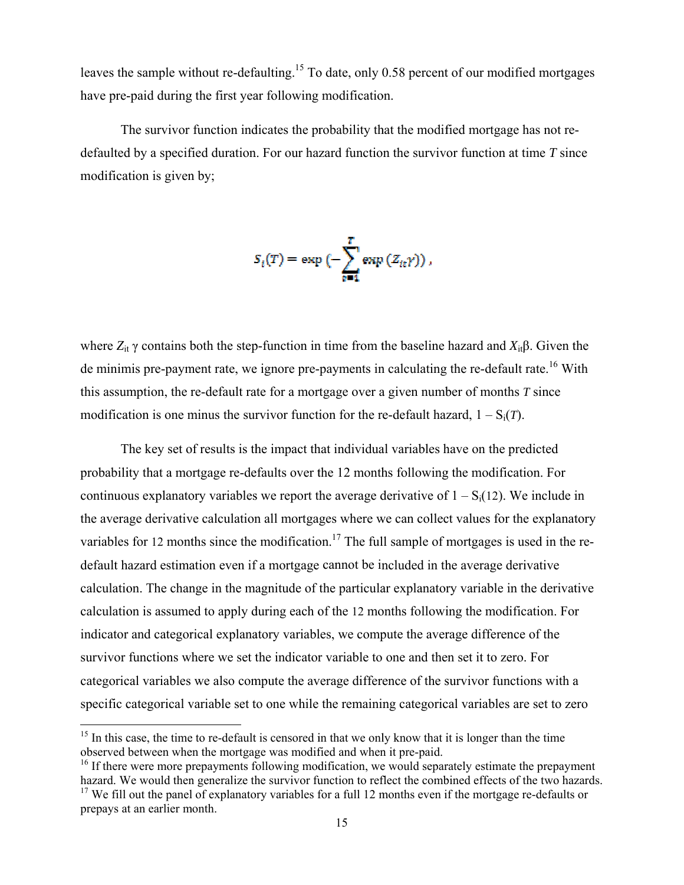leaves the sample without re-defaulting.[15] To date, only 0.58 percent of our modified mortgages have pre-paid during the first year following modification.

The survivor function indicates the probability that the modified mortgage has not re-defaulted by a specified duration. For our hazard function the survivor function at time $T$ since modification is given by;

$$S_i(T) = \exp\left(-\sum_{t=1}^{T} \exp\left(Z_{it}\gamma\right)\right),$$

where $Z_{it}\,\gamma$ contains both the step-function in time from the baseline hazard and $X_{it}\beta$. Given the de minimis pre-payment rate, we ignore pre-payments in calculating the re-default rate.[16] With this assumption, the re-default rate for a mortgage over a given number of months $T$ since modification is one minus the survivor function for the re-default hazard, $1 - S_i(T)$.

The key set of results is the impact that individual variables have on the predicted probability that a mortgage re-defaults over the 12 months following the modification. For continuous explanatory variables we report the average derivative of $1 - S_i(12)$. We include in the average derivative calculation all mortgages where we can collect values for the explanatory variables for 12 months since the modification.[17] The full sample of mortgages is used in the re-default hazard estimation even if a mortgage cannot be included in the average derivative calculation. The change in the magnitude of the particular explanatory variable in the derivative calculation is assumed to apply during each of the 12 months following the modification. For indicator and categorical explanatory variables, we compute the average difference of the survivor functions where we set the indicator variable to one and then set it to zero. For categorical variables we also compute the average difference of the survivor functions with a specific categorical variable set to one while the remaining categorical variables are set to zero

---

[15] In this case, the time to re-default is censored in that we only know that it is longer than the time observed between when the mortgage was modified and when it pre-paid.

[16] If there were more prepayments following modification, we would separately estimate the prepayment hazard. We would then generalize the survivor function to reflect the combined effects of the two hazards.

[17] We fill out the panel of explanatory variables for a full 12 months even if the mortgage re-defaults or prepays at an earlier month.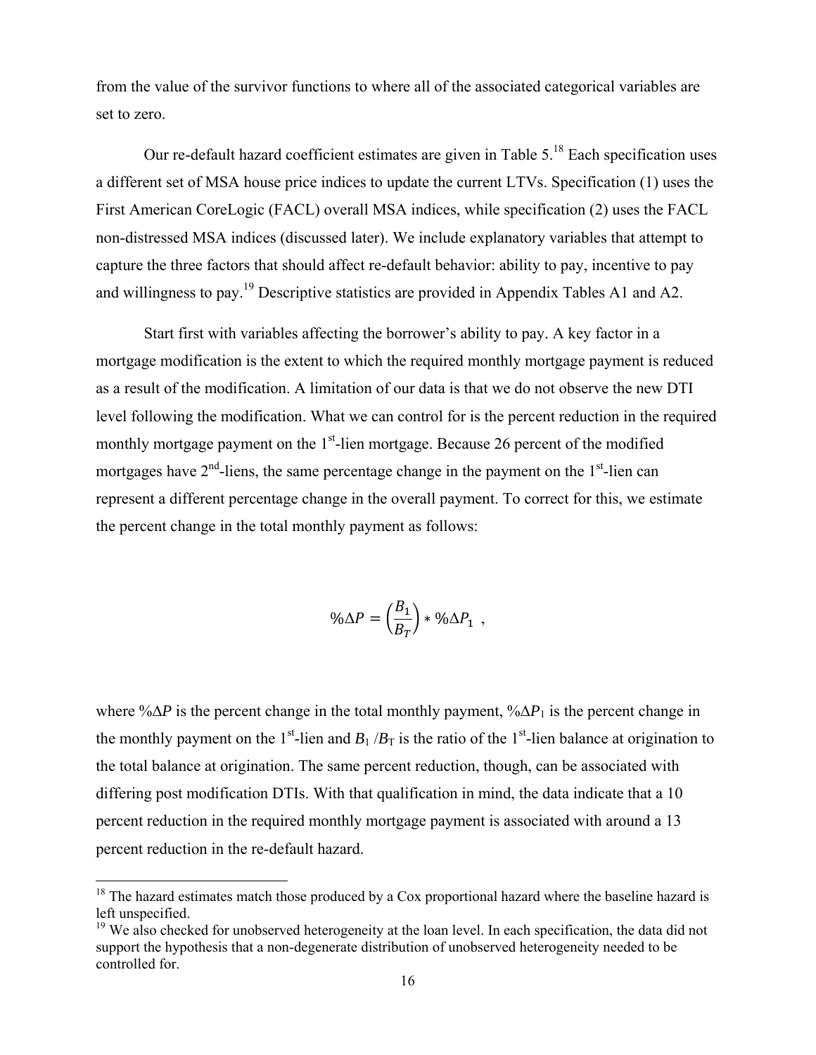from the value of the survivor functions to where all of the associated categorical variables are set to zero.

Our re-default hazard coefficient estimates are given in Table 5.[18] Each specification uses a different set of MSA house price indices to update the current LTVs. Specification (1) uses the First American CoreLogic (FACL) overall MSA indices, while specification (2) uses the FACL non-distressed MSA indices (discussed later). We include explanatory variables that attempt to capture the three factors that should affect re-default behavior: ability to pay, incentive to pay and willingness to pay.[19] Descriptive statistics are provided in Appendix Tables A1 and A2.

Start first with variables affecting the borrower's ability to pay. A key factor in a mortgage modification is the extent to which the required monthly mortgage payment is reduced as a result of the modification. A limitation of our data is that we do not observe the new DTI level following the modification. What we can control for is the percent reduction in the required monthly mortgage payment on the 1st-lien mortgage. Because 26 percent of the modified mortgages have 2nd-liens, the same percentage change in the payment on the 1st-lien can represent a different percentage change in the overall payment. To correct for this, we estimate the percent change in the total monthly payment as follows:

$$\%\Delta P = \left(\frac{B_1}{B_T}\right) * \%\Delta P_1 \ ,$$

where $\%\Delta P$ is the percent change in the total monthly payment, $\%\Delta P_1$ is the percent change in the monthly payment on the 1st-lien and $B_1 / B_T$ is the ratio of the 1st-lien balance at origination to the total balance at origination. The same percent reduction, though, can be associated with differing post modification DTIs. With that qualification in mind, the data indicate that a 10 percent reduction in the required monthly mortgage payment is associated with around a 13 percent reduction in the re-default hazard.

[18] The hazard estimates match those produced by a Cox proportional hazard where the baseline hazard is left unspecified.

[19] We also checked for unobserved heterogeneity at the loan level. In each specification, the data did not support the hypothesis that a non-degenerate distribution of unobserved heterogeneity needed to be controlled for.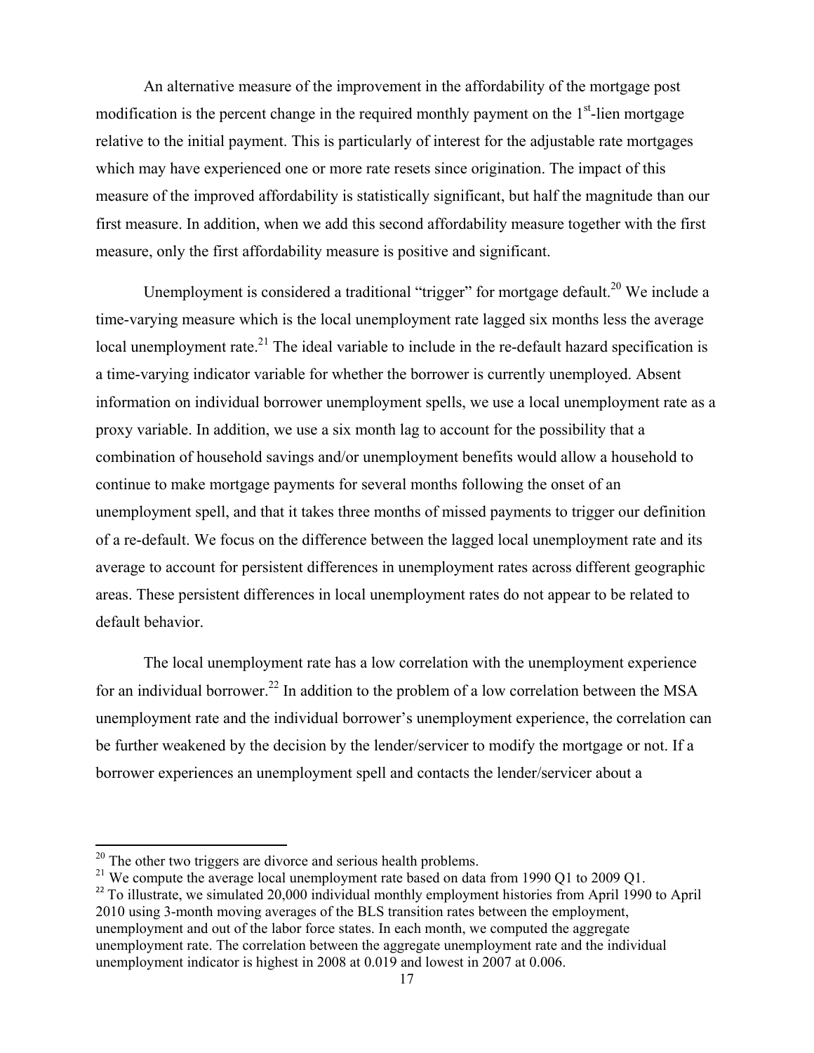An alternative measure of the improvement in the affordability of the mortgage post modification is the percent change in the required monthly payment on the 1st-lien mortgage relative to the initial payment. This is particularly of interest for the adjustable rate mortgages which may have experienced one or more rate resets since origination. The impact of this measure of the improved affordability is statistically significant, but half the magnitude than our first measure. In addition, when we add this second affordability measure together with the first measure, only the first affordability measure is positive and significant.

Unemployment is considered a traditional "trigger" for mortgage default.[20] We include a time-varying measure which is the local unemployment rate lagged six months less the average local unemployment rate.[21] The ideal variable to include in the re-default hazard specification is a time-varying indicator variable for whether the borrower is currently unemployed. Absent information on individual borrower unemployment spells, we use a local unemployment rate as a proxy variable. In addition, we use a six month lag to account for the possibility that a combination of household savings and/or unemployment benefits would allow a household to continue to make mortgage payments for several months following the onset of an unemployment spell, and that it takes three months of missed payments to trigger our definition of a re-default. We focus on the difference between the lagged local unemployment rate and its average to account for persistent differences in unemployment rates across different geographic areas. These persistent differences in local unemployment rates do not appear to be related to default behavior.

The local unemployment rate has a low correlation with the unemployment experience for an individual borrower.[22] In addition to the problem of a low correlation between the MSA unemployment rate and the individual borrower's unemployment experience, the correlation can be further weakened by the decision by the lender/servicer to modify the mortgage or not. If a borrower experiences an unemployment spell and contacts the lender/servicer about a

---

[20] The other two triggers are divorce and serious health problems.

[21] We compute the average local unemployment rate based on data from 1990 Q1 to 2009 Q1.

[22] To illustrate, we simulated 20,000 individual monthly employment histories from April 1990 to April 2010 using 3-month moving averages of the BLS transition rates between the employment, unemployment and out of the labor force states. In each month, we computed the aggregate unemployment rate. The correlation between the aggregate unemployment rate and the individual unemployment indicator is highest in 2008 at 0.019 and lowest in 2007 at 0.006.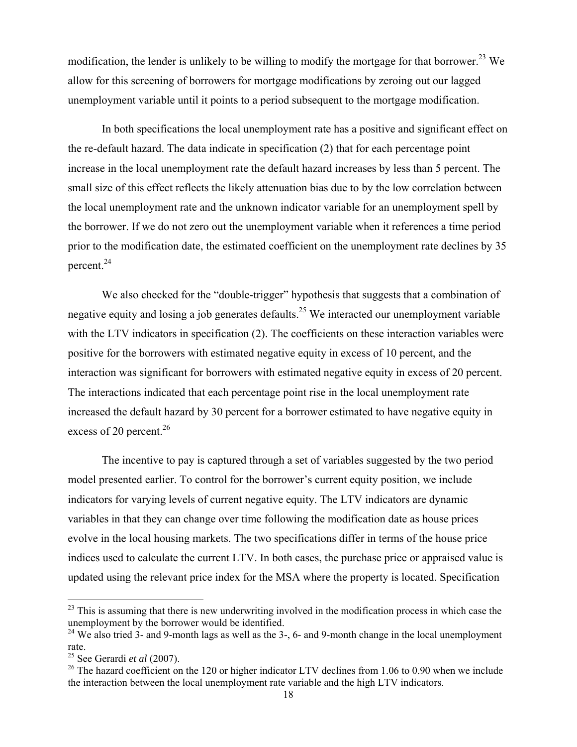modification, the lender is unlikely to be willing to modify the mortgage for that borrower.[23] We allow for this screening of borrowers for mortgage modifications by zeroing out our lagged unemployment variable until it points to a period subsequent to the mortgage modification.

In both specifications the local unemployment rate has a positive and significant effect on the re-default hazard. The data indicate in specification (2) that for each percentage point increase in the local unemployment rate the default hazard increases by less than 5 percent. The small size of this effect reflects the likely attenuation bias due to by the low correlation between the local unemployment rate and the unknown indicator variable for an unemployment spell by the borrower. If we do not zero out the unemployment variable when it references a time period prior to the modification date, the estimated coefficient on the unemployment rate declines by 35 percent.[24]

We also checked for the "double-trigger" hypothesis that suggests that a combination of negative equity and losing a job generates defaults.[25] We interacted our unemployment variable with the LTV indicators in specification (2). The coefficients on these interaction variables were positive for the borrowers with estimated negative equity in excess of 10 percent, and the interaction was significant for borrowers with estimated negative equity in excess of 20 percent. The interactions indicated that each percentage point rise in the local unemployment rate increased the default hazard by 30 percent for a borrower estimated to have negative equity in excess of 20 percent.[26]

The incentive to pay is captured through a set of variables suggested by the two period model presented earlier. To control for the borrower's current equity position, we include indicators for varying levels of current negative equity. The LTV indicators are dynamic variables in that they can change over time following the modification date as house prices evolve in the local housing markets. The two specifications differ in terms of the house price indices used to calculate the current LTV. In both cases, the purchase price or appraised value is updated using the relevant price index for the MSA where the property is located. Specification

---

[23] This is assuming that there is new underwriting involved in the modification process in which case the unemployment by the borrower would be identified.

[24] We also tried 3- and 9-month lags as well as the 3-, 6- and 9-month change in the local unemployment rate.

[25] See Gerardi *et al* (2007).

[26] The hazard coefficient on the 120 or higher indicator LTV declines from 1.06 to 0.90 when we include the interaction between the local unemployment rate variable and the high LTV indicators.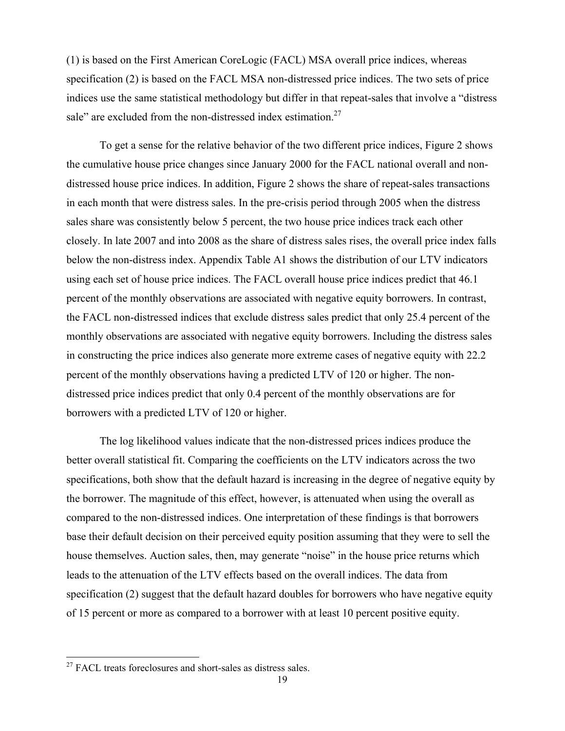(1) is based on the First American CoreLogic (FACL) MSA overall price indices, whereas specification (2) is based on the FACL MSA non-distressed price indices. The two sets of price indices use the same statistical methodology but differ in that repeat-sales that involve a "distress sale" are excluded from the non-distressed index estimation.[27]

To get a sense for the relative behavior of the two different price indices, Figure 2 shows the cumulative house price changes since January 2000 for the FACL national overall and non-distressed house price indices. In addition, Figure 2 shows the share of repeat-sales transactions in each month that were distress sales. In the pre-crisis period through 2005 when the distress sales share was consistently below 5 percent, the two house price indices track each other closely. In late 2007 and into 2008 as the share of distress sales rises, the overall price index falls below the non-distress index. Appendix Table A1 shows the distribution of our LTV indicators using each set of house price indices. The FACL overall house price indices predict that 46.1 percent of the monthly observations are associated with negative equity borrowers. In contrast, the FACL non-distressed indices that exclude distress sales predict that only 25.4 percent of the monthly observations are associated with negative equity borrowers. Including the distress sales in constructing the price indices also generate more extreme cases of negative equity with 22.2 percent of the monthly observations having a predicted LTV of 120 or higher. The non-distressed price indices predict that only 0.4 percent of the monthly observations are for borrowers with a predicted LTV of 120 or higher.

The log likelihood values indicate that the non-distressed prices indices produce the better overall statistical fit. Comparing the coefficients on the LTV indicators across the two specifications, both show that the default hazard is increasing in the degree of negative equity by the borrower. The magnitude of this effect, however, is attenuated when using the overall as compared to the non-distressed indices. One interpretation of these findings is that borrowers base their default decision on their perceived equity position assuming that they were to sell the house themselves. Auction sales, then, may generate "noise" in the house price returns which leads to the attenuation of the LTV effects based on the overall indices. The data from specification (2) suggest that the default hazard doubles for borrowers who have negative equity of 15 percent or more as compared to a borrower with at least 10 percent positive equity.

[27] FACL treats foreclosures and short-sales as distress sales.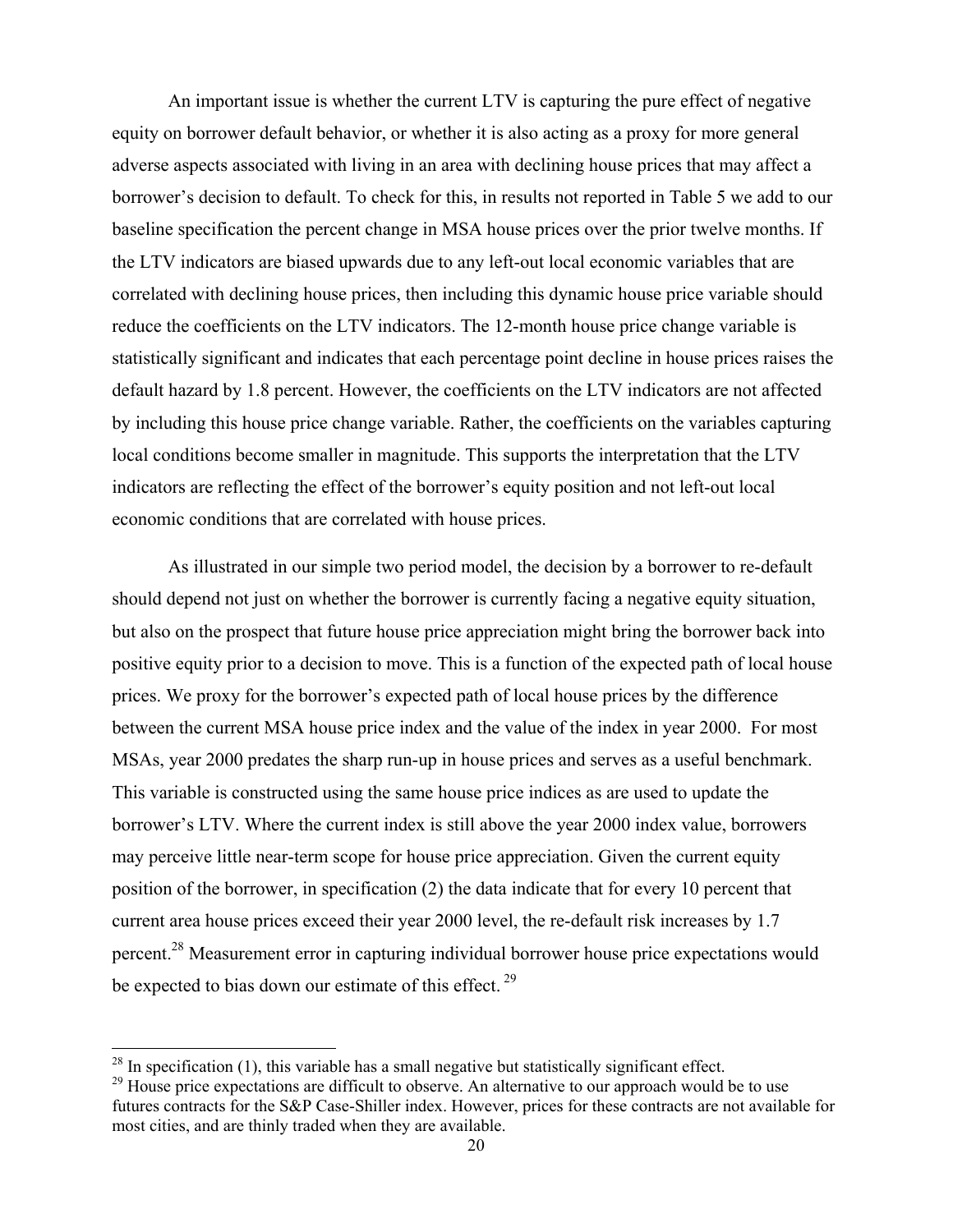An important issue is whether the current LTV is capturing the pure effect of negative equity on borrower default behavior, or whether it is also acting as a proxy for more general adverse aspects associated with living in an area with declining house prices that may affect a borrower's decision to default. To check for this, in results not reported in Table 5 we add to our baseline specification the percent change in MSA house prices over the prior twelve months. If the LTV indicators are biased upwards due to any left-out local economic variables that are correlated with declining house prices, then including this dynamic house price variable should reduce the coefficients on the LTV indicators. The 12-month house price change variable is statistically significant and indicates that each percentage point decline in house prices raises the default hazard by 1.8 percent. However, the coefficients on the LTV indicators are not affected by including this house price change variable. Rather, the coefficients on the variables capturing local conditions become smaller in magnitude. This supports the interpretation that the LTV indicators are reflecting the effect of the borrower's equity position and not left-out local economic conditions that are correlated with house prices.

As illustrated in our simple two period model, the decision by a borrower to re-default should depend not just on whether the borrower is currently facing a negative equity situation, but also on the prospect that future house price appreciation might bring the borrower back into positive equity prior to a decision to move. This is a function of the expected path of local house prices. We proxy for the borrower's expected path of local house prices by the difference between the current MSA house price index and the value of the index in year 2000. For most MSAs, year 2000 predates the sharp run-up in house prices and serves as a useful benchmark. This variable is constructed using the same house price indices as are used to update the borrower's LTV. Where the current index is still above the year 2000 index value, borrowers may perceive little near-term scope for house price appreciation. Given the current equity position of the borrower, in specification (2) the data indicate that for every 10 percent that current area house prices exceed their year 2000 level, the re-default risk increases by 1.7 percent.[28] Measurement error in capturing individual borrower house price expectations would be expected to bias down our estimate of this effect.[29]

[28] In specification (1), this variable has a small negative but statistically significant effect.

[29] House price expectations are difficult to observe. An alternative to our approach would be to use futures contracts for the S&P Case-Shiller index. However, prices for these contracts are not available for most cities, and are thinly traded when they are available.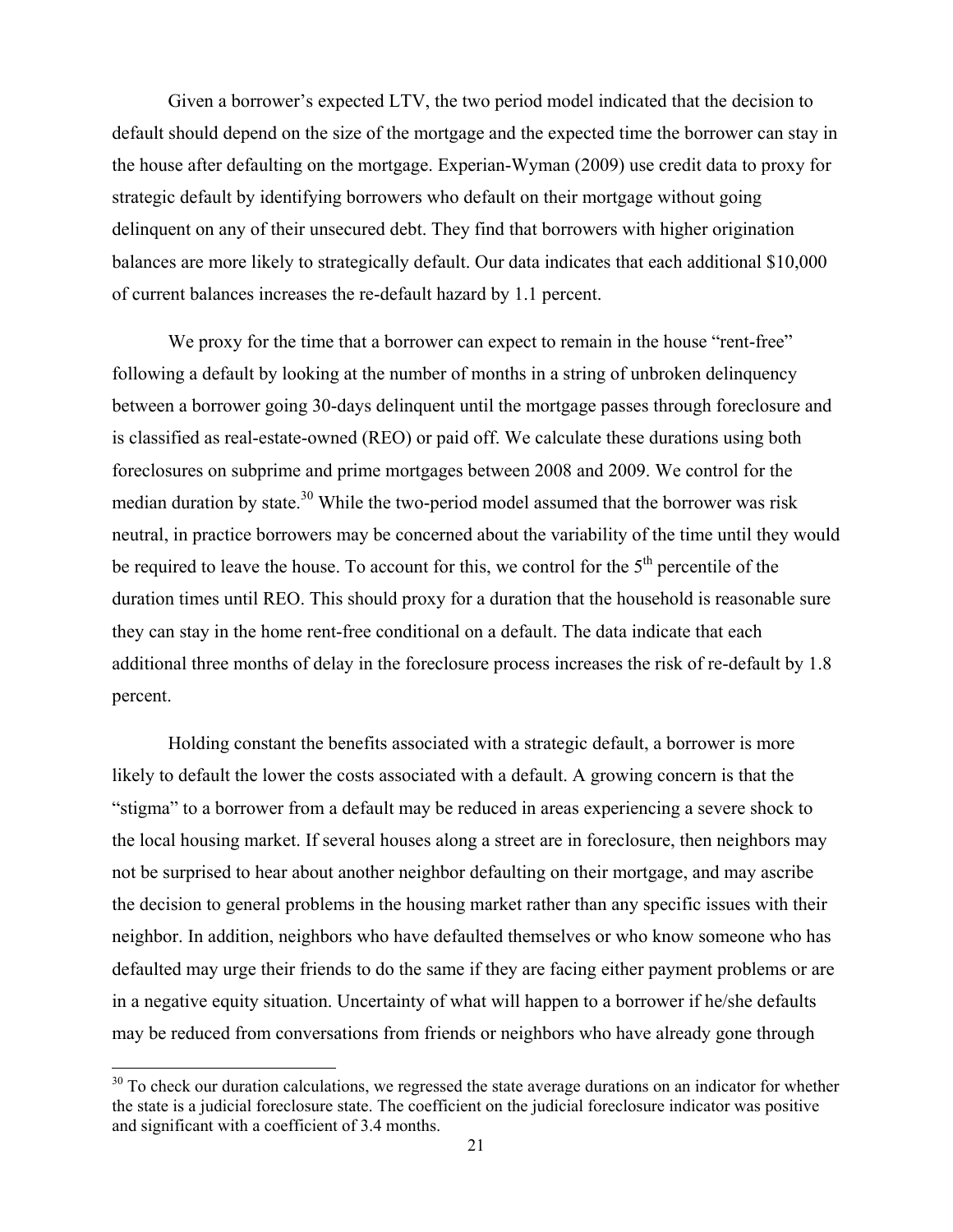Given a borrower's expected LTV, the two period model indicated that the decision to default should depend on the size of the mortgage and the expected time the borrower can stay in the house after defaulting on the mortgage. Experian-Wyman (2009) use credit data to proxy for strategic default by identifying borrowers who default on their mortgage without going delinquent on any of their unsecured debt. They find that borrowers with higher origination balances are more likely to strategically default. Our data indicates that each additional $10,000 of current balances increases the re-default hazard by 1.1 percent.

We proxy for the time that a borrower can expect to remain in the house "rent-free" following a default by looking at the number of months in a string of unbroken delinquency between a borrower going 30-days delinquent until the mortgage passes through foreclosure and is classified as real-estate-owned (REO) or paid off. We calculate these durations using both foreclosures on subprime and prime mortgages between 2008 and 2009. We control for the median duration by state.[30] While the two-period model assumed that the borrower was risk neutral, in practice borrowers may be concerned about the variability of the time until they would be required to leave the house. To account for this, we control for the 5th percentile of the duration times until REO. This should proxy for a duration that the household is reasonable sure they can stay in the home rent-free conditional on a default. The data indicate that each additional three months of delay in the foreclosure process increases the risk of re-default by 1.8 percent.

Holding constant the benefits associated with a strategic default, a borrower is more likely to default the lower the costs associated with a default. A growing concern is that the "stigma" to a borrower from a default may be reduced in areas experiencing a severe shock to the local housing market. If several houses along a street are in foreclosure, then neighbors may not be surprised to hear about another neighbor defaulting on their mortgage, and may ascribe the decision to general problems in the housing market rather than any specific issues with their neighbor. In addition, neighbors who have defaulted themselves or who know someone who has defaulted may urge their friends to do the same if they are facing either payment problems or are in a negative equity situation. Uncertainty of what will happen to a borrower if he/she defaults may be reduced from conversations from friends or neighbors who have already gone through

[30] To check our duration calculations, we regressed the state average durations on an indicator for whether the state is a judicial foreclosure state. The coefficient on the judicial foreclosure indicator was positive and significant with a coefficient of 3.4 months.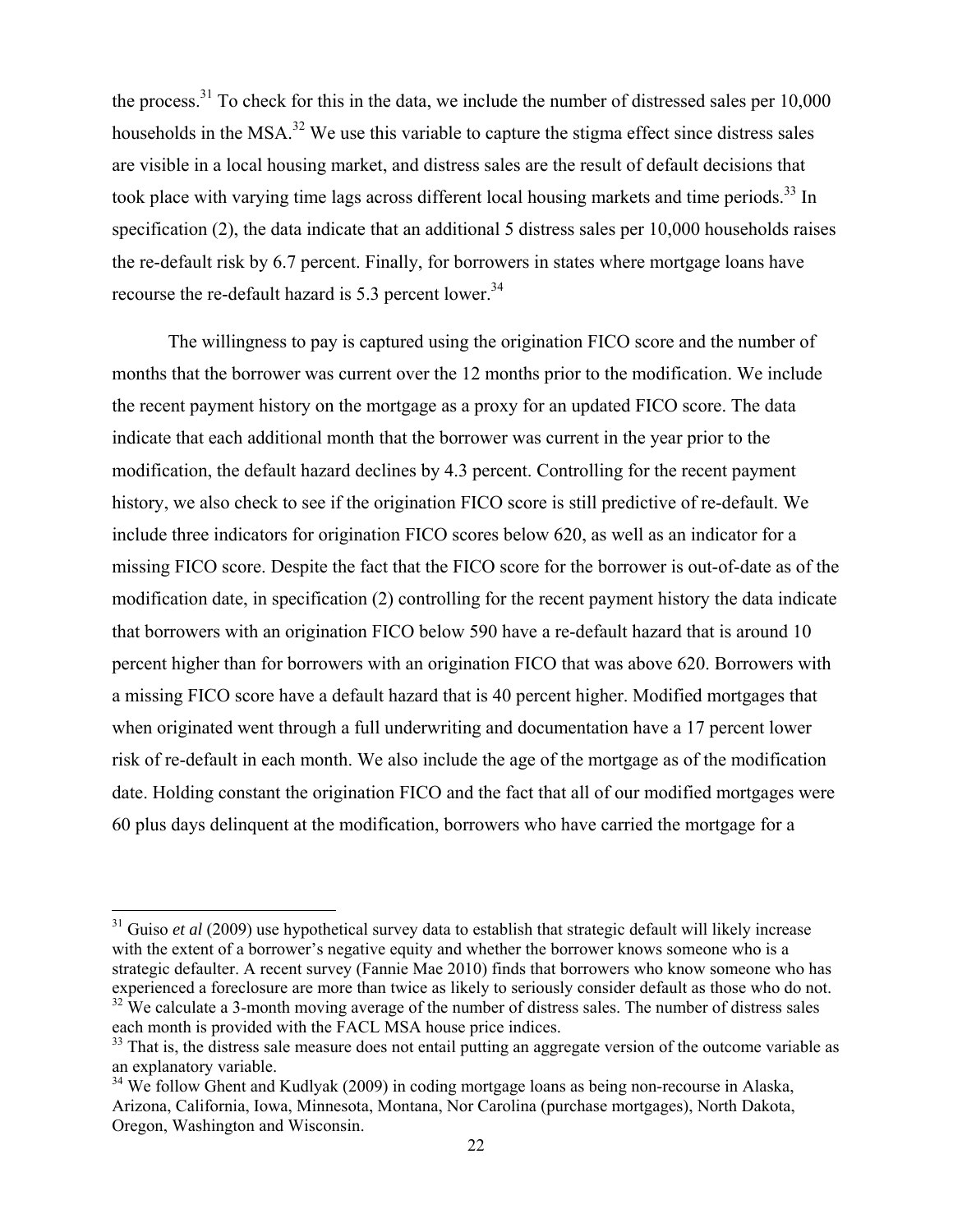the process.[31] To check for this in the data, we include the number of distressed sales per 10,000 households in the MSA.[32] We use this variable to capture the stigma effect since distress sales are visible in a local housing market, and distress sales are the result of default decisions that took place with varying time lags across different local housing markets and time periods.[33] In specification (2), the data indicate that an additional 5 distress sales per 10,000 households raises the re-default risk by 6.7 percent. Finally, for borrowers in states where mortgage loans have recourse the re-default hazard is 5.3 percent lower.[34]

The willingness to pay is captured using the origination FICO score and the number of months that the borrower was current over the 12 months prior to the modification. We include the recent payment history on the mortgage as a proxy for an updated FICO score. The data indicate that each additional month that the borrower was current in the year prior to the modification, the default hazard declines by 4.3 percent. Controlling for the recent payment history, we also check to see if the origination FICO score is still predictive of re-default. We include three indicators for origination FICO scores below 620, as well as an indicator for a missing FICO score. Despite the fact that the FICO score for the borrower is out-of-date as of the modification date, in specification (2) controlling for the recent payment history the data indicate that borrowers with an origination FICO below 590 have a re-default hazard that is around 10 percent higher than for borrowers with an origination FICO that was above 620. Borrowers with a missing FICO score have a default hazard that is 40 percent higher. Modified mortgages that when originated went through a full underwriting and documentation have a 17 percent lower risk of re-default in each month. We also include the age of the mortgage as of the modification date. Holding constant the origination FICO and the fact that all of our modified mortgages were 60 plus days delinquent at the modification, borrowers who have carried the mortgage for a

---

[31] Guiso *et al* (2009) use hypothetical survey data to establish that strategic default will likely increase with the extent of a borrower's negative equity and whether the borrower knows someone who is a strategic defaulter. A recent survey (Fannie Mae 2010) finds that borrowers who know someone who has experienced a foreclosure are more than twice as likely to seriously consider default as those who do not.

[32] We calculate a 3-month moving average of the number of distress sales. The number of distress sales each month is provided with the FACL MSA house price indices.

[33] That is, the distress sale measure does not entail putting an aggregate version of the outcome variable as an explanatory variable.

[34] We follow Ghent and Kudlyak (2009) in coding mortgage loans as being non-recourse in Alaska, Arizona, California, Iowa, Minnesota, Montana, Nor Carolina (purchase mortgages), North Dakota, Oregon, Washington and Wisconsin.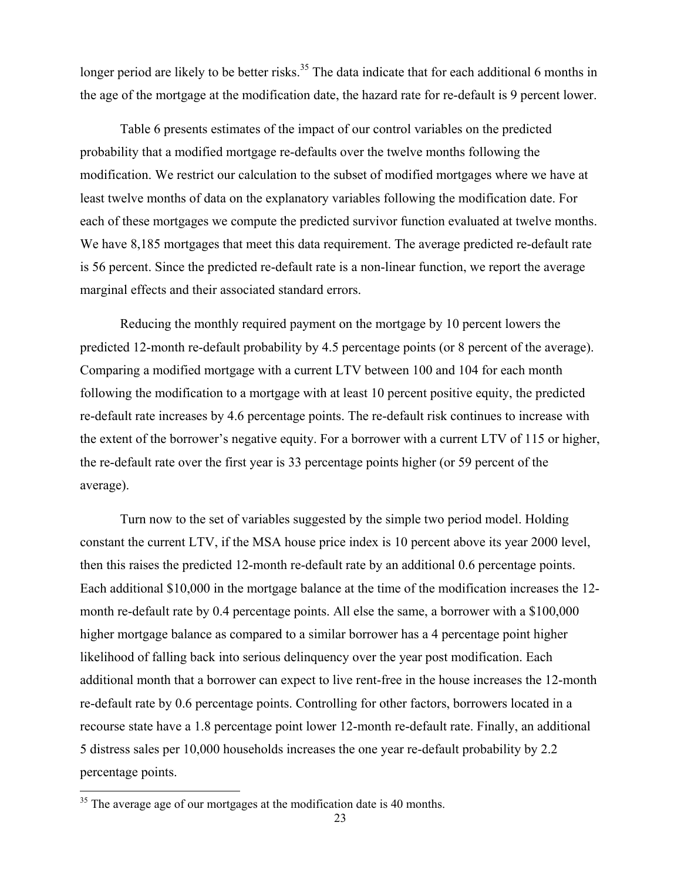longer period are likely to be better risks.[35] The data indicate that for each additional 6 months in the age of the mortgage at the modification date, the hazard rate for re-default is 9 percent lower.

Table 6 presents estimates of the impact of our control variables on the predicted probability that a modified mortgage re-defaults over the twelve months following the modification. We restrict our calculation to the subset of modified mortgages where we have at least twelve months of data on the explanatory variables following the modification date. For each of these mortgages we compute the predicted survivor function evaluated at twelve months. We have 8,185 mortgages that meet this data requirement. The average predicted re-default rate is 56 percent. Since the predicted re-default rate is a non-linear function, we report the average marginal effects and their associated standard errors.

Reducing the monthly required payment on the mortgage by 10 percent lowers the predicted 12-month re-default probability by 4.5 percentage points (or 8 percent of the average). Comparing a modified mortgage with a current LTV between 100 and 104 for each month following the modification to a mortgage with at least 10 percent positive equity, the predicted re-default rate increases by 4.6 percentage points. The re-default risk continues to increase with the extent of the borrower's negative equity. For a borrower with a current LTV of 115 or higher, the re-default rate over the first year is 33 percentage points higher (or 59 percent of the average).

Turn now to the set of variables suggested by the simple two period model. Holding constant the current LTV, if the MSA house price index is 10 percent above its year 2000 level, then this raises the predicted 12-month re-default rate by an additional 0.6 percentage points. Each additional $10,000 in the mortgage balance at the time of the modification increases the 12-month re-default rate by 0.4 percentage points. All else the same, a borrower with a $100,000 higher mortgage balance as compared to a similar borrower has a 4 percentage point higher likelihood of falling back into serious delinquency over the year post modification. Each additional month that a borrower can expect to live rent-free in the house increases the 12-month re-default rate by 0.6 percentage points. Controlling for other factors, borrowers located in a recourse state have a 1.8 percentage point lower 12-month re-default rate. Finally, an additional 5 distress sales per 10,000 households increases the one year re-default probability by 2.2 percentage points.

[35] The average age of our mortgages at the modification date is 40 months.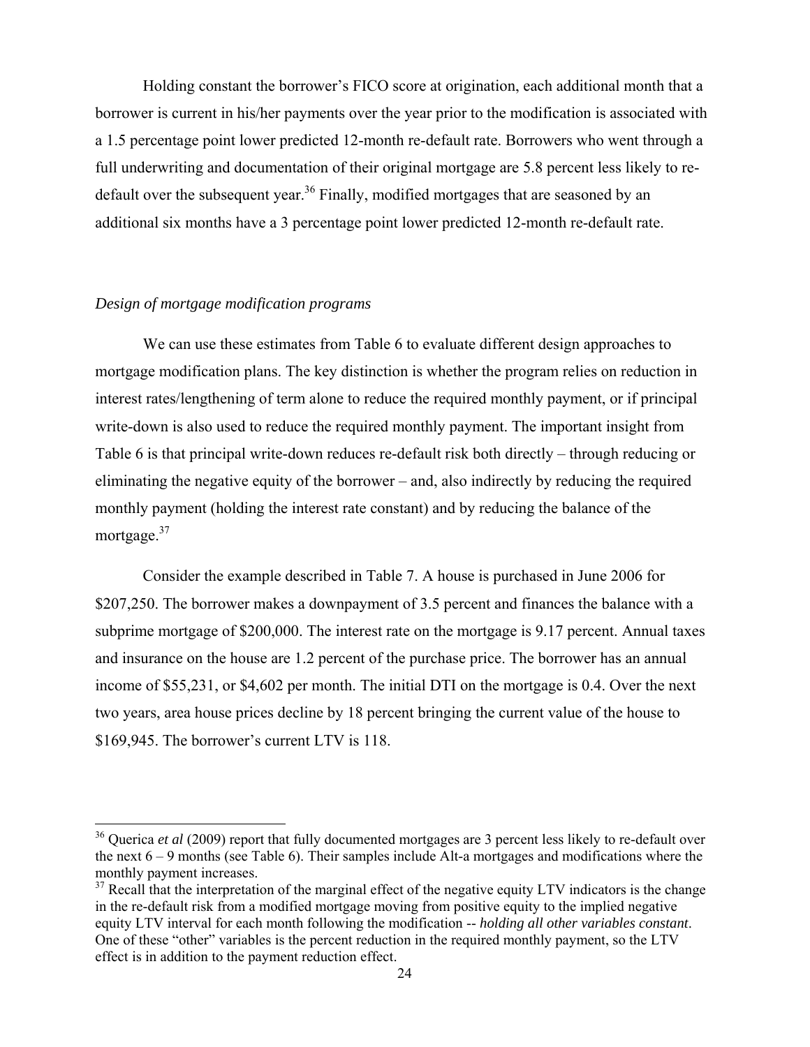Holding constant the borrower's FICO score at origination, each additional month that a borrower is current in his/her payments over the year prior to the modification is associated with a 1.5 percentage point lower predicted 12-month re-default rate. Borrowers who went through a full underwriting and documentation of their original mortgage are 5.8 percent less likely to re-default over the subsequent year.[36] Finally, modified mortgages that are seasoned by an additional six months have a 3 percentage point lower predicted 12-month re-default rate.

*Design of mortgage modification programs*

We can use these estimates from Table 6 to evaluate different design approaches to mortgage modification plans. The key distinction is whether the program relies on reduction in interest rates/lengthening of term alone to reduce the required monthly payment, or if principal write-down is also used to reduce the required monthly payment. The important insight from Table 6 is that principal write-down reduces re-default risk both directly – through reducing or eliminating the negative equity of the borrower – and, also indirectly by reducing the required monthly payment (holding the interest rate constant) and by reducing the balance of the mortgage.[37]

Consider the example described in Table 7. A house is purchased in June 2006 for \$207,250. The borrower makes a downpayment of 3.5 percent and finances the balance with a subprime mortgage of \$200,000. The interest rate on the mortgage is 9.17 percent. Annual taxes and insurance on the house are 1.2 percent of the purchase price. The borrower has an annual income of \$55,231, or \$4,602 per month. The initial DTI on the mortgage is 0.4. Over the next two years, area house prices decline by 18 percent bringing the current value of the house to \$169,945. The borrower's current LTV is 118.

---

[36] Querica *et al* (2009) report that fully documented mortgages are 3 percent less likely to re-default over the next 6 – 9 months (see Table 6). Their samples include Alt-a mortgages and modifications where the monthly payment increases.

[37] Recall that the interpretation of the marginal effect of the negative equity LTV indicators is the change in the re-default risk from a modified mortgage moving from positive equity to the implied negative equity LTV interval for each month following the modification -- *holding all other variables constant*. One of these "other" variables is the percent reduction in the required monthly payment, so the LTV effect is in addition to the payment reduction effect.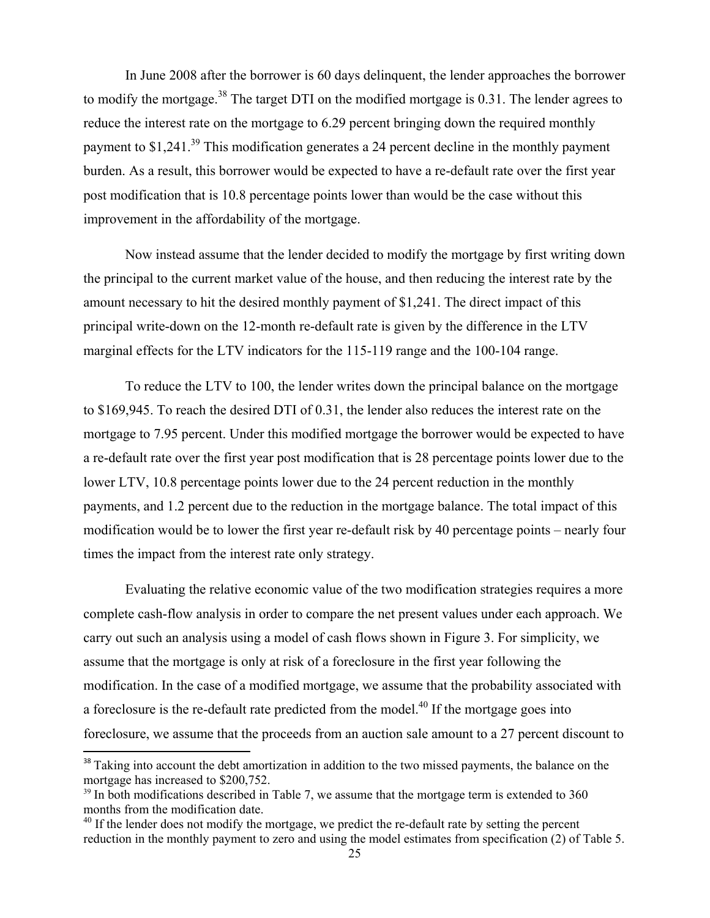In June 2008 after the borrower is 60 days delinquent, the lender approaches the borrower to modify the mortgage.[38] The target DTI on the modified mortgage is 0.31. The lender agrees to reduce the interest rate on the mortgage to 6.29 percent bringing down the required monthly payment to $1,241.[39] This modification generates a 24 percent decline in the monthly payment burden. As a result, this borrower would be expected to have a re-default rate over the first year post modification that is 10.8 percentage points lower than would be the case without this improvement in the affordability of the mortgage.

Now instead assume that the lender decided to modify the mortgage by first writing down the principal to the current market value of the house, and then reducing the interest rate by the amount necessary to hit the desired monthly payment of $1,241. The direct impact of this principal write-down on the 12-month re-default rate is given by the difference in the LTV marginal effects for the LTV indicators for the 115-119 range and the 100-104 range.

To reduce the LTV to 100, the lender writes down the principal balance on the mortgage to $169,945. To reach the desired DTI of 0.31, the lender also reduces the interest rate on the mortgage to 7.95 percent. Under this modified mortgage the borrower would be expected to have a re-default rate over the first year post modification that is 28 percentage points lower due to the lower LTV, 10.8 percentage points lower due to the 24 percent reduction in the monthly payments, and 1.2 percent due to the reduction in the mortgage balance. The total impact of this modification would be to lower the first year re-default risk by 40 percentage points – nearly four times the impact from the interest rate only strategy.

Evaluating the relative economic value of the two modification strategies requires a more complete cash-flow analysis in order to compare the net present values under each approach. We carry out such an analysis using a model of cash flows shown in Figure 3. For simplicity, we assume that the mortgage is only at risk of a foreclosure in the first year following the modification. In the case of a modified mortgage, we assume that the probability associated with a foreclosure is the re-default rate predicted from the model.[40] If the mortgage goes into foreclosure, we assume that the proceeds from an auction sale amount to a 27 percent discount to

---

[38] Taking into account the debt amortization in addition to the two missed payments, the balance on the mortgage has increased to $200,752.

[39] In both modifications described in Table 7, we assume that the mortgage term is extended to 360 months from the modification date.

[40] If the lender does not modify the mortgage, we predict the re-default rate by setting the percent reduction in the monthly payment to zero and using the model estimates from specification (2) of Table 5.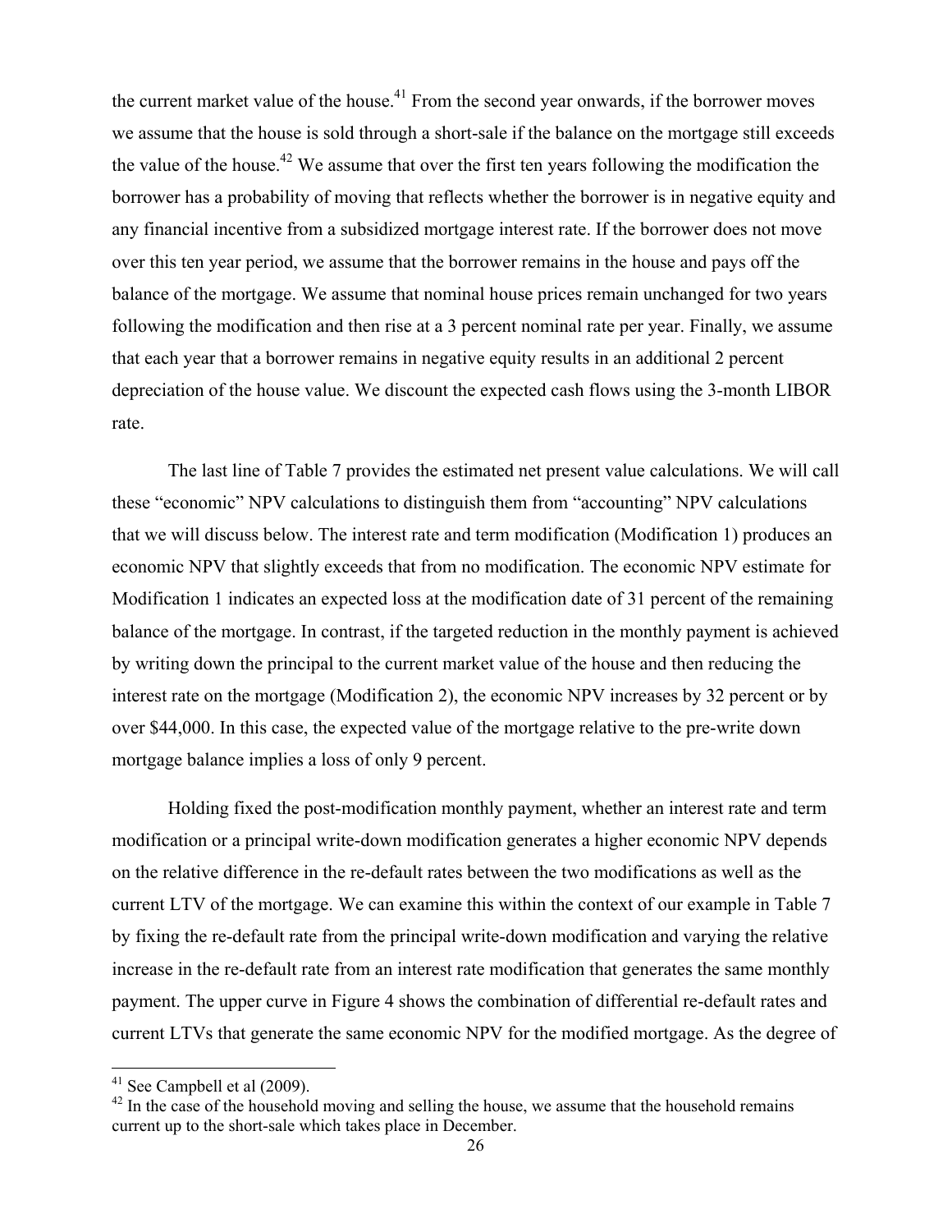the current market value of the house.[41] From the second year onwards, if the borrower moves we assume that the house is sold through a short-sale if the balance on the mortgage still exceeds the value of the house.[42] We assume that over the first ten years following the modification the borrower has a probability of moving that reflects whether the borrower is in negative equity and any financial incentive from a subsidized mortgage interest rate. If the borrower does not move over this ten year period, we assume that the borrower remains in the house and pays off the balance of the mortgage. We assume that nominal house prices remain unchanged for two years following the modification and then rise at a 3 percent nominal rate per year. Finally, we assume that each year that a borrower remains in negative equity results in an additional 2 percent depreciation of the house value. We discount the expected cash flows using the 3-month LIBOR rate.

The last line of Table 7 provides the estimated net present value calculations. We will call these "economic" NPV calculations to distinguish them from "accounting" NPV calculations that we will discuss below. The interest rate and term modification (Modification 1) produces an economic NPV that slightly exceeds that from no modification. The economic NPV estimate for Modification 1 indicates an expected loss at the modification date of 31 percent of the remaining balance of the mortgage. In contrast, if the targeted reduction in the monthly payment is achieved by writing down the principal to the current market value of the house and then reducing the interest rate on the mortgage (Modification 2), the economic NPV increases by 32 percent or by over \$44,000. In this case, the expected value of the mortgage relative to the pre-write down mortgage balance implies a loss of only 9 percent.

Holding fixed the post-modification monthly payment, whether an interest rate and term modification or a principal write-down modification generates a higher economic NPV depends on the relative difference in the re-default rates between the two modifications as well as the current LTV of the mortgage. We can examine this within the context of our example in Table 7 by fixing the re-default rate from the principal write-down modification and varying the relative increase in the re-default rate from an interest rate modification that generates the same monthly payment. The upper curve in Figure 4 shows the combination of differential re-default rates and current LTVs that generate the same economic NPV for the modified mortgage. As the degree of

[41] See Campbell et al (2009).

[42] In the case of the household moving and selling the house, we assume that the household remains current up to the short-sale which takes place in December.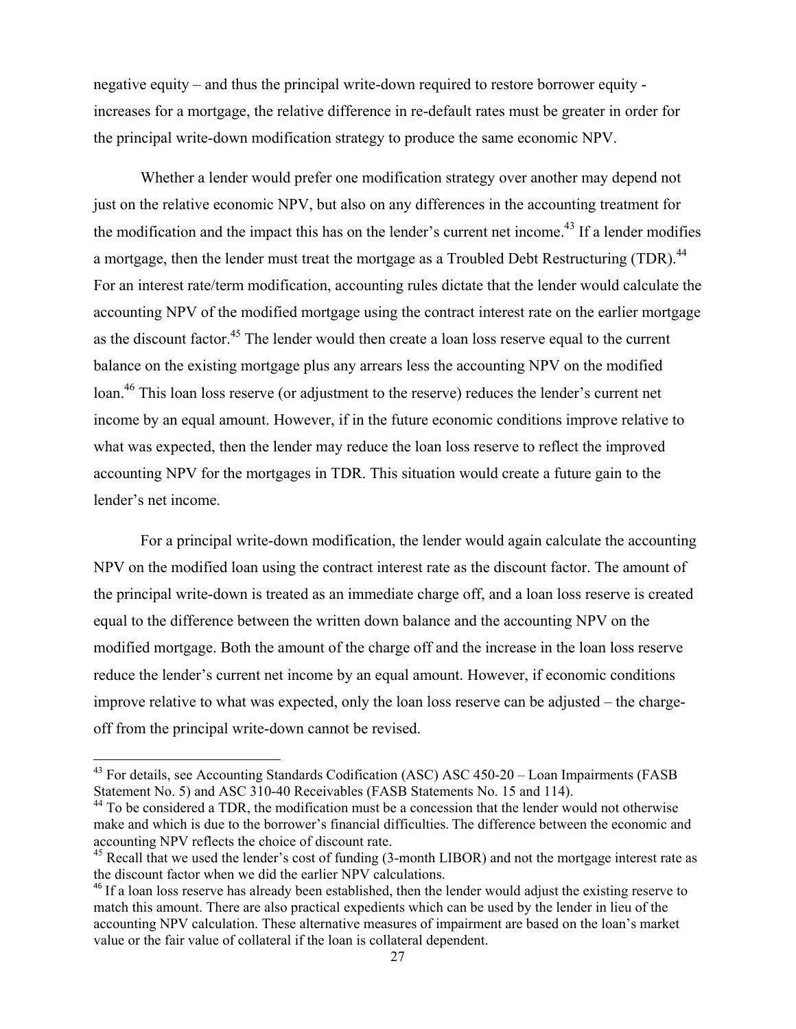negative equity – and thus the principal write-down required to restore borrower equity - increases for a mortgage, the relative difference in re-default rates must be greater in order for the principal write-down modification strategy to produce the same economic NPV.

Whether a lender would prefer one modification strategy over another may depend not just on the relative economic NPV, but also on any differences in the accounting treatment for the modification and the impact this has on the lender's current net income.[43] If a lender modifies a mortgage, then the lender must treat the mortgage as a Troubled Debt Restructuring (TDR).[44] For an interest rate/term modification, accounting rules dictate that the lender would calculate the accounting NPV of the modified mortgage using the contract interest rate on the earlier mortgage as the discount factor.[45] The lender would then create a loan loss reserve equal to the current balance on the existing mortgage plus any arrears less the accounting NPV on the modified loan.[46] This loan loss reserve (or adjustment to the reserve) reduces the lender's current net income by an equal amount. However, if in the future economic conditions improve relative to what was expected, then the lender may reduce the loan loss reserve to reflect the improved accounting NPV for the mortgages in TDR. This situation would create a future gain to the lender's net income.

For a principal write-down modification, the lender would again calculate the accounting NPV on the modified loan using the contract interest rate as the discount factor. The amount of the principal write-down is treated as an immediate charge off, and a loan loss reserve is created equal to the difference between the written down balance and the accounting NPV on the modified mortgage. Both the amount of the charge off and the increase in the loan loss reserve reduce the lender's current net income by an equal amount. However, if economic conditions improve relative to what was expected, only the loan loss reserve can be adjusted – the charge-off from the principal write-down cannot be revised.

---

[43] For details, see Accounting Standards Codification (ASC) ASC 450-20 – Loan Impairments (FASB Statement No. 5) and ASC 310-40 Receivables (FASB Statements No. 15 and 114).

[44] To be considered a TDR, the modification must be a concession that the lender would not otherwise make and which is due to the borrower's financial difficulties. The difference between the economic and accounting NPV reflects the choice of discount rate.

[45] Recall that we used the lender's cost of funding (3-month LIBOR) and not the mortgage interest rate as the discount factor when we did the earlier NPV calculations.

[46] If a loan loss reserve has already been established, then the lender would adjust the existing reserve to match this amount. There are also practical expedients which can be used by the lender in lieu of the accounting NPV calculation. These alternative measures of impairment are based on the loan's market value or the fair value of collateral if the loan is collateral dependent.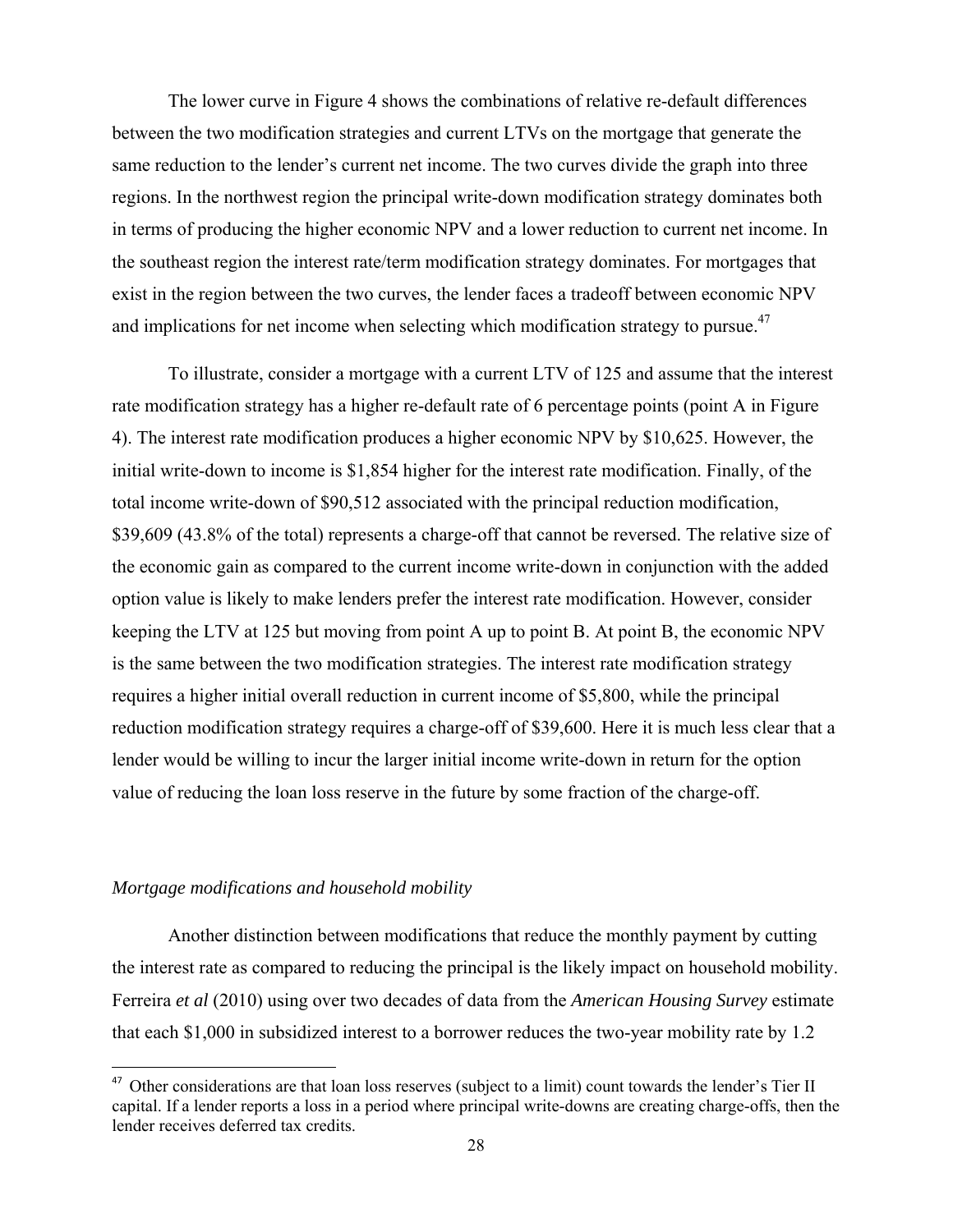The lower curve in Figure 4 shows the combinations of relative re-default differences between the two modification strategies and current LTVs on the mortgage that generate the same reduction to the lender's current net income. The two curves divide the graph into three regions. In the northwest region the principal write-down modification strategy dominates both in terms of producing the higher economic NPV and a lower reduction to current net income. In the southeast region the interest rate/term modification strategy dominates. For mortgages that exist in the region between the two curves, the lender faces a tradeoff between economic NPV and implications for net income when selecting which modification strategy to pursue.[47]

To illustrate, consider a mortgage with a current LTV of 125 and assume that the interest rate modification strategy has a higher re-default rate of 6 percentage points (point A in Figure 4). The interest rate modification produces a higher economic NPV by $10,625. However, the initial write-down to income is $1,854 higher for the interest rate modification. Finally, of the total income write-down of $90,512 associated with the principal reduction modification, $39,609 (43.8% of the total) represents a charge-off that cannot be reversed. The relative size of the economic gain as compared to the current income write-down in conjunction with the added option value is likely to make lenders prefer the interest rate modification. However, consider keeping the LTV at 125 but moving from point A up to point B. At point B, the economic NPV is the same between the two modification strategies. The interest rate modification strategy requires a higher initial overall reduction in current income of $5,800, while the principal reduction modification strategy requires a charge-off of $39,600. Here it is much less clear that a lender would be willing to incur the larger initial income write-down in return for the option value of reducing the loan loss reserve in the future by some fraction of the charge-off.

### *Mortgage modifications and household mobility*

Another distinction between modifications that reduce the monthly payment by cutting the interest rate as compared to reducing the principal is the likely impact on household mobility. Ferreira *et al* (2010) using over two decades of data from the *American Housing Survey* estimate that each $1,000 in subsidized interest to a borrower reduces the two-year mobility rate by 1.2

[47] Other considerations are that loan loss reserves (subject to a limit) count towards the lender's Tier II capital. If a lender reports a loss in a period where principal write-downs are creating charge-offs, then the lender receives deferred tax credits.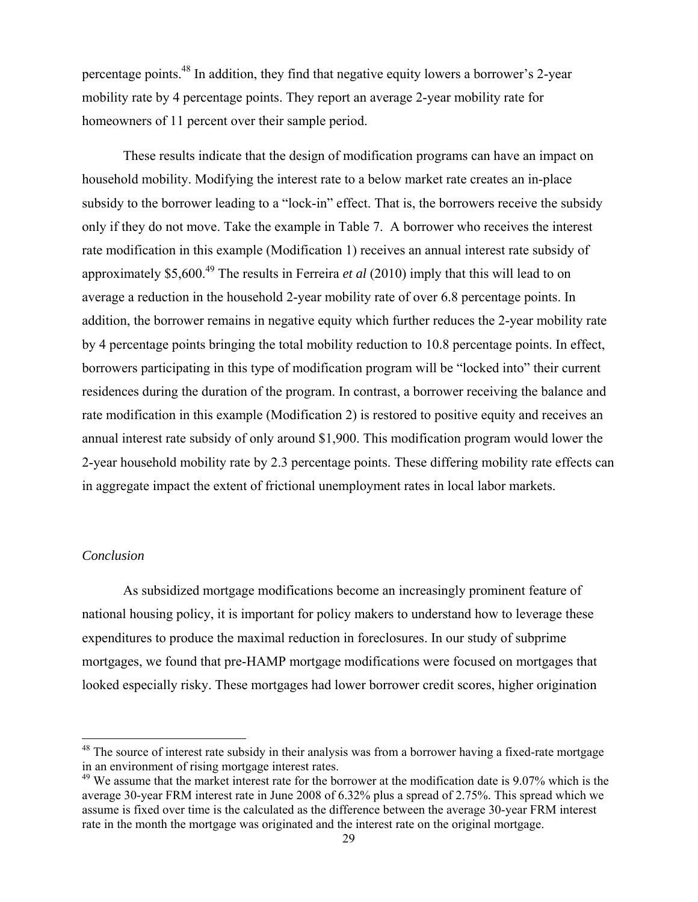percentage points.[48] In addition, they find that negative equity lowers a borrower's 2-year mobility rate by 4 percentage points. They report an average 2-year mobility rate for homeowners of 11 percent over their sample period.

These results indicate that the design of modification programs can have an impact on household mobility. Modifying the interest rate to a below market rate creates an in-place subsidy to the borrower leading to a "lock-in" effect. That is, the borrowers receive the subsidy only if they do not move. Take the example in Table 7. A borrower who receives the interest rate modification in this example (Modification 1) receives an annual interest rate subsidy of approximately $5,600.[49] The results in Ferreira *et al* (2010) imply that this will lead to on average a reduction in the household 2-year mobility rate of over 6.8 percentage points. In addition, the borrower remains in negative equity which further reduces the 2-year mobility rate by 4 percentage points bringing the total mobility reduction to 10.8 percentage points. In effect, borrowers participating in this type of modification program will be "locked into" their current residences during the duration of the program. In contrast, a borrower receiving the balance and rate modification in this example (Modification 2) is restored to positive equity and receives an annual interest rate subsidy of only around $1,900. This modification program would lower the 2-year household mobility rate by 2.3 percentage points. These differing mobility rate effects can in aggregate impact the extent of frictional unemployment rates in local labor markets.

### *Conclusion*

As subsidized mortgage modifications become an increasingly prominent feature of national housing policy, it is important for policy makers to understand how to leverage these expenditures to produce the maximal reduction in foreclosures. In our study of subprime mortgages, we found that pre-HAMP mortgage modifications were focused on mortgages that looked especially risky. These mortgages had lower borrower credit scores, higher origination

---

[48] The source of interest rate subsidy in their analysis was from a borrower having a fixed-rate mortgage in an environment of rising mortgage interest rates.

[49] We assume that the market interest rate for the borrower at the modification date is 9.07% which is the average 30-year FRM interest rate in June 2008 of 6.32% plus a spread of 2.75%. This spread which we assume is fixed over time is the calculated as the difference between the average 30-year FRM interest rate in the month the mortgage was originated and the interest rate on the original mortgage.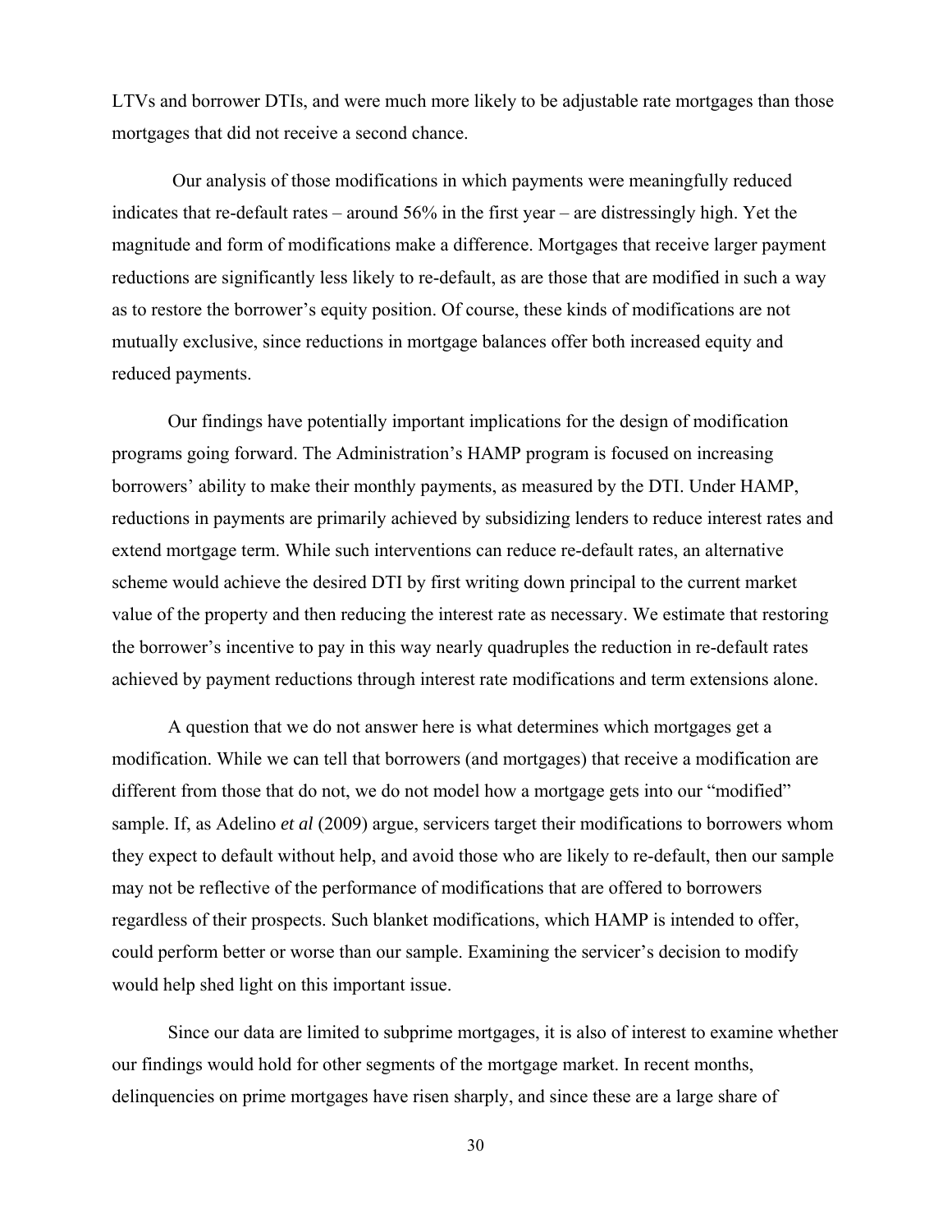LTVs and borrower DTIs, and were much more likely to be adjustable rate mortgages than those mortgages that did not receive a second chance.

Our analysis of those modifications in which payments were meaningfully reduced indicates that re-default rates – around 56% in the first year – are distressingly high. Yet the magnitude and form of modifications make a difference. Mortgages that receive larger payment reductions are significantly less likely to re-default, as are those that are modified in such a way as to restore the borrower's equity position. Of course, these kinds of modifications are not mutually exclusive, since reductions in mortgage balances offer both increased equity and reduced payments.

Our findings have potentially important implications for the design of modification programs going forward. The Administration's HAMP program is focused on increasing borrowers' ability to make their monthly payments, as measured by the DTI. Under HAMP, reductions in payments are primarily achieved by subsidizing lenders to reduce interest rates and extend mortgage term. While such interventions can reduce re-default rates, an alternative scheme would achieve the desired DTI by first writing down principal to the current market value of the property and then reducing the interest rate as necessary. We estimate that restoring the borrower's incentive to pay in this way nearly quadruples the reduction in re-default rates achieved by payment reductions through interest rate modifications and term extensions alone.

A question that we do not answer here is what determines which mortgages get a modification. While we can tell that borrowers (and mortgages) that receive a modification are different from those that do not, we do not model how a mortgage gets into our "modified" sample. If, as Adelino *et al* (2009) argue, servicers target their modifications to borrowers whom they expect to default without help, and avoid those who are likely to re-default, then our sample may not be reflective of the performance of modifications that are offered to borrowers regardless of their prospects. Such blanket modifications, which HAMP is intended to offer, could perform better or worse than our sample. Examining the servicer's decision to modify would help shed light on this important issue.

Since our data are limited to subprime mortgages, it is also of interest to examine whether our findings would hold for other segments of the mortgage market. In recent months, delinquencies on prime mortgages have risen sharply, and since these are a large share of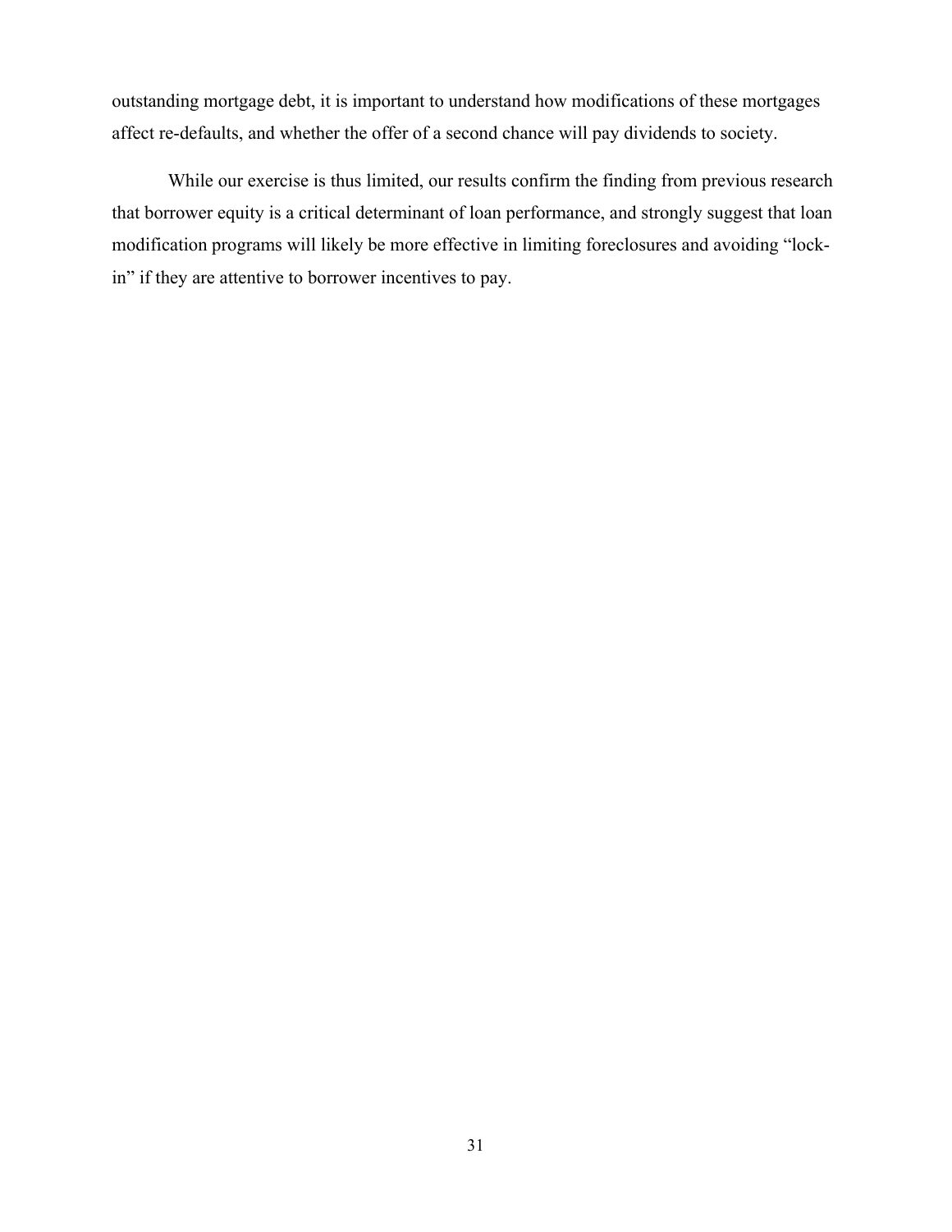outstanding mortgage debt, it is important to understand how modifications of these mortgages affect re-defaults, and whether the offer of a second chance will pay dividends to society.

While our exercise is thus limited, our results confirm the finding from previous research that borrower equity is a critical determinant of loan performance, and strongly suggest that loan modification programs will likely be more effective in limiting foreclosures and avoiding "lock-in" if they are attentive to borrower incentives to pay.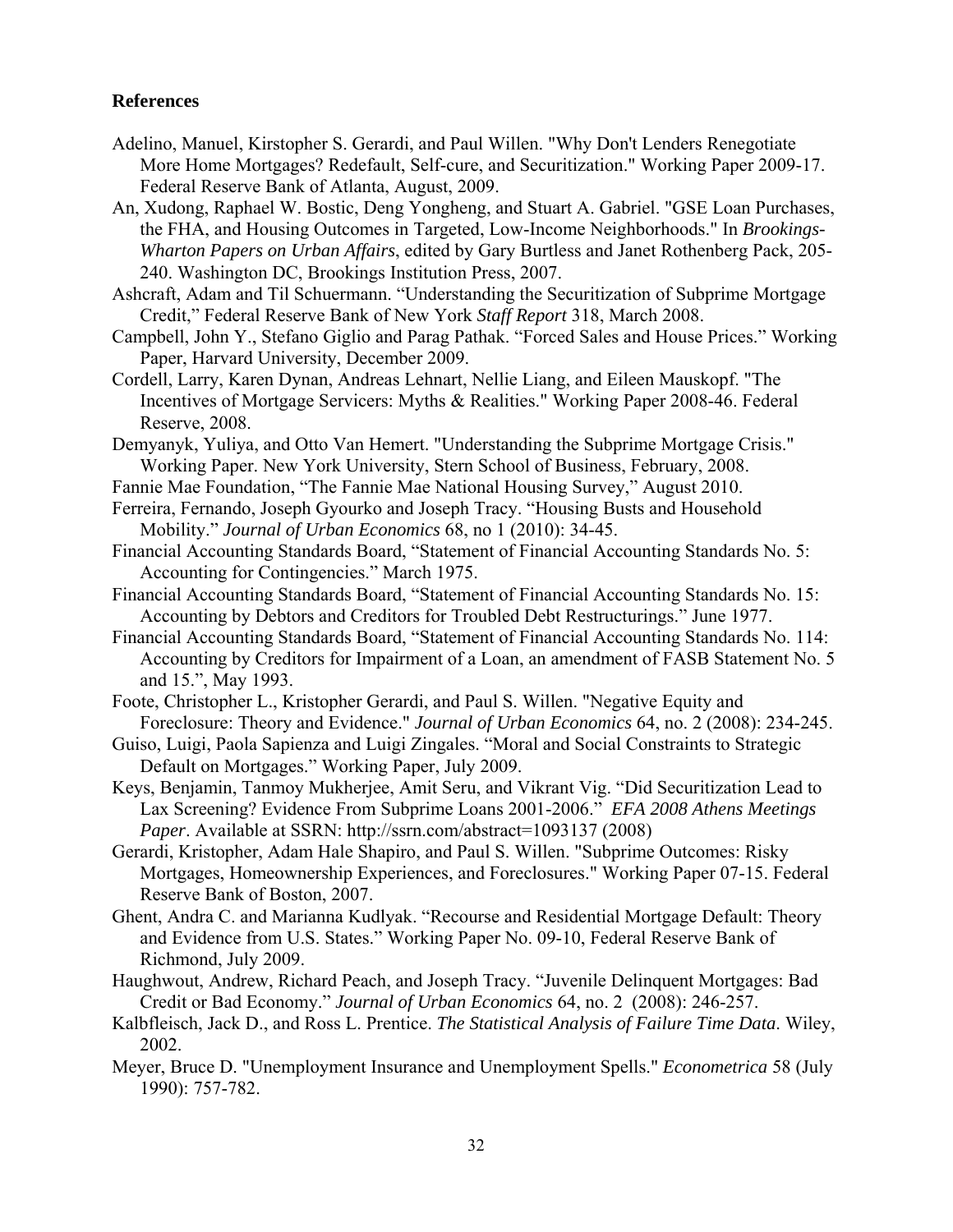**References**

Adelino, Manuel, Kirstopher S. Gerardi, and Paul Willen. "Why Don't Lenders Renegotiate More Home Mortgages? Redefault, Self-cure, and Securitization." Working Paper 2009-17. Federal Reserve Bank of Atlanta, August, 2009.

An, Xudong, Raphael W. Bostic, Deng Yongheng, and Stuart A. Gabriel. "GSE Loan Purchases, the FHA, and Housing Outcomes in Targeted, Low-Income Neighborhoods." In *Brookings-Wharton Papers on Urban Affairs*, edited by Gary Burtless and Janet Rothenberg Pack, 205-240. Washington DC, Brookings Institution Press, 2007.

Ashcraft, Adam and Til Schuermann. "Understanding the Securitization of Subprime Mortgage Credit," Federal Reserve Bank of New York *Staff Report* 318, March 2008.

Campbell, John Y., Stefano Giglio and Parag Pathak. "Forced Sales and House Prices." Working Paper, Harvard University, December 2009.

Cordell, Larry, Karen Dynan, Andreas Lehnart, Nellie Liang, and Eileen Mauskopf. "The Incentives of Mortgage Servicers: Myths & Realities." Working Paper 2008-46. Federal Reserve, 2008.

Demyanyk, Yuliya, and Otto Van Hemert. "Understanding the Subprime Mortgage Crisis." Working Paper. New York University, Stern School of Business, February, 2008.

Fannie Mae Foundation, "The Fannie Mae National Housing Survey," August 2010.

Ferreira, Fernando, Joseph Gyourko and Joseph Tracy. "Housing Busts and Household Mobility." *Journal of Urban Economics* 68, no 1 (2010): 34-45.

Financial Accounting Standards Board, "Statement of Financial Accounting Standards No. 5: Accounting for Contingencies." March 1975.

Financial Accounting Standards Board, "Statement of Financial Accounting Standards No. 15: Accounting by Debtors and Creditors for Troubled Debt Restructurings." June 1977.

Financial Accounting Standards Board, "Statement of Financial Accounting Standards No. 114: Accounting by Creditors for Impairment of a Loan, an amendment of FASB Statement No. 5 and 15.", May 1993.

Foote, Christopher L., Kristopher Gerardi, and Paul S. Willen. "Negative Equity and Foreclosure: Theory and Evidence." *Journal of Urban Economics* 64, no. 2 (2008): 234-245.

Guiso, Luigi, Paola Sapienza and Luigi Zingales. "Moral and Social Constraints to Strategic Default on Mortgages." Working Paper, July 2009.

Keys, Benjamin, Tanmoy Mukherjee, Amit Seru, and Vikrant Vig. "Did Securitization Lead to Lax Screening? Evidence From Subprime Loans 2001-2006." *EFA 2008 Athens Meetings Paper*. Available at SSRN: http://ssrn.com/abstract=1093137 (2008)

Gerardi, Kristopher, Adam Hale Shapiro, and Paul S. Willen. "Subprime Outcomes: Risky Mortgages, Homeownership Experiences, and Foreclosures." Working Paper 07-15. Federal Reserve Bank of Boston, 2007.

Ghent, Andra C. and Marianna Kudlyak. "Recourse and Residential Mortgage Default: Theory and Evidence from U.S. States." Working Paper No. 09-10, Federal Reserve Bank of Richmond, July 2009.

Haughwout, Andrew, Richard Peach, and Joseph Tracy. "Juvenile Delinquent Mortgages: Bad Credit or Bad Economy." *Journal of Urban Economics* 64, no. 2 (2008): 246-257.

Kalbfleisch, Jack D., and Ross L. Prentice. *The Statistical Analysis of Failure Time Data*. Wiley, 2002.

Meyer, Bruce D. "Unemployment Insurance and Unemployment Spells." *Econometrica* 58 (July 1990): 757-782.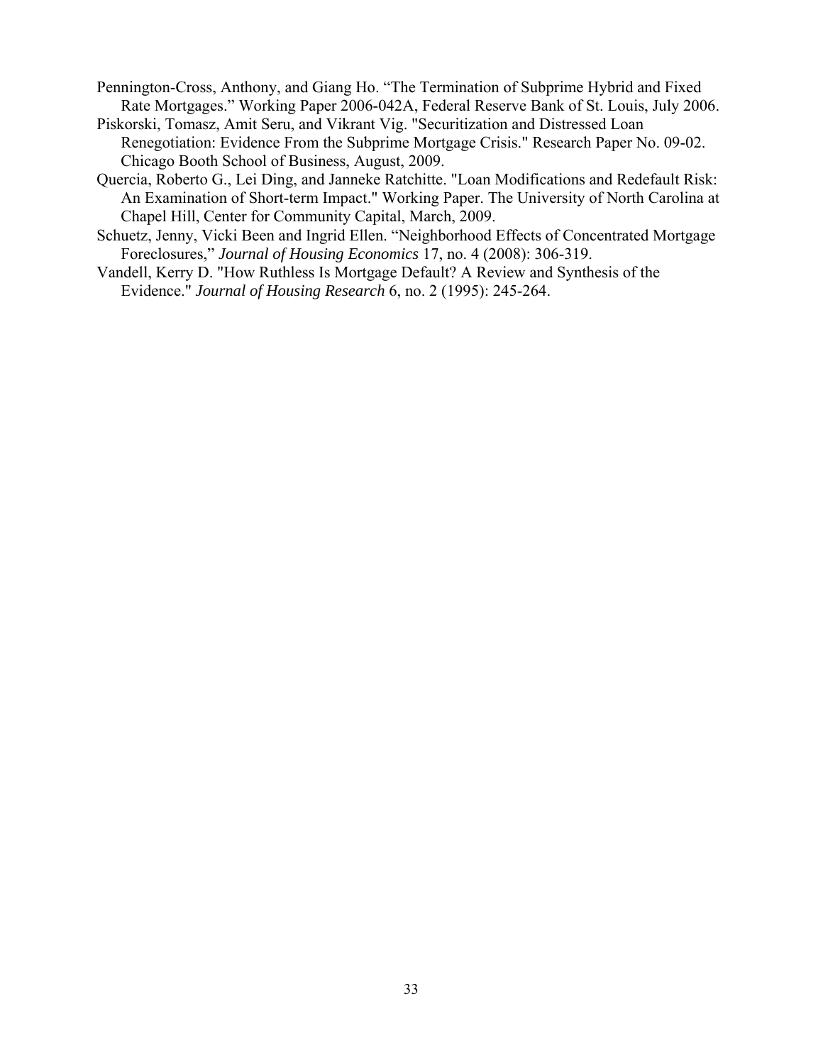Pennington-Cross, Anthony, and Giang Ho. "The Termination of Subprime Hybrid and Fixed Rate Mortgages." Working Paper 2006-042A, Federal Reserve Bank of St. Louis, July 2006.

Piskorski, Tomasz, Amit Seru, and Vikrant Vig. "Securitization and Distressed Loan Renegotiation: Evidence From the Subprime Mortgage Crisis." Research Paper No. 09-02. Chicago Booth School of Business, August, 2009.

Quercia, Roberto G., Lei Ding, and Janneke Ratchitte. "Loan Modifications and Redefault Risk: An Examination of Short-term Impact." Working Paper. The University of North Carolina at Chapel Hill, Center for Community Capital, March, 2009.

Schuetz, Jenny, Vicki Been and Ingrid Ellen. "Neighborhood Effects of Concentrated Mortgage Foreclosures," *Journal of Housing Economics* 17, no. 4 (2008): 306-319.

Vandell, Kerry D. "How Ruthless Is Mortgage Default? A Review and Synthesis of the Evidence." *Journal of Housing Research* 6, no. 2 (1995): 245-264.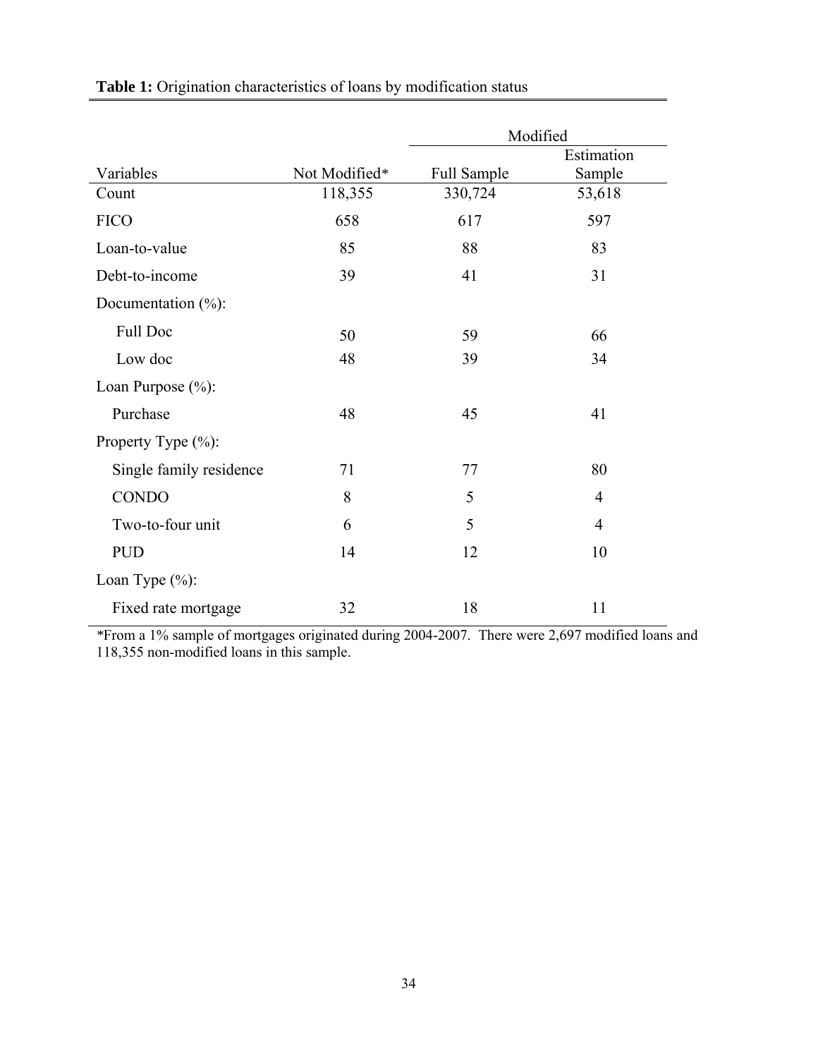**Table 1:** Origination characteristics of loans by modification status

| | | Modified | |
|---|---|---|---|
| Variables | Not Modified* | Full Sample | Estimation Sample |
| Count | 118,355 | 330,724 | 53,618 |
| FICO | 658 | 617 | 597 |
| Loan-to-value | 85 | 88 | 83 |
| Debt-to-income | 39 | 41 | 31 |
| Documentation (%): | | | |
| Full Doc | 50 | 59 | 66 |
| Low doc | 48 | 39 | 34 |
| Loan Purpose (%): | | | |
| Purchase | 48 | 45 | 41 |
| Property Type (%): | | | |
| Single family residence | 71 | 77 | 80 |
| CONDO | 8 | 5 | 4 |
| Two-to-four unit | 6 | 5 | 4 |
| PUD | 14 | 12 | 10 |
| Loan Type (%): | | | |
| Fixed rate mortgage | 32 | 18 | 11 |

*From a 1% sample of mortgages originated during 2004-2007. There were 2,697 modified loans and 118,355 non-modified loans in this sample.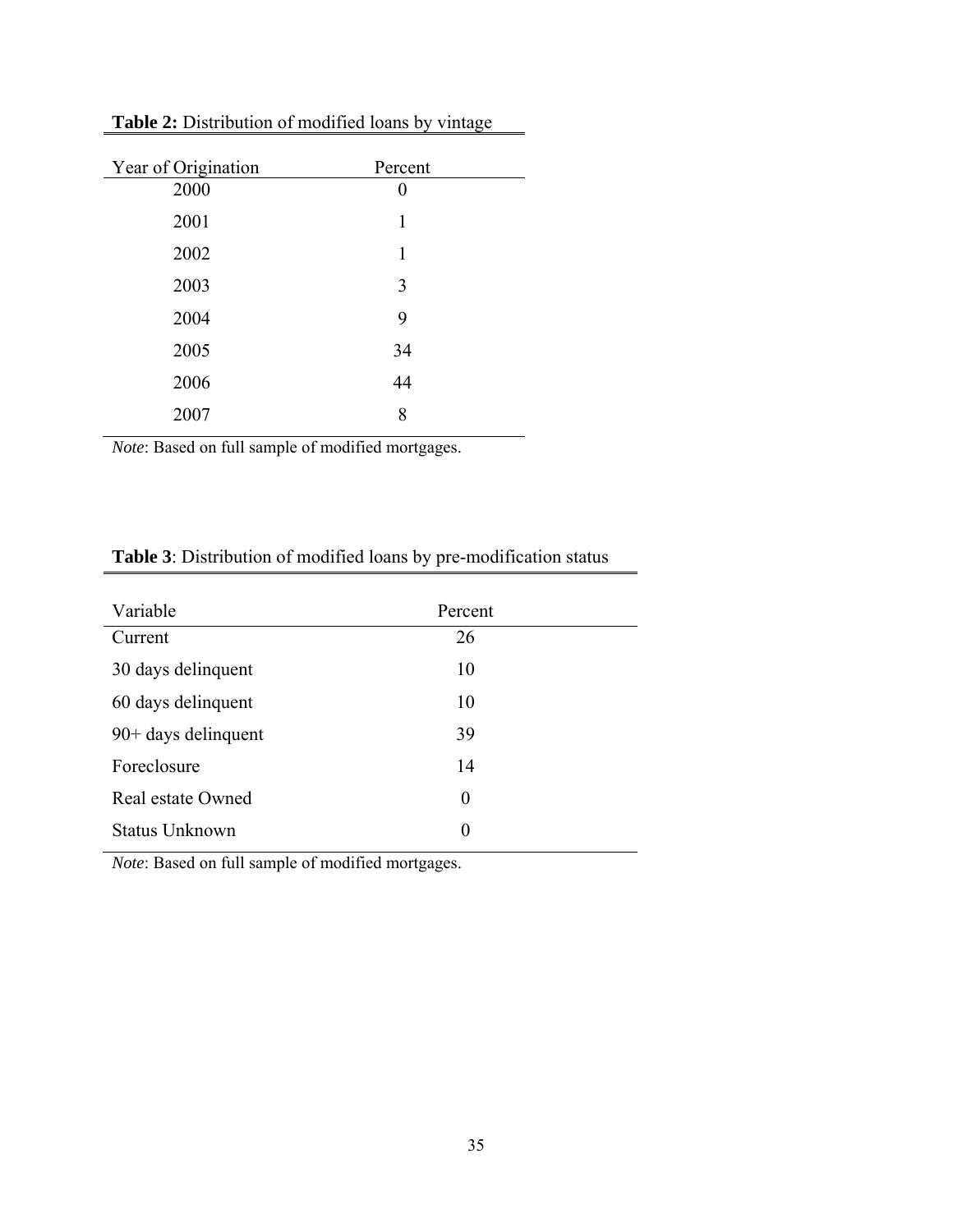**Table 2:** Distribution of modified loans by vintage

| Year of Origination | Percent |
|---|---|
| 2000 | 0 |
| 2001 | 1 |
| 2002 | 1 |
| 2003 | 3 |
| 2004 | 9 |
| 2005 | 34 |
| 2006 | 44 |
| 2007 | 8 |

*Note*: Based on full sample of modified mortgages.

**Table 3**: Distribution of modified loans by pre-modification status

| Variable | Percent |
|---|---|
| Current | 26 |
| 30 days delinquent | 10 |
| 60 days delinquent | 10 |
| 90+ days delinquent | 39 |
| Foreclosure | 14 |
| Real estate Owned | 0 |
| Status Unknown | 0 |

*Note*: Based on full sample of modified mortgages.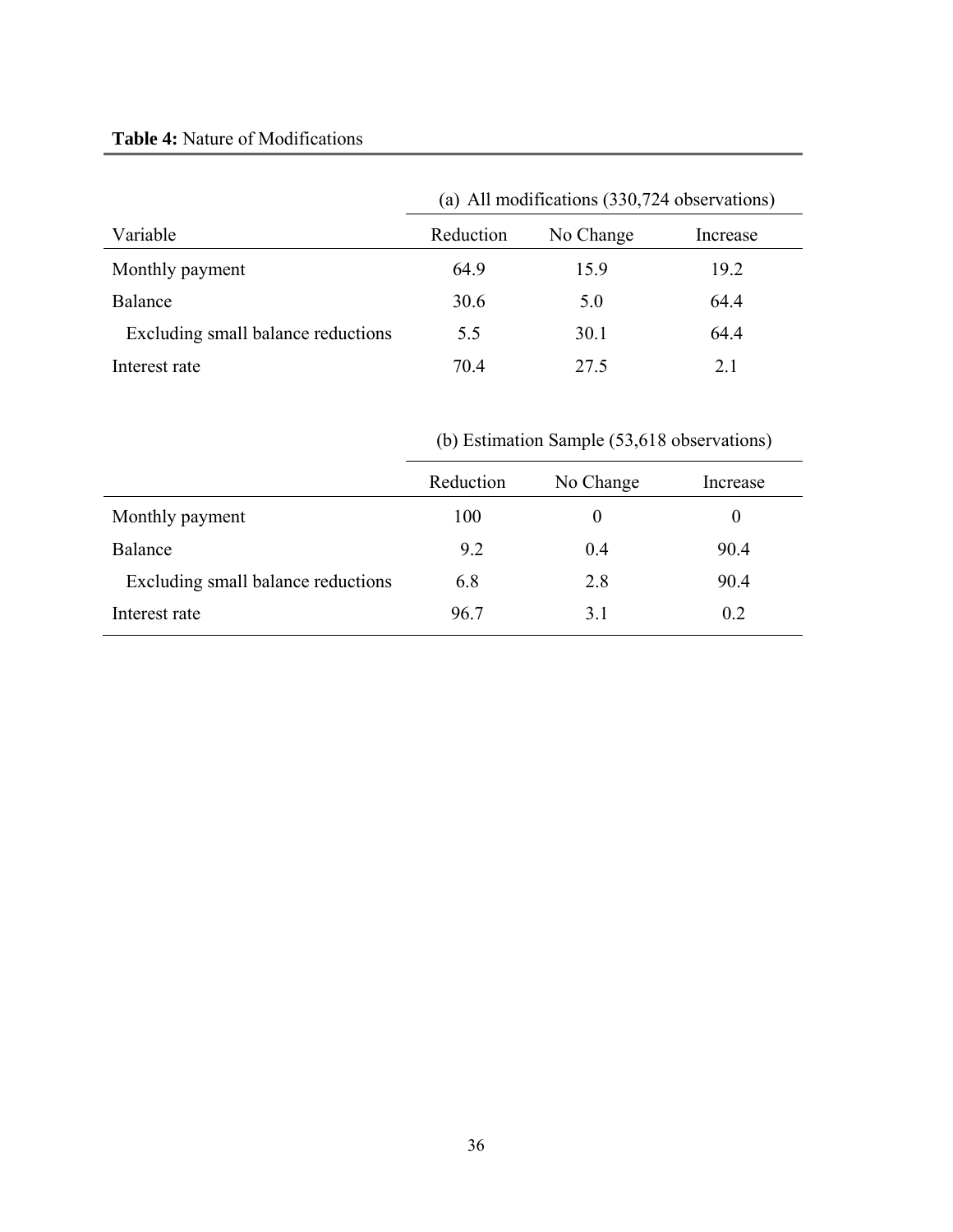**Table 4:** Nature of Modifications

| | (a) All modifications (330,724 observations) | | |
|---|---|---|---|
| Variable | Reduction | No Change | Increase |
| Monthly payment | 64.9 | 15.9 | 19.2 |
| Balance | 30.6 | 5.0 | 64.4 |
| Excluding small balance reductions | 5.5 | 30.1 | 64.4 |
| Interest rate | 70.4 | 27.5 | 2.1 |

| | (b) Estimation Sample (53,618 observations) | | |
|---|---|---|---|
| | Reduction | No Change | Increase |
| Monthly payment | 100 | 0 | 0 |
| Balance | 9.2 | 0.4 | 90.4 |
| Excluding small balance reductions | 6.8 | 2.8 | 90.4 |
| Interest rate | 96.7 | 3.1 | 0.2 |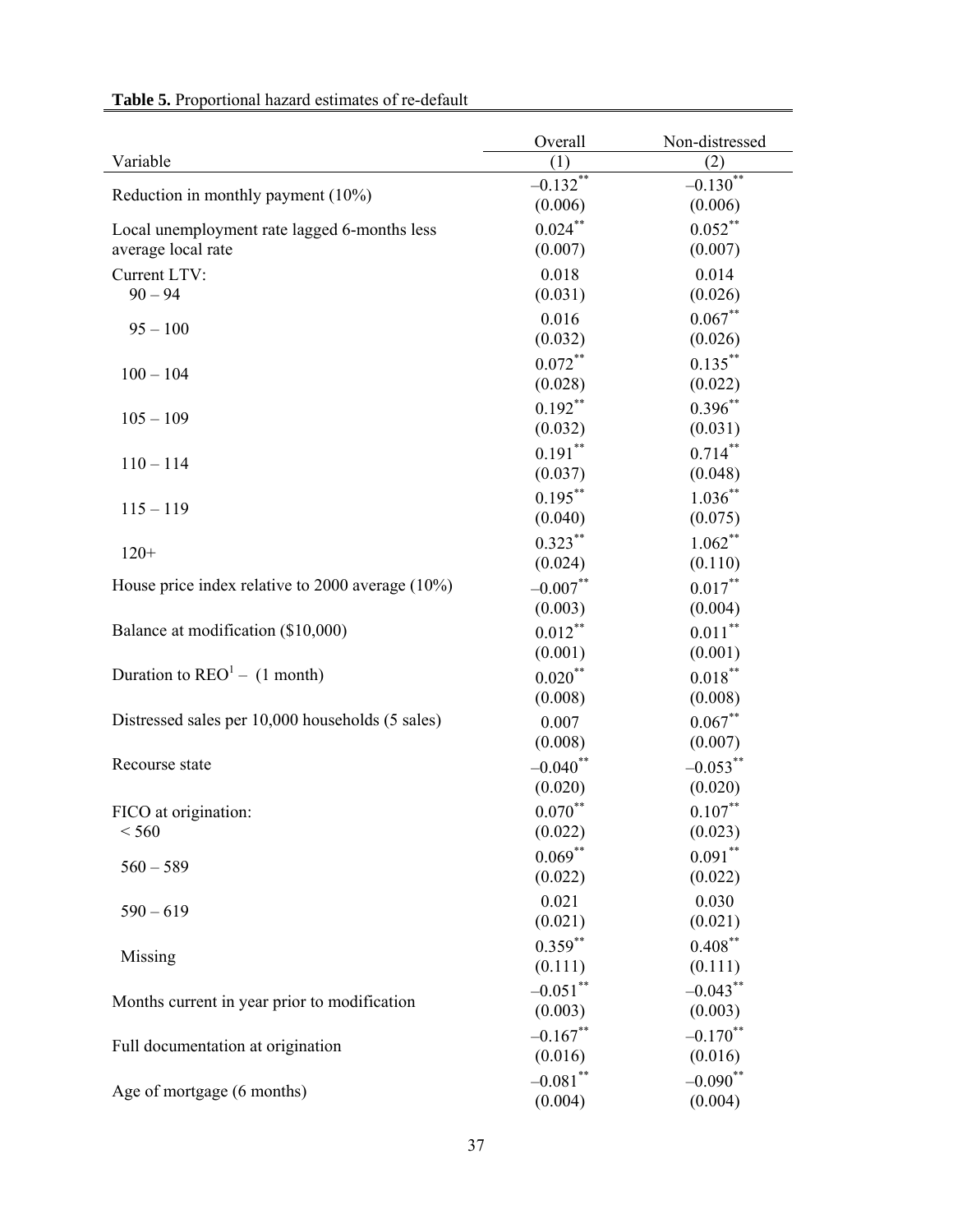**Table 5.** Proportional hazard estimates of re-default

| Variable | Overall (1) | Non-distressed (2) |
|---|---|---|
| Reduction in monthly payment (10%) | $-0.132^{**}$ | $-0.130^{**}$ |
| | (0.006) | (0.006) |
| Local unemployment rate lagged 6-months less average local rate | $0.024^{**}$ | $0.052^{**}$ |
| | (0.007) | (0.007) |
| Current LTV: | | |
| 90 – 94 | 0.018 | 0.014 |
| | (0.031) | (0.026) |
| 95 – 100 | 0.016 | $0.067^{**}$ |
| | (0.032) | (0.026) |
| 100 – 104 | $0.072^{**}$ | $0.135^{**}$ |
| | (0.028) | (0.022) |
| 105 – 109 | $0.192^{**}$ | $0.396^{**}$ |
| | (0.032) | (0.031) |
| 110 – 114 | $0.191^{**}$ | $0.714^{**}$ |
| | (0.037) | (0.048) |
| 115 – 119 | $0.195^{**}$ | $1.036^{**}$ |
| | (0.040) | (0.075) |
| 120+ | $0.323^{**}$ | $1.062^{**}$ |
| | (0.024) | (0.110) |
| House price index relative to 2000 average (10%) | $-0.007^{**}$ | $0.017^{**}$ |
| | (0.003) | (0.004) |
| Balance at modification ($10,000) | $0.012^{**}$ | $0.011^{**}$ |
| | (0.001) | (0.001) |
| Duration to REO[1] – (1 month) | $0.020^{**}$ | $0.018^{**}$ |
| | (0.008) | (0.008) |
| Distressed sales per 10,000 households (5 sales) | 0.007 | $0.067^{**}$ |
| | (0.008) | (0.007) |
| Recourse state | $-0.040^{**}$ | $-0.053^{**}$ |
| | (0.020) | (0.020) |
| FICO at origination: | | |
| < 560 | $0.070^{**}$ | $0.107^{**}$ |
| | (0.022) | (0.023) |
| 560 – 589 | $0.069^{**}$ | $0.091^{**}$ |
| | (0.022) | (0.022) |
| 590 – 619 | 0.021 | 0.030 |
| | (0.021) | (0.021) |
| Missing | $0.359^{**}$ | $0.408^{**}$ |
| | (0.111) | (0.111) |
| Months current in year prior to modification | $-0.051^{**}$ | $-0.043^{**}$ |
| | (0.003) | (0.003) |
| Full documentation at origination | $-0.167^{**}$ | $-0.170^{**}$ |
| | (0.016) | (0.016) |
| Age of mortgage (6 months) | $-0.081^{**}$ | $-0.090^{**}$ |
| | (0.004) | (0.004) |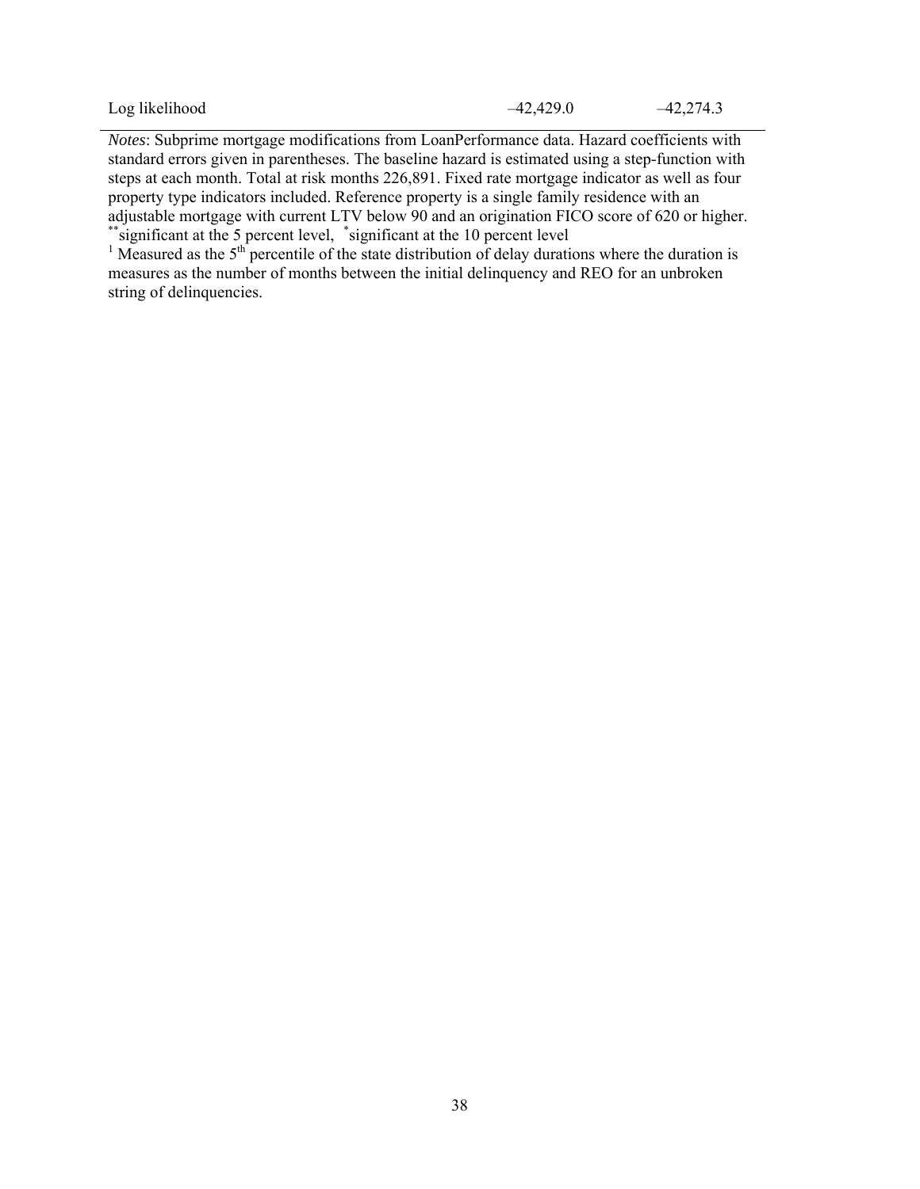| | | |
|---|---|---|
| Log likelihood | –42,429.0 | –42,274.3 |

*Notes*: Subprime mortgage modifications from LoanPerformance data. Hazard coefficients with standard errors given in parentheses. The baseline hazard is estimated using a step-function with steps at each month. Total at risk months 226,891. Fixed rate mortgage indicator as well as four property type indicators included. Reference property is a single family residence with an adjustable mortgage with current LTV below 90 and an origination FICO score of 620 or higher.
** significant at the 5 percent level, * significant at the 10 percent level
[1] Measured as the 5th percentile of the state distribution of delay durations where the duration is measures as the number of months between the initial delinquency and REO for an unbroken string of delinquencies.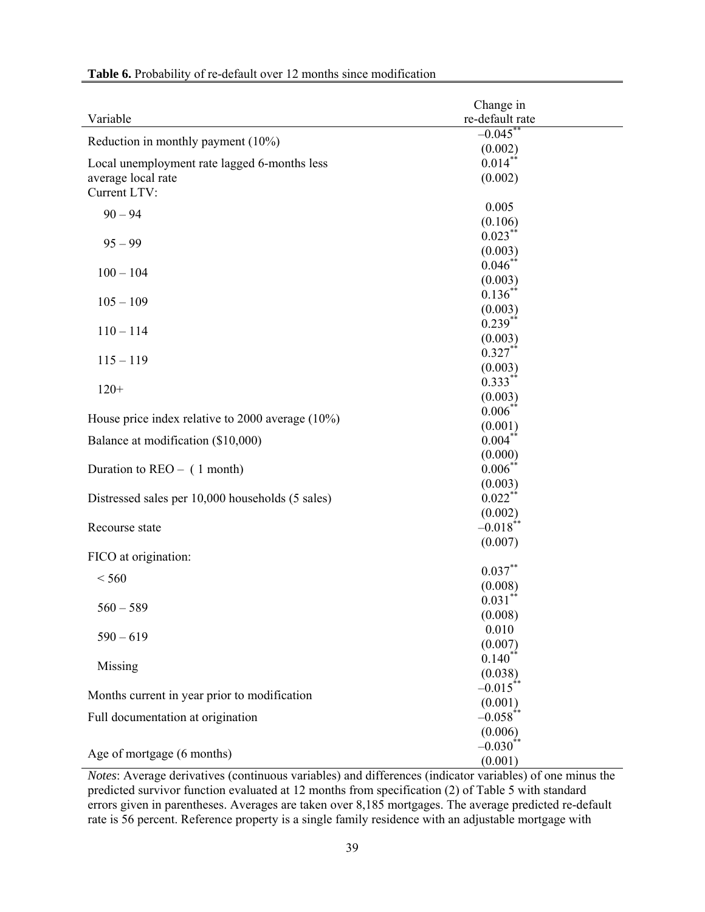**Table 6.** Probability of re-default over 12 months since modification

| Variable | Change in re-default rate |
|---|---|
| Reduction in monthly payment (10%) | $-0.045^{**}$ |
| | (0.002) |
| Local unemployment rate lagged 6-months less average local rate | $0.014^{**}$ |
| | (0.002) |
| Current LTV: | |
| 90 – 94 | 0.005 |
| | (0.106) |
| 95 – 99 | $0.023^{**}$ |
| | (0.003) |
| 100 – 104 | $0.046^{**}$ |
| | (0.003) |
| 105 – 109 | $0.136^{**}$ |
| | (0.003) |
| 110 – 114 | $0.239^{**}$ |
| | (0.003) |
| 115 – 119 | $0.327^{**}$ |
| | (0.003) |
| 120+ | $0.333^{**}$ |
| | (0.003) |
| House price index relative to 2000 average (10%) | $0.006^{**}$ |
| | (0.001) |
| Balance at modification ($10,000) | $0.004^{**}$ |
| | (0.000) |
| Duration to REO – ( 1 month) | $0.006^{**}$ |
| | (0.003) |
| Distressed sales per 10,000 households (5 sales) | $0.022^{**}$ |
| | (0.002) |
| Recourse state | $-0.018^{**}$ |
| | (0.007) |
| FICO at origination: | |
| < 560 | $0.037^{**}$ |
| | (0.008) |
| 560 – 589 | $0.031^{**}$ |
| | (0.008) |
| 590 – 619 | 0.010 |
| | (0.007) |
| Missing | $0.140^{**}$ |
| | (0.038) |
| Months current in year prior to modification | $-0.015^{**}$ |
| | (0.001) |
| Full documentation at origination | $-0.058^{**}$ |
| | (0.006) |
| Age of mortgage (6 months) | $-0.030^{**}$ |
| | (0.001) |

*Notes*: Average derivatives (continuous variables) and differences (indicator variables) of one minus the predicted survivor function evaluated at 12 months from specification (2) of Table 5 with standard errors given in parentheses. Averages are taken over 8,185 mortgages. The average predicted re-default rate is 56 percent. Reference property is a single family residence with an adjustable mortgage with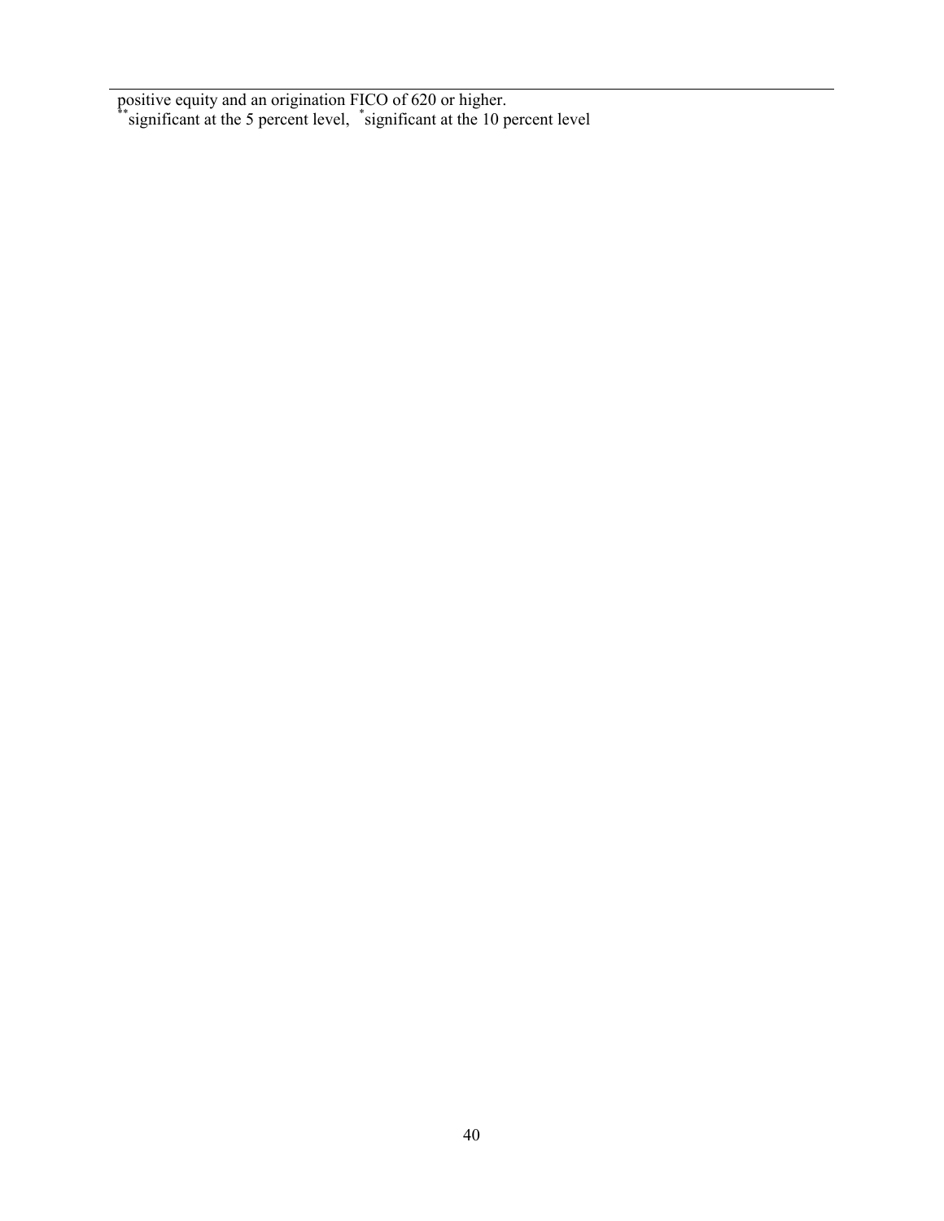positive equity and an origination FICO of 620 or higher.

**significant at the 5 percent level, *significant at the 10 percent level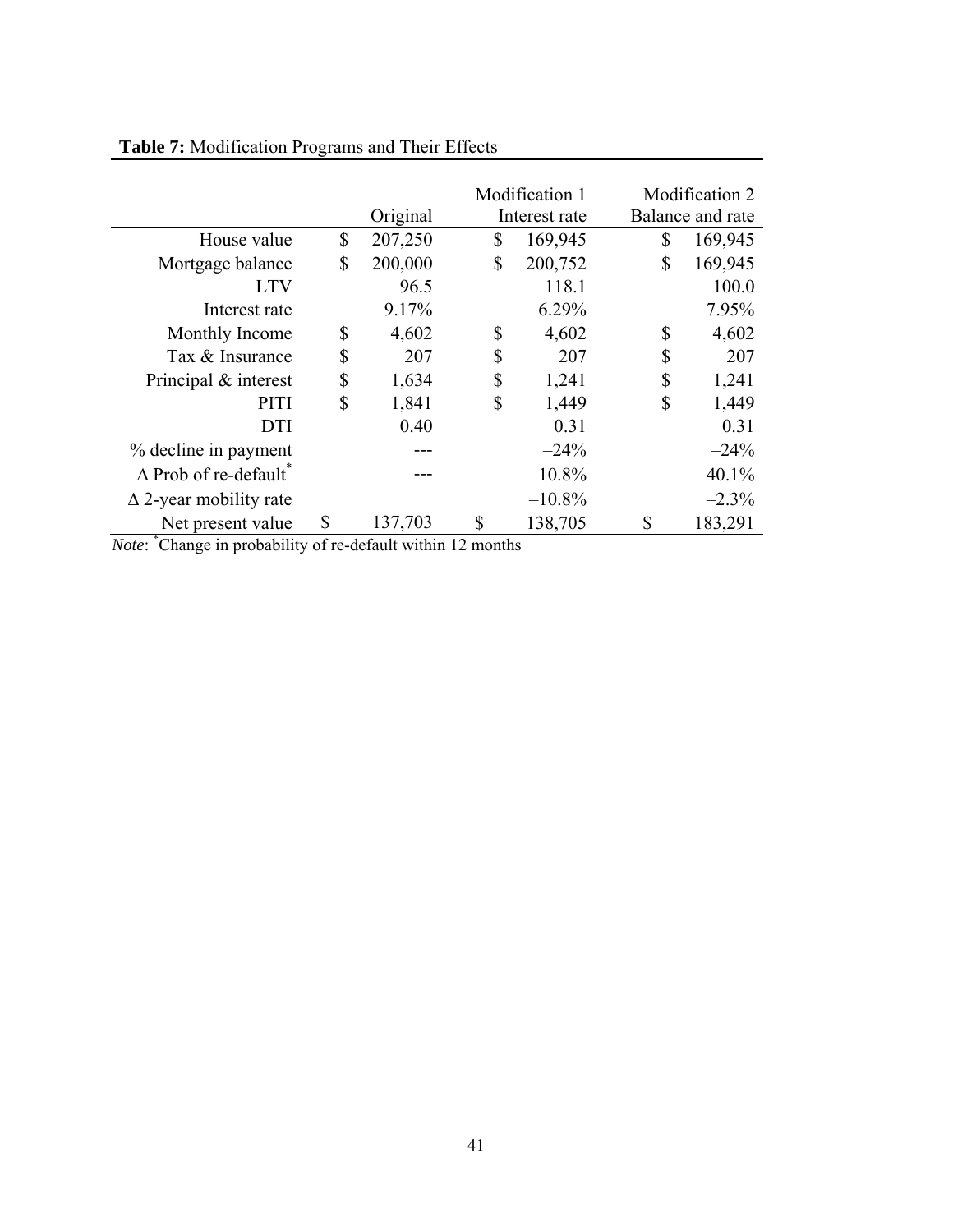**Table 7:** Modification Programs and Their Effects

| | Original | Modification 1<br>Interest rate | Modification 2<br>Balance and rate |
|---|---|---|---|
| House value | $ 207,250 | $ 169,945 | $ 169,945 |
| Mortgage balance | $ 200,000 | $ 200,752 | $ 169,945 |
| LTV | 96.5 | 118.1 | 100.0 |
| Interest rate | 9.17% | 6.29% | 7.95% |
| Monthly Income | $ 4,602 | $ 4,602 | $ 4,602 |
| Tax & Insurance | $ 207 | $ 207 | $ 207 |
| Principal & interest | $ 1,634 | $ 1,241 | $ 1,241 |
| PITI | $ 1,841 | $ 1,449 | $ 1,449 |
| DTI | 0.40 | 0.31 | 0.31 |
| % decline in payment | --- | –24% | –24% |
| Δ Prob of re-default* | --- | –10.8% | –40.1% |
| Δ 2-year mobility rate | | –10.8% | –2.3% |
| Net present value | $ 137,703 | $ 138,705 | $ 183,291 |

*Note*: * Change in probability of re-default within 12 months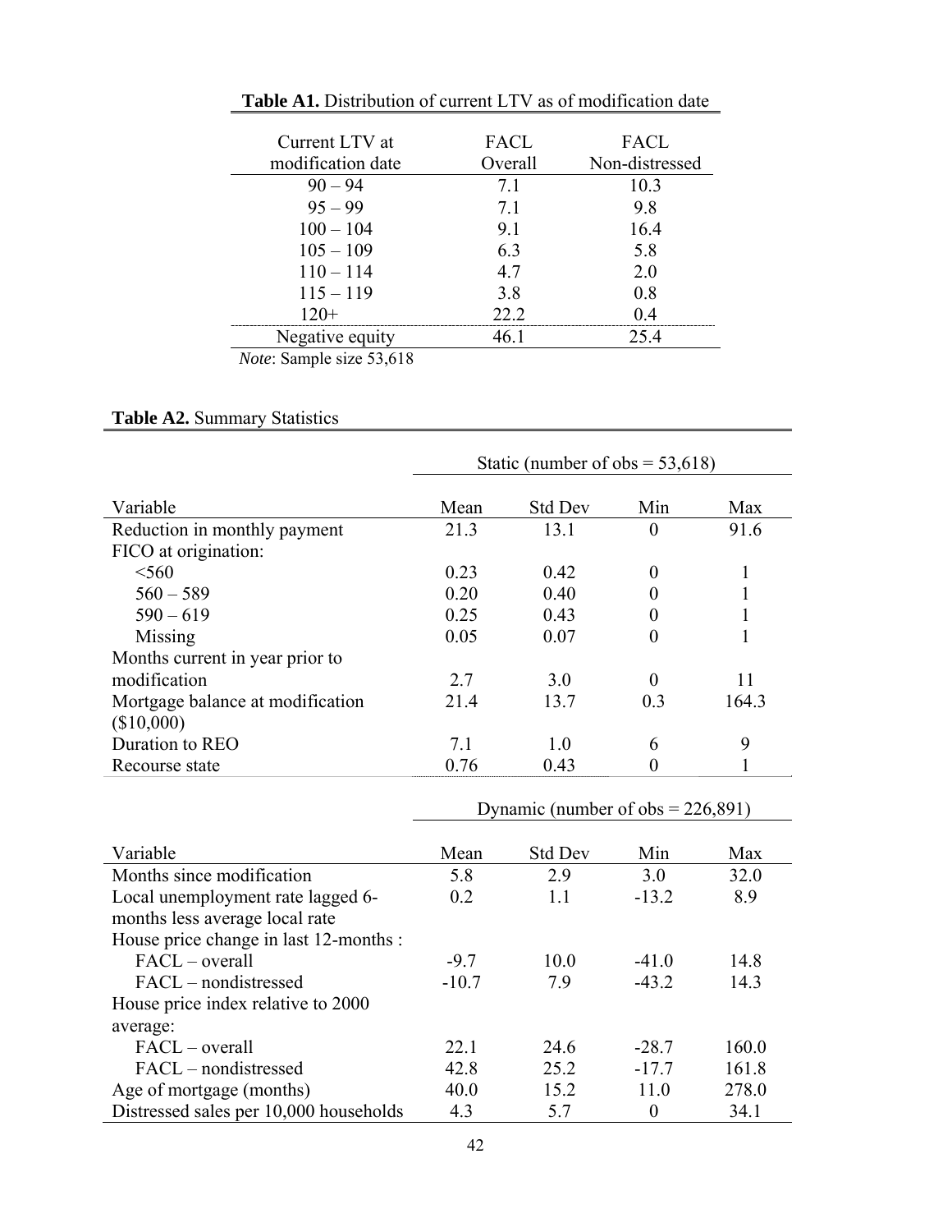**Table A1.** Distribution of current LTV as of modification date

| Current LTV at modification date | FACL Overall | FACL Non-distressed |
|---|---|---|
| 90 – 94 | 7.1 | 10.3 |
| 95 – 99 | 7.1 | 9.8 |
| 100 – 104 | 9.1 | 16.4 |
| 105 – 109 | 6.3 | 5.8 |
| 110 – 114 | 4.7 | 2.0 |
| 115 – 119 | 3.8 | 0.8 |
| 120+ | 22.2 | 0.4 |
| Negative equity | 46.1 | 25.4 |

*Note*: Sample size 53,618

**Table A2.** Summary Statistics

| | Static (number of obs = 53,618) | | | |
|---|---|---|---|---|
| Variable | Mean | Std Dev | Min | Max |
| Reduction in monthly payment | 21.3 | 13.1 | 0 | 91.6 |
| FICO at origination: | | | | |
| <560 | 0.23 | 0.42 | 0 | 1 |
| 560 – 589 | 0.20 | 0.40 | 0 | 1 |
| 590 – 619 | 0.25 | 0.43 | 0 | 1 |
| Missing | 0.05 | 0.07 | 0 | 1 |
| Months current in year prior to modification | 2.7 | 3.0 | 0 | 11 |
| Mortgage balance at modification ($10,000) | 21.4 | 13.7 | 0.3 | 164.3 |
| Duration to REO | 7.1 | 1.0 | 6 | 9 |
| Recourse state | 0.76 | 0.43 | 0 | 1 |

| | Dynamic (number of obs = 226,891) | | | |
|---|---|---|---|---|
| Variable | Mean | Std Dev | Min | Max |
| Months since modification | 5.8 | 2.9 | 3.0 | 32.0 |
| Local unemployment rate lagged 6-months less average local rate | 0.2 | 1.1 | -13.2 | 8.9 |
| House price change in last 12-months : | | | | |
| FACL – overall | -9.7 | 10.0 | -41.0 | 14.8 |
| FACL – nondistressed | -10.7 | 7.9 | -43.2 | 14.3 |
| House price index relative to 2000 average: | | | | |
| FACL – overall | 22.1 | 24.6 | -28.7 | 160.0 |
| FACL – nondistressed | 42.8 | 25.2 | -17.7 | 161.8 |
| Age of mortgage (months) | 40.0 | 15.2 | 11.0 | 278.0 |
| Distressed sales per 10,000 households | 4.3 | 5.7 | 0 | 34.1 |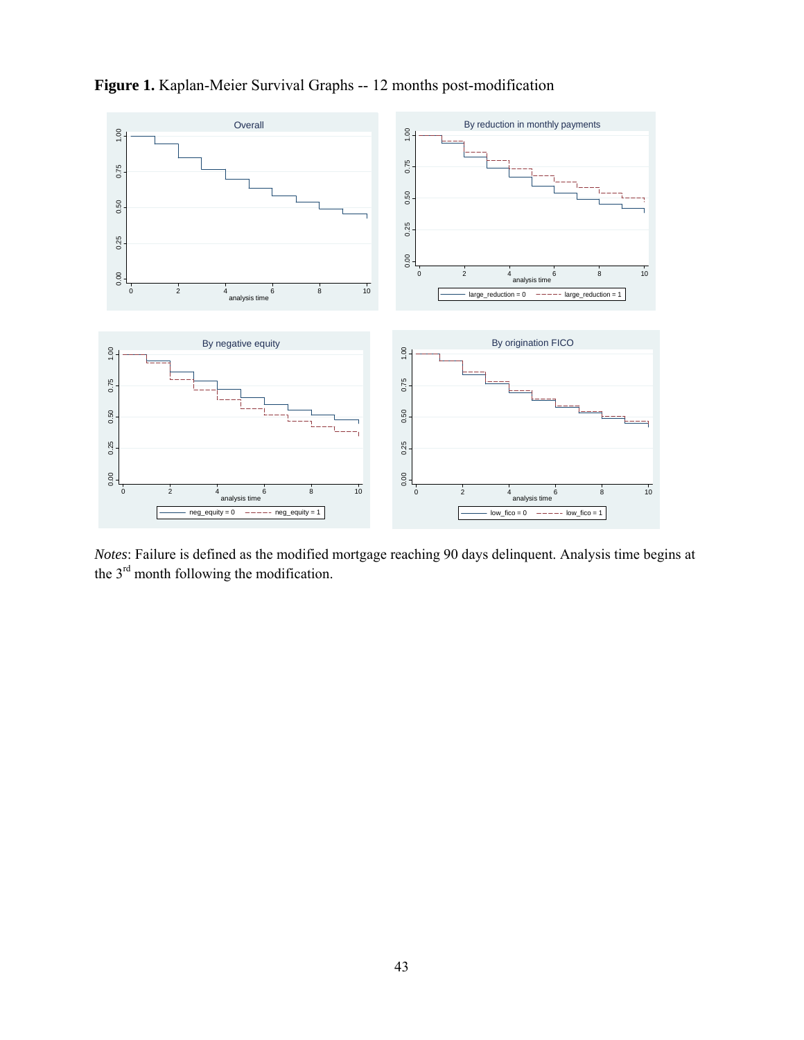**Figure 1.** Kaplan-Meier Survival Graphs -- 12 months post-modification

*Notes*: Failure is defined as the modified mortgage reaching 90 days delinquent. Analysis time begins at the 3[rd] month following the modification.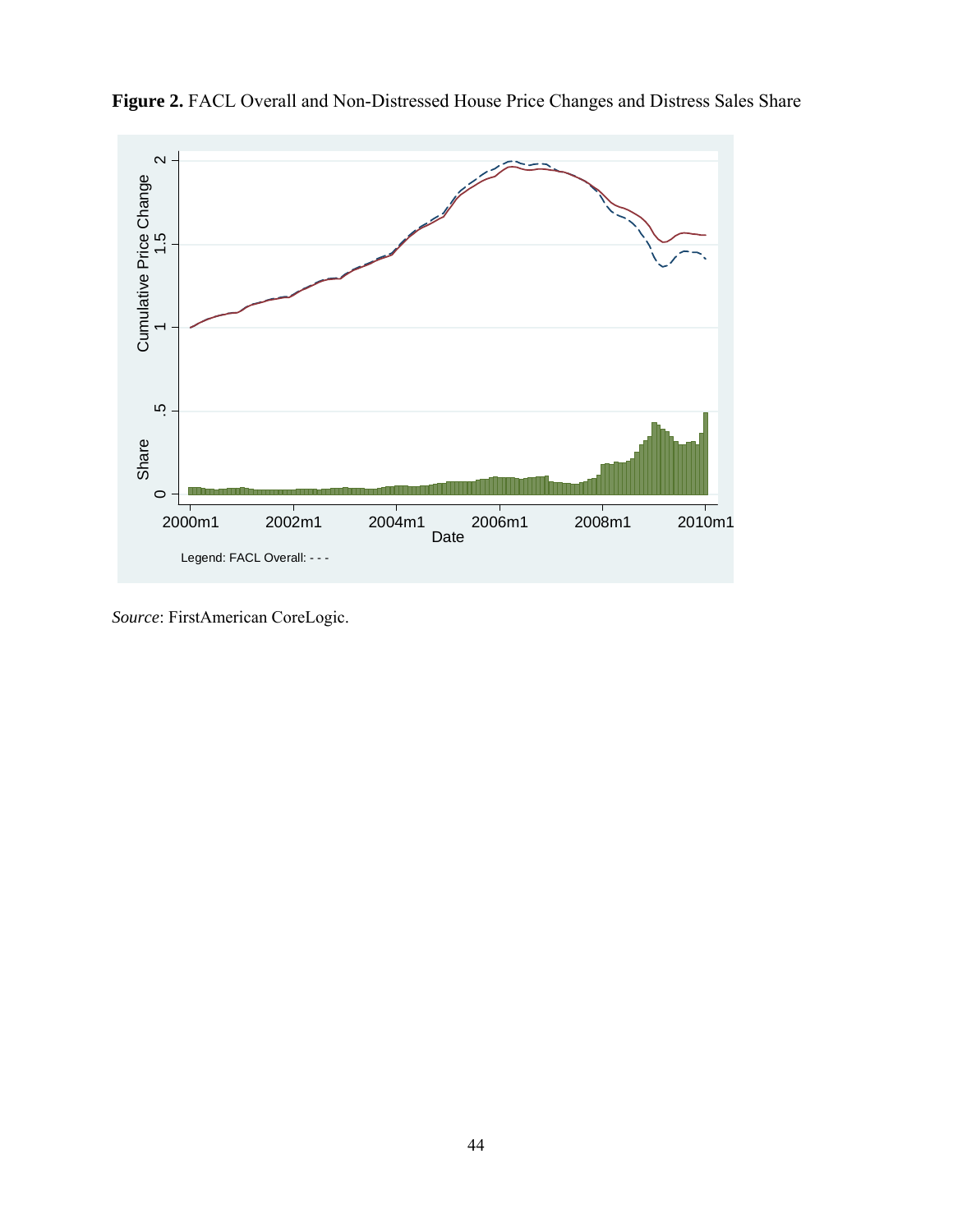**Figure 2.** FACL Overall and Non-Distressed House Price Changes and Distress Sales Share

*Source*: FirstAmerican CoreLogic.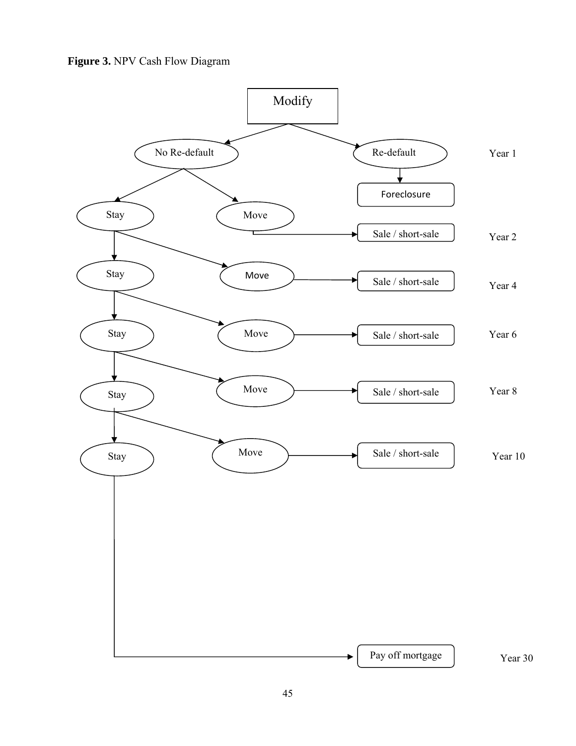**Figure 3.** NPV Cash Flow Diagram

Modify

No Re-default

Re-default

Year 1

Foreclosure

Stay

Move

Sale / short-sale

Year 2

Stay

Move

Sale / short-sale

Year 4

Stay

Move

Sale / short-sale

Year 6

Stay

Move

Sale / short-sale

Year 8

Stay

Move

Sale / short-sale

Year 10

Pay off mortgage

Year 30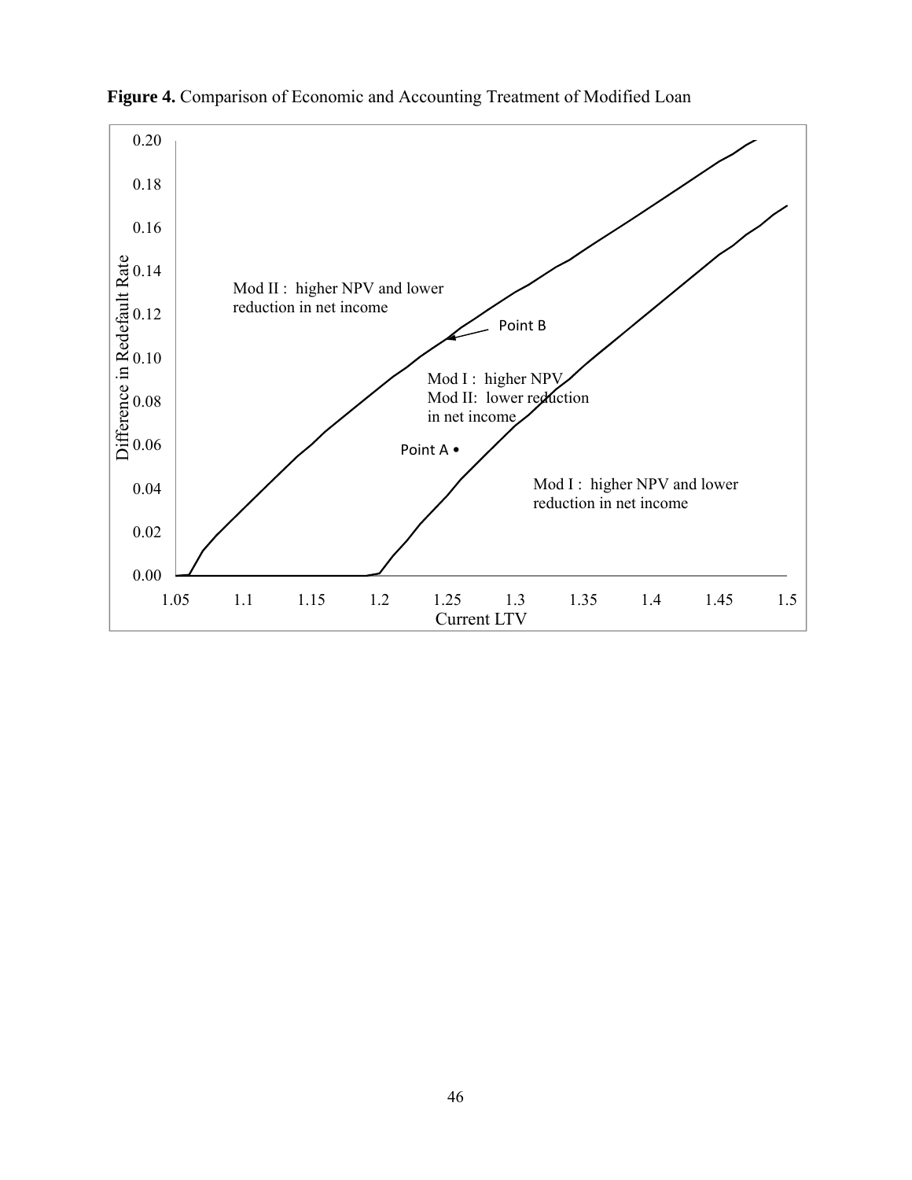**Figure 4.** Comparison of Economic and Accounting Treatment of Modified Loan

Difference in Redefault Rate

0.20
0.18
0.16
0.14
0.12
0.10
0.08
0.06
0.04
0.02
0.00

1.05 1.1 1.15 1.2 1.25 1.3 1.35 1.4 1.45 1.5

Current LTV

Mod II : higher NPV and lower reduction in net income

Point B

Mod I : higher NPV
Mod II: lower reduction in net income

Point A •

Mod I : higher NPV and lower reduction in net income